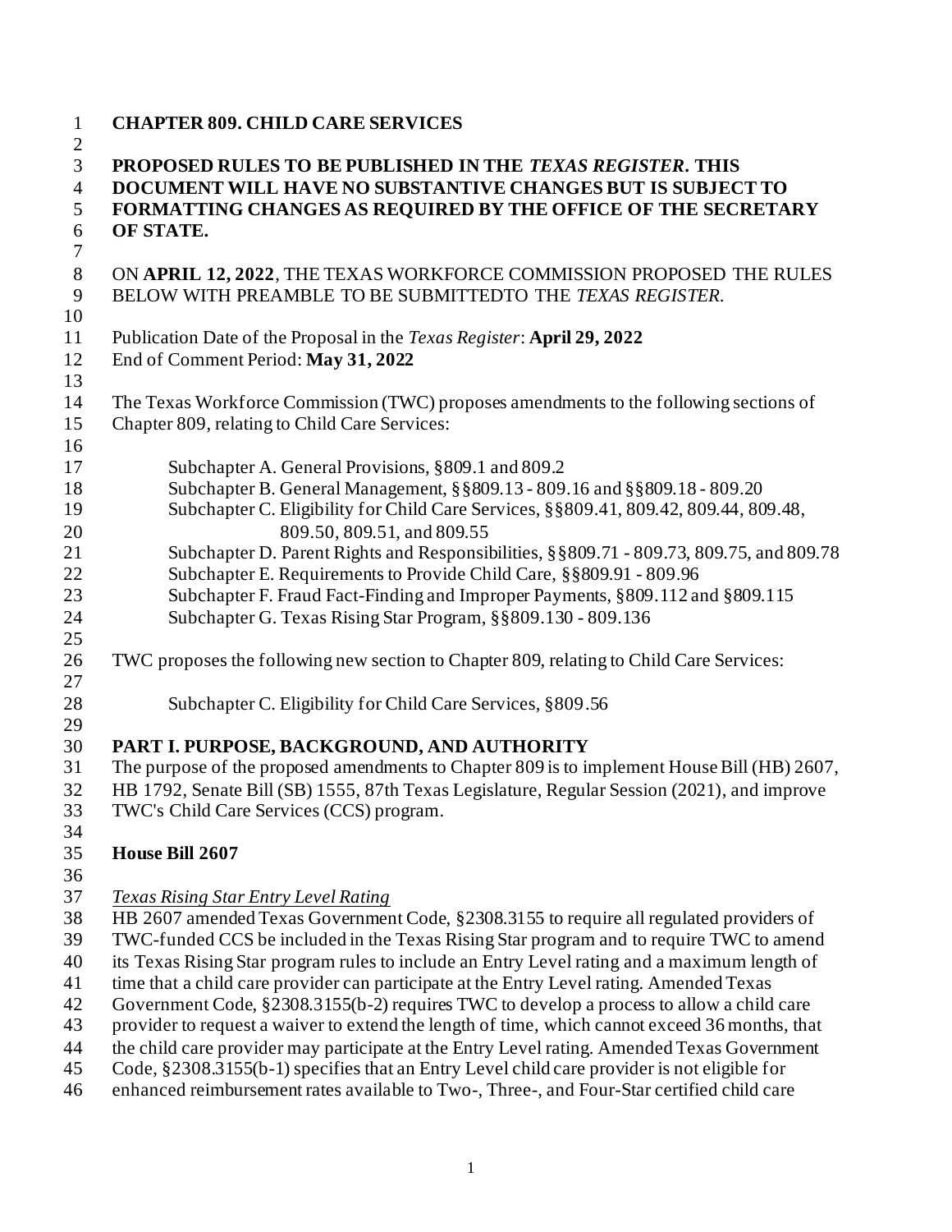# CHAPTER 809. CHILD CARE SERVICES

**PROPOSED RULES TO BE PUBLISHED IN THE *TEXAS REGISTER*. THIS DOCUMENT WILL HAVE NO SUBSTANTIVE CHANGES BUT IS SUBJECT TO FORMATTING CHANGES AS REQUIRED BY THE OFFICE OF THE SECRETARY OF STATE.**

ON **APRIL 12, 2022**, THE TEXAS WORKFORCE COMMISSION PROPOSED THE RULES BELOW WITH PREAMBLE TO BE SUBMITTEDTO THE *TEXAS REGISTER*.

Publication Date of the Proposal in the *Texas Register*: **April 29, 2022**
End of Comment Period: **May 31, 2022**

The Texas Workforce Commission (TWC) proposes amendments to the following sections of Chapter 809, relating to Child Care Services:

- Subchapter A. General Provisions, §809.1 and 809.2
- Subchapter B. General Management, §§809.13 - 809.16 and §§809.18 - 809.20
- Subchapter C. Eligibility for Child Care Services, §§809.41, 809.42, 809.44, 809.48, 809.50, 809.51, and 809.55
- Subchapter D. Parent Rights and Responsibilities, §§809.71 - 809.73, 809.75, and 809.78
- Subchapter E. Requirements to Provide Child Care, §§809.91 - 809.96
- Subchapter F. Fraud Fact-Finding and Improper Payments, §809.112 and §809.115
- Subchapter G. Texas Rising Star Program, §§809.130 - 809.136

TWC proposes the following new section to Chapter 809, relating to Child Care Services:

- Subchapter C. Eligibility for Child Care Services, §809.56

## PART I. PURPOSE, BACKGROUND, AND AUTHORITY

The purpose of the proposed amendments to Chapter 809 is to implement House Bill (HB) 2607, HB 1792, Senate Bill (SB) 1555, 87th Texas Legislature, Regular Session (2021), and improve TWC's Child Care Services (CCS) program.

### House Bill 2607

*Texas Rising Star Entry Level Rating*

HB 2607 amended Texas Government Code, §2308.3155 to require all regulated providers of TWC-funded CCS be included in the Texas Rising Star program and to require TWC to amend its Texas Rising Star program rules to include an Entry Level rating and a maximum length of time that a child care provider can participate at the Entry Level rating. Amended Texas Government Code, §2308.3155(b-2) requires TWC to develop a process to allow a child care provider to request a waiver to extend the length of time, which cannot exceed 36 months, that the child care provider may participate at the Entry Level rating. Amended Texas Government Code, §2308.3155(b-1) specifies that an Entry Level child care provider is not eligible for enhanced reimbursement rates available to Two-, Three-, and Four-Star certified child care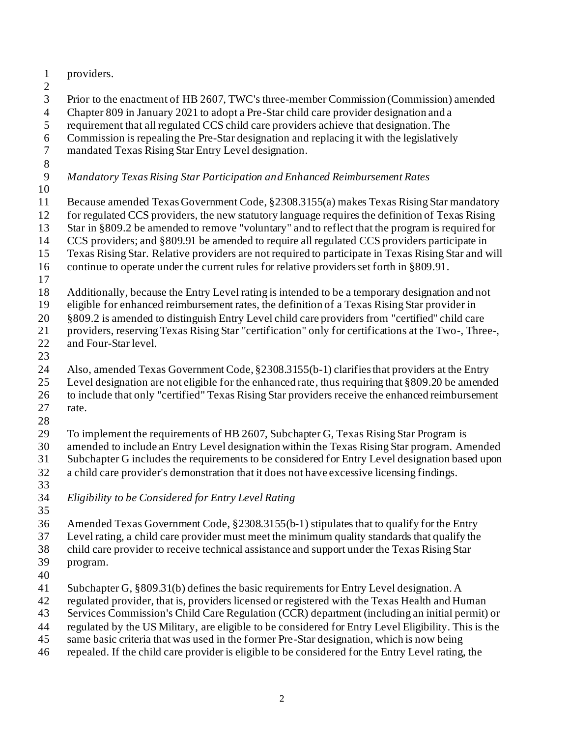providers.

Prior to the enactment of HB 2607, TWC's three-member Commission (Commission) amended Chapter 809 in January 2021 to adopt a Pre-Star child care provider designation and a requirement that all regulated CCS child care providers achieve that designation. The Commission is repealing the Pre-Star designation and replacing it with the legislatively mandated Texas Rising Star Entry Level designation.

*Mandatory Texas Rising Star Participation and Enhanced Reimbursement Rates*

Because amended Texas Government Code, §2308.3155(a) makes Texas Rising Star mandatory for regulated CCS providers, the new statutory language requires the definition of Texas Rising Star in §809.2 be amended to remove "voluntary" and to reflect that the program is required for CCS providers; and §809.91 be amended to require all regulated CCS providers participate in Texas Rising Star. Relative providers are not required to participate in Texas Rising Star and will continue to operate under the current rules for relative providers set forth in §809.91.

Additionally, because the Entry Level rating is intended to be a temporary designation and not eligible for enhanced reimbursement rates, the definition of a Texas Rising Star provider in §809.2 is amended to distinguish Entry Level child care providers from "certified" child care providers, reserving Texas Rising Star "certification" only for certifications at the Two-, Three-, and Four-Star level.

Also, amended Texas Government Code, §2308.3155(b-1) clarifies that providers at the Entry Level designation are not eligible for the enhanced rate, thus requiring that §809.20 be amended to include that only "certified" Texas Rising Star providers receive the enhanced reimbursement rate.

To implement the requirements of HB 2607, Subchapter G, Texas Rising Star Program is amended to include an Entry Level designation within the Texas Rising Star program. Amended Subchapter G includes the requirements to be considered for Entry Level designation based upon a child care provider's demonstration that it does not have excessive licensing findings.

*Eligibility to be Considered for Entry Level Rating*

Amended Texas Government Code, §2308.3155(b-1) stipulates that to qualify for the Entry Level rating, a child care provider must meet the minimum quality standards that qualify the child care provider to receive technical assistance and support under the Texas Rising Star program.

Subchapter G, §809.31(b) defines the basic requirements for Entry Level designation. A regulated provider, that is, providers licensed or registered with the Texas Health and Human Services Commission's Child Care Regulation (CCR) department (including an initial permit) or regulated by the US Military, are eligible to be considered for Entry Level Eligibility. This is the same basic criteria that was used in the former Pre-Star designation, which is now being repealed. If the child care provider is eligible to be considered for the Entry Level rating, the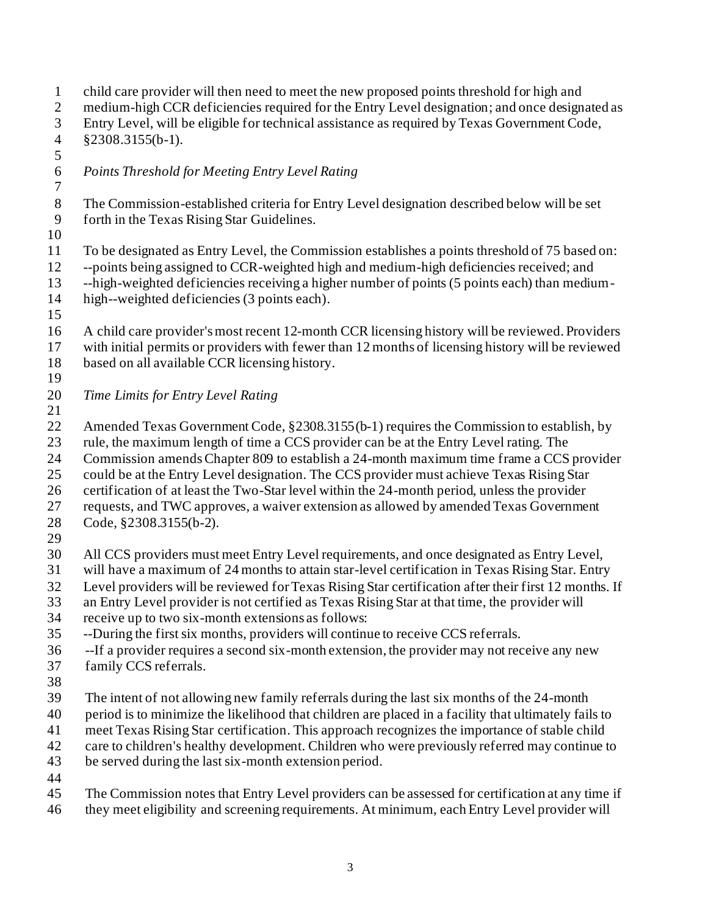child care provider will then need to meet the new proposed points threshold for high and medium-high CCR deficiencies required for the Entry Level designation; and once designated as Entry Level, will be eligible for technical assistance as required by Texas Government Code, §2308.3155(b-1).

*Points Threshold for Meeting Entry Level Rating*

The Commission-established criteria for Entry Level designation described below will be set forth in the Texas Rising Star Guidelines.

To be designated as Entry Level, the Commission establishes a points threshold of 75 based on:
--points being assigned to CCR-weighted high and medium-high deficiencies received; and
--high-weighted deficiencies receiving a higher number of points (5 points each) than medium-high--weighted deficiencies (3 points each).

A child care provider's most recent 12-month CCR licensing history will be reviewed. Providers with initial permits or providers with fewer than 12 months of licensing history will be reviewed based on all available CCR licensing history.

*Time Limits for Entry Level Rating*

Amended Texas Government Code, §2308.3155(b-1) requires the Commission to establish, by rule, the maximum length of time a CCS provider can be at the Entry Level rating. The Commission amends Chapter 809 to establish a 24-month maximum time frame a CCS provider could be at the Entry Level designation. The CCS provider must achieve Texas Rising Star certification of at least the Two-Star level within the 24-month period, unless the provider requests, and TWC approves, a waiver extension as allowed by amended Texas Government Code, §2308.3155(b-2).

All CCS providers must meet Entry Level requirements, and once designated as Entry Level, will have a maximum of 24 months to attain star-level certification in Texas Rising Star. Entry Level providers will be reviewed for Texas Rising Star certification after their first 12 months. If an Entry Level provider is not certified as Texas Rising Star at that time, the provider will receive up to two six-month extensions as follows:
--During the first six months, providers will continue to receive CCS referrals.
--If a provider requires a second six-month extension, the provider may not receive any new family CCS referrals.

The intent of not allowing new family referrals during the last six months of the 24-month period is to minimize the likelihood that children are placed in a facility that ultimately fails to meet Texas Rising Star certification. This approach recognizes the importance of stable child care to children's healthy development. Children who were previously referred may continue to be served during the last six-month extension period.

The Commission notes that Entry Level providers can be assessed for certification at any time if they meet eligibility and screening requirements. At minimum, each Entry Level provider will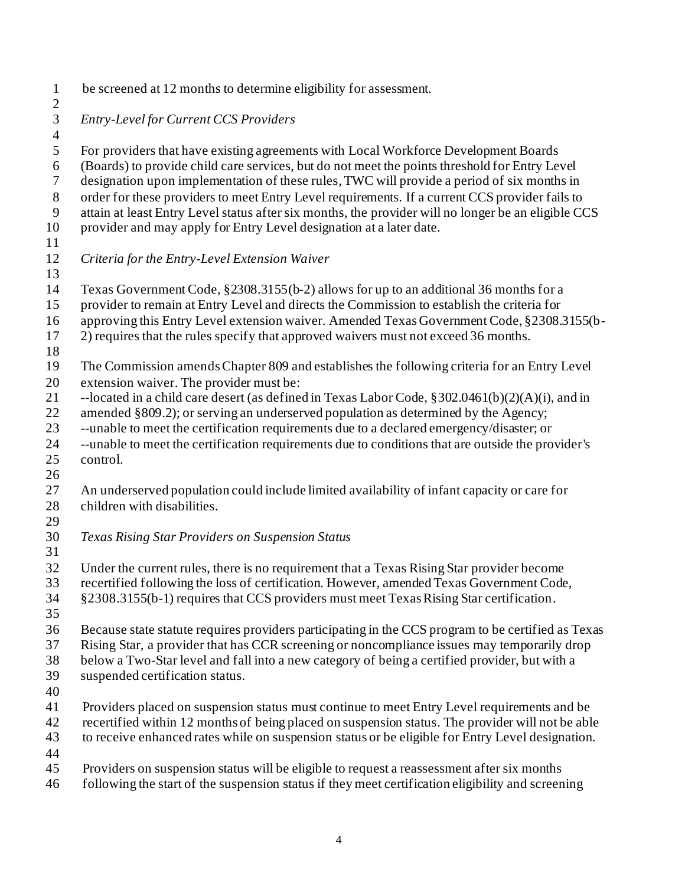be screened at 12 months to determine eligibility for assessment.

*Entry-Level for Current CCS Providers*

For providers that have existing agreements with Local Workforce Development Boards (Boards) to provide child care services, but do not meet the points threshold for Entry Level designation upon implementation of these rules, TWC will provide a period of six months in order for these providers to meet Entry Level requirements. If a current CCS provider fails to attain at least Entry Level status after six months, the provider will no longer be an eligible CCS provider and may apply for Entry Level designation at a later date.

*Criteria for the Entry-Level Extension Waiver*

Texas Government Code, §2308.3155(b-2) allows for up to an additional 36 months for a provider to remain at Entry Level and directs the Commission to establish the criteria for approving this Entry Level extension waiver. Amended Texas Government Code, §2308.3155(b-2) requires that the rules specify that approved waivers must not exceed 36 months.

The Commission amends Chapter 809 and establishes the following criteria for an Entry Level extension waiver. The provider must be:
--located in a child care desert (as defined in Texas Labor Code, §302.0461(b)(2)(A)(i), and in amended §809.2); or serving an underserved population as determined by the Agency;
--unable to meet the certification requirements due to a declared emergency/disaster; or
--unable to meet the certification requirements due to conditions that are outside the provider's control.

An underserved population could include limited availability of infant capacity or care for children with disabilities.

*Texas Rising Star Providers on Suspension Status*

Under the current rules, there is no requirement that a Texas Rising Star provider become recertified following the loss of certification. However, amended Texas Government Code, §2308.3155(b-1) requires that CCS providers must meet Texas Rising Star certification.

Because state statute requires providers participating in the CCS program to be certified as Texas Rising Star, a provider that has CCR screening or noncompliance issues may temporarily drop below a Two-Star level and fall into a new category of being a certified provider, but with a suspended certification status.

Providers placed on suspension status must continue to meet Entry Level requirements and be recertified within 12 months of being placed on suspension status. The provider will not be able to receive enhanced rates while on suspension status or be eligible for Entry Level designation.

Providers on suspension status will be eligible to request a reassessment after six months following the start of the suspension status if they meet certification eligibility and screening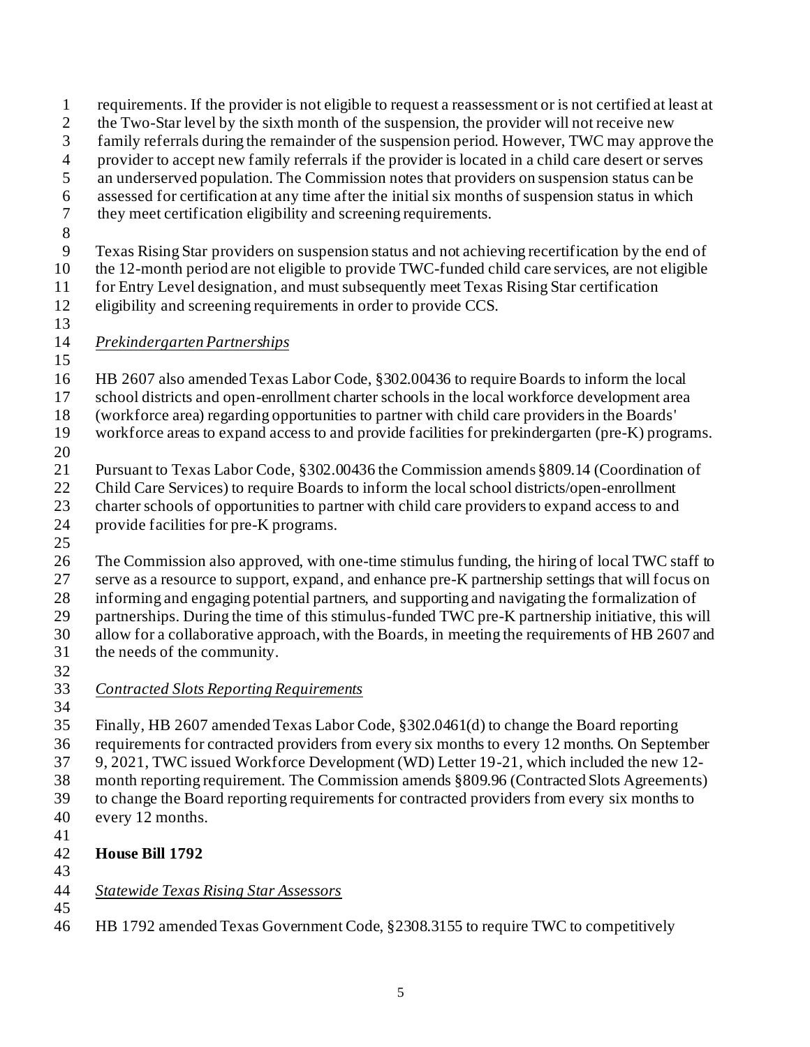requirements. If the provider is not eligible to request a reassessment or is not certified at least at the Two-Star level by the sixth month of the suspension, the provider will not receive new family referrals during the remainder of the suspension period. However, TWC may approve the provider to accept new family referrals if the provider is located in a child care desert or serves an underserved population. The Commission notes that providers on suspension status can be assessed for certification at any time after the initial six months of suspension status in which they meet certification eligibility and screening requirements.

Texas Rising Star providers on suspension status and not achieving recertification by the end of the 12-month period are not eligible to provide TWC-funded child care services, are not eligible for Entry Level designation, and must subsequently meet Texas Rising Star certification eligibility and screening requirements in order to provide CCS.

*Prekindergarten Partnerships*

HB 2607 also amended Texas Labor Code, §302.00436 to require Boards to inform the local school districts and open-enrollment charter schools in the local workforce development area (workforce area) regarding opportunities to partner with child care providers in the Boards' workforce areas to expand access to and provide facilities for prekindergarten (pre-K) programs.

Pursuant to Texas Labor Code, §302.00436 the Commission amends §809.14 (Coordination of Child Care Services) to require Boards to inform the local school districts/open-enrollment charter schools of opportunities to partner with child care providers to expand access to and provide facilities for pre-K programs.

The Commission also approved, with one-time stimulus funding, the hiring of local TWC staff to serve as a resource to support, expand, and enhance pre-K partnership settings that will focus on informing and engaging potential partners, and supporting and navigating the formalization of partnerships. During the time of this stimulus-funded TWC pre-K partnership initiative, this will allow for a collaborative approach, with the Boards, in meeting the requirements of HB 2607 and the needs of the community.

*Contracted Slots Reporting Requirements*

Finally, HB 2607 amended Texas Labor Code, §302.0461(d) to change the Board reporting requirements for contracted providers from every six months to every 12 months. On September 9, 2021, TWC issued Workforce Development (WD) Letter 19-21, which included the new 12-month reporting requirement. The Commission amends §809.96 (Contracted Slots Agreements) to change the Board reporting requirements for contracted providers from every six months to every 12 months.

**House Bill 1792**

*Statewide Texas Rising Star Assessors*

HB 1792 amended Texas Government Code, §2308.3155 to require TWC to competitively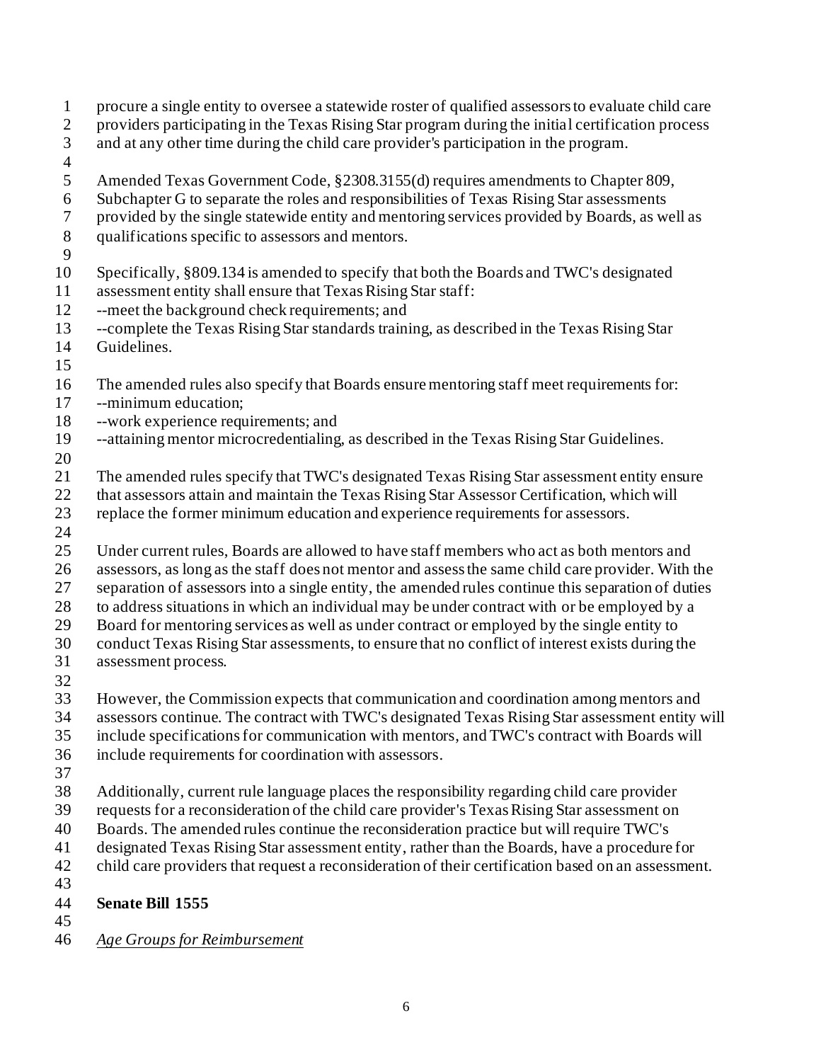procure a single entity to oversee a statewide roster of qualified assessors to evaluate child care providers participating in the Texas Rising Star program during the initial certification process and at any other time during the child care provider's participation in the program.

Amended Texas Government Code, §2308.3155(d) requires amendments to Chapter 809, Subchapter G to separate the roles and responsibilities of Texas Rising Star assessments provided by the single statewide entity and mentoring services provided by Boards, as well as qualifications specific to assessors and mentors.

Specifically, §809.134 is amended to specify that both the Boards and TWC's designated assessment entity shall ensure that Texas Rising Star staff:
--meet the background check requirements; and
--complete the Texas Rising Star standards training, as described in the Texas Rising Star Guidelines.

The amended rules also specify that Boards ensure mentoring staff meet requirements for:
--minimum education;
--work experience requirements; and
--attaining mentor microcredentialing, as described in the Texas Rising Star Guidelines.

The amended rules specify that TWC's designated Texas Rising Star assessment entity ensure that assessors attain and maintain the Texas Rising Star Assessor Certification, which will replace the former minimum education and experience requirements for assessors.

Under current rules, Boards are allowed to have staff members who act as both mentors and assessors, as long as the staff does not mentor and assess the same child care provider. With the separation of assessors into a single entity, the amended rules continue this separation of duties to address situations in which an individual may be under contract with or be employed by a Board for mentoring services as well as under contract or employed by the single entity to conduct Texas Rising Star assessments, to ensure that no conflict of interest exists during the assessment process.

However, the Commission expects that communication and coordination among mentors and assessors continue. The contract with TWC's designated Texas Rising Star assessment entity will include specifications for communication with mentors, and TWC's contract with Boards will include requirements for coordination with assessors.

Additionally, current rule language places the responsibility regarding child care provider requests for a reconsideration of the child care provider's Texas Rising Star assessment on Boards. The amended rules continue the reconsideration practice but will require TWC's designated Texas Rising Star assessment entity, rather than the Boards, have a procedure for child care providers that request a reconsideration of their certification based on an assessment.

**Senate Bill 1555**

*Age Groups for Reimbursement*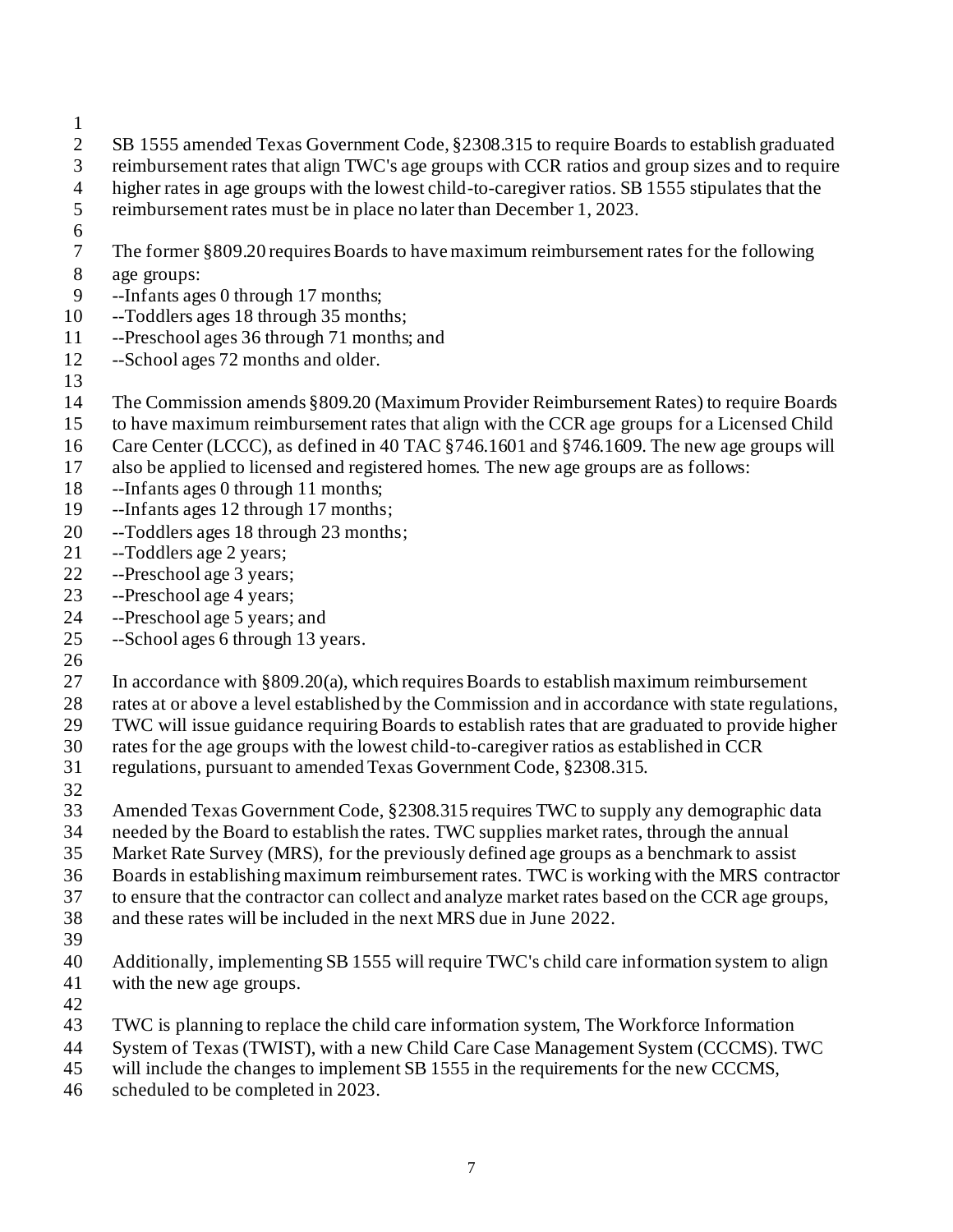SB 1555 amended Texas Government Code, §2308.315 to require Boards to establish graduated reimbursement rates that align TWC's age groups with CCR ratios and group sizes and to require higher rates in age groups with the lowest child-to-caregiver ratios. SB 1555 stipulates that the reimbursement rates must be in place no later than December 1, 2023.

The former §809.20 requires Boards to have maximum reimbursement rates for the following age groups:

--Infants ages 0 through 17 months;
--Toddlers ages 18 through 35 months;
--Preschool ages 36 through 71 months; and
--School ages 72 months and older.

The Commission amends §809.20 (Maximum Provider Reimbursement Rates) to require Boards to have maximum reimbursement rates that align with the CCR age groups for a Licensed Child Care Center (LCCC), as defined in 40 TAC §746.1601 and §746.1609. The new age groups will also be applied to licensed and registered homes. The new age groups are as follows:

--Infants ages 0 through 11 months;
--Infants ages 12 through 17 months;
--Toddlers ages 18 through 23 months;
--Toddlers age 2 years;
--Preschool age 3 years;
--Preschool age 4 years;
--Preschool age 5 years; and
--School ages 6 through 13 years.

In accordance with §809.20(a), which requires Boards to establish maximum reimbursement rates at or above a level established by the Commission and in accordance with state regulations, TWC will issue guidance requiring Boards to establish rates that are graduated to provide higher rates for the age groups with the lowest child-to-caregiver ratios as established in CCR regulations, pursuant to amended Texas Government Code, §2308.315.

Amended Texas Government Code, §2308.315 requires TWC to supply any demographic data needed by the Board to establish the rates. TWC supplies market rates, through the annual Market Rate Survey (MRS), for the previously defined age groups as a benchmark to assist Boards in establishing maximum reimbursement rates. TWC is working with the MRS contractor to ensure that the contractor can collect and analyze market rates based on the CCR age groups, and these rates will be included in the next MRS due in June 2022.

Additionally, implementing SB 1555 will require TWC's child care information system to align with the new age groups.

TWC is planning to replace the child care information system, The Workforce Information System of Texas (TWIST), with a new Child Care Case Management System (CCCMS). TWC will include the changes to implement SB 1555 in the requirements for the new CCCMS, scheduled to be completed in 2023.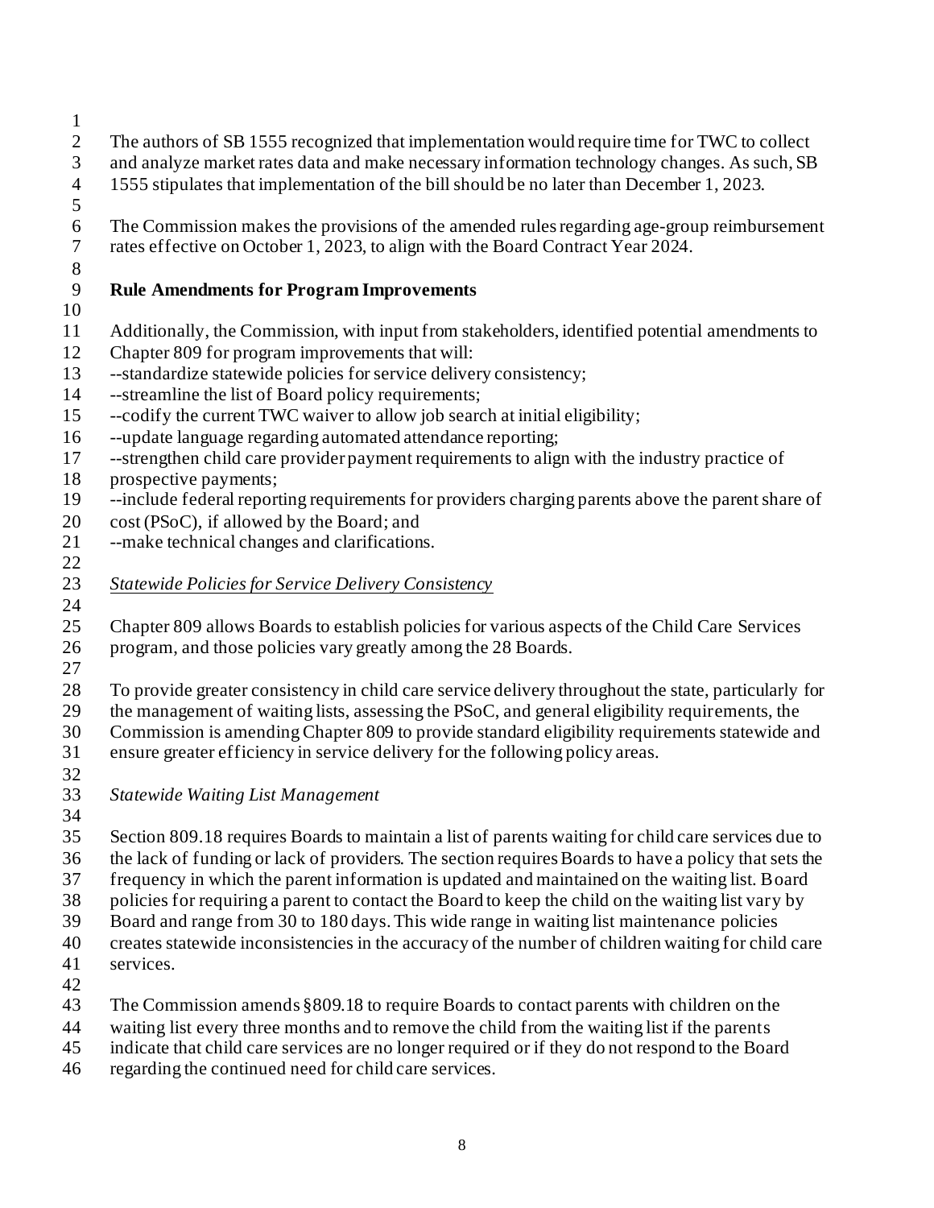The authors of SB 1555 recognized that implementation would require time for TWC to collect and analyze market rates data and make necessary information technology changes. As such, SB 1555 stipulates that implementation of the bill should be no later than December 1, 2023.

The Commission makes the provisions of the amended rules regarding age-group reimbursement rates effective on October 1, 2023, to align with the Board Contract Year 2024.

**Rule Amendments for Program Improvements**

Additionally, the Commission, with input from stakeholders, identified potential amendments to Chapter 809 for program improvements that will:

--standardize statewide policies for service delivery consistency;
--streamline the list of Board policy requirements;
--codify the current TWC waiver to allow job search at initial eligibility;
--update language regarding automated attendance reporting;
--strengthen child care provider payment requirements to align with the industry practice of prospective payments;
--include federal reporting requirements for providers charging parents above the parent share of cost (PSoC), if allowed by the Board; and
--make technical changes and clarifications.

*Statewide Policies for Service Delivery Consistency*

Chapter 809 allows Boards to establish policies for various aspects of the Child Care Services program, and those policies vary greatly among the 28 Boards.

To provide greater consistency in child care service delivery throughout the state, particularly for the management of waiting lists, assessing the PSoC, and general eligibility requirements, the Commission is amending Chapter 809 to provide standard eligibility requirements statewide and ensure greater efficiency in service delivery for the following policy areas.

*Statewide Waiting List Management*

Section 809.18 requires Boards to maintain a list of parents waiting for child care services due to the lack of funding or lack of providers. The section requires Boards to have a policy that sets the frequency in which the parent information is updated and maintained on the waiting list. Board policies for requiring a parent to contact the Board to keep the child on the waiting list vary by Board and range from 30 to 180 days. This wide range in waiting list maintenance policies creates statewide inconsistencies in the accuracy of the number of children waiting for child care services.

The Commission amends §809.18 to require Boards to contact parents with children on the waiting list every three months and to remove the child from the waiting list if the parents indicate that child care services are no longer required or if they do not respond to the Board regarding the continued need for child care services.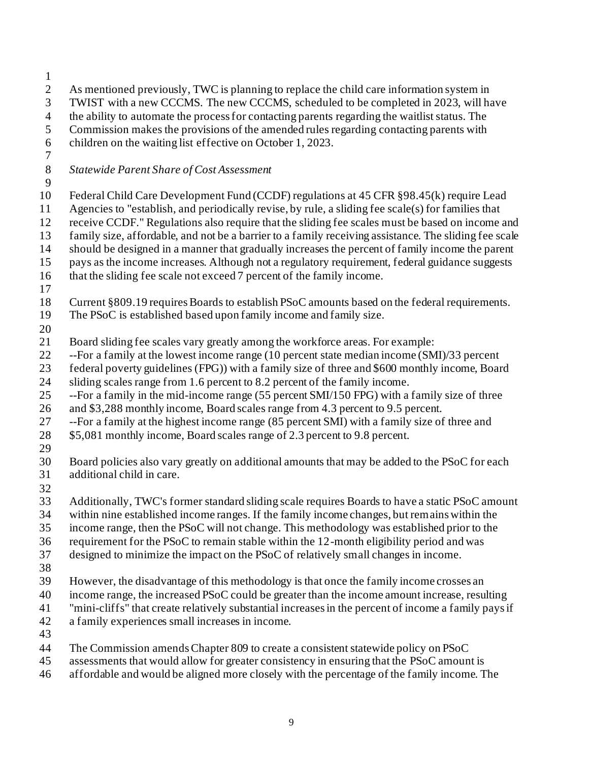As mentioned previously, TWC is planning to replace the child care information system in TWIST with a new CCCMS. The new CCCMS, scheduled to be completed in 2023, will have the ability to automate the process for contacting parents regarding the waitlist status. The Commission makes the provisions of the amended rules regarding contacting parents with children on the waiting list effective on October 1, 2023.

*Statewide Parent Share of Cost Assessment*

Federal Child Care Development Fund (CCDF) regulations at 45 CFR §98.45(k) require Lead Agencies to "establish, and periodically revise, by rule, a sliding fee scale(s) for families that receive CCDF." Regulations also require that the sliding fee scales must be based on income and family size, affordable, and not be a barrier to a family receiving assistance. The sliding fee scale should be designed in a manner that gradually increases the percent of family income the parent pays as the income increases. Although not a regulatory requirement, federal guidance suggests that the sliding fee scale not exceed 7 percent of the family income.

Current §809.19 requires Boards to establish PSoC amounts based on the federal requirements. The PSoC is established based upon family income and family size.

Board sliding fee scales vary greatly among the workforce areas. For example:
--For a family at the lowest income range (10 percent state median income (SMI)/33 percent federal poverty guidelines (FPG)) with a family size of three and $600 monthly income, Board sliding scales range from 1.6 percent to 8.2 percent of the family income.
--For a family in the mid-income range (55 percent SMI/150 FPG) with a family size of three and $3,288 monthly income, Board scales range from 4.3 percent to 9.5 percent.
--For a family at the highest income range (85 percent SMI) with a family size of three and $5,081 monthly income, Board scales range of 2.3 percent to 9.8 percent.

Board policies also vary greatly on additional amounts that may be added to the PSoC for each additional child in care.

Additionally, TWC's former standard sliding scale requires Boards to have a static PSoC amount within nine established income ranges. If the family income changes, but remains within the income range, then the PSoC will not change. This methodology was established prior to the requirement for the PSoC to remain stable within the 12-month eligibility period and was designed to minimize the impact on the PSoC of relatively small changes in income.

However, the disadvantage of this methodology is that once the family income crosses an income range, the increased PSoC could be greater than the income amount increase, resulting "mini-cliffs" that create relatively substantial increases in the percent of income a family pays if a family experiences small increases in income.

The Commission amends Chapter 809 to create a consistent statewide policy on PSoC assessments that would allow for greater consistency in ensuring that the PSoC amount is affordable and would be aligned more closely with the percentage of the family income. The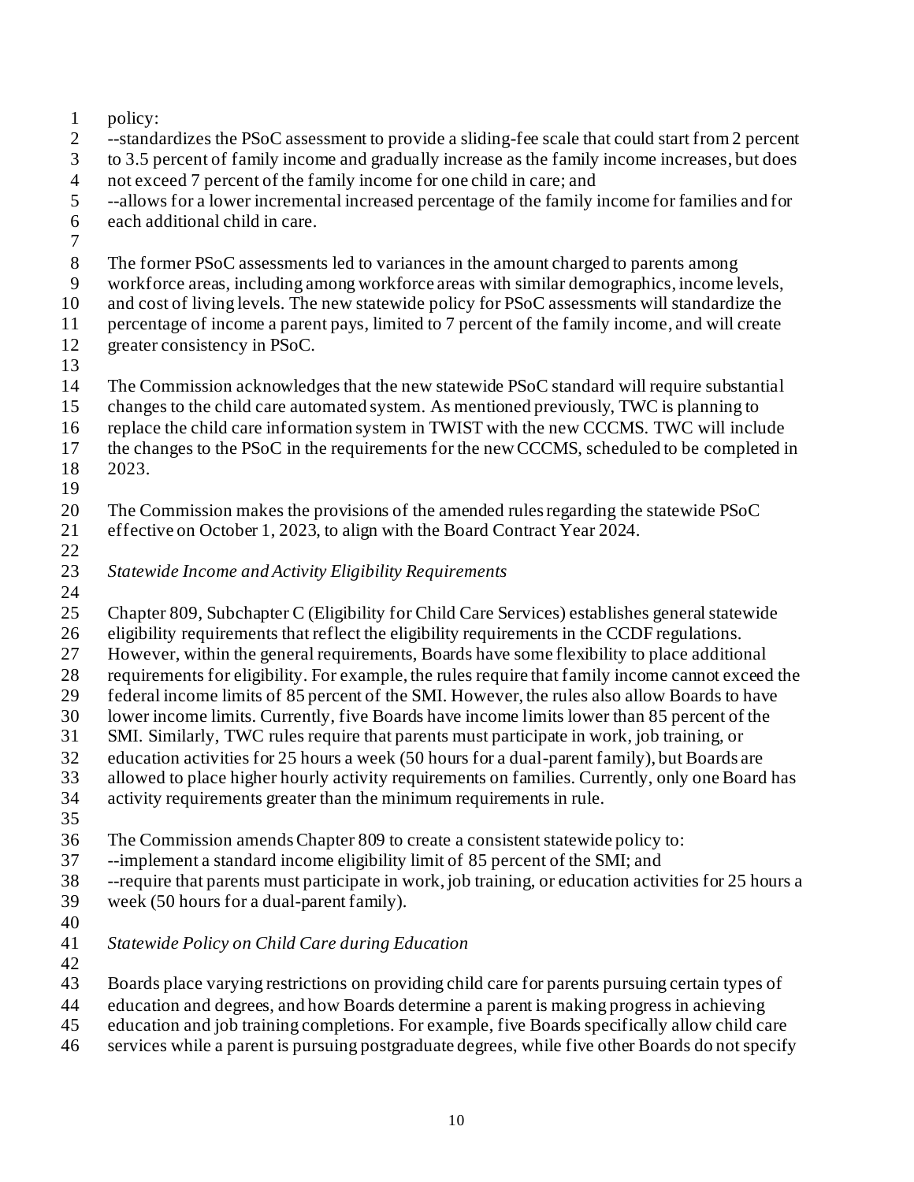policy:

--standardizes the PSoC assessment to provide a sliding-fee scale that could start from 2 percent to 3.5 percent of family income and gradually increase as the family income increases, but does not exceed 7 percent of the family income for one child in care; and

--allows for a lower incremental increased percentage of the family income for families and for each additional child in care.

The former PSoC assessments led to variances in the amount charged to parents among workforce areas, including among workforce areas with similar demographics, income levels, and cost of living levels. The new statewide policy for PSoC assessments will standardize the percentage of income a parent pays, limited to 7 percent of the family income, and will create greater consistency in PSoC.

The Commission acknowledges that the new statewide PSoC standard will require substantial changes to the child care automated system. As mentioned previously, TWC is planning to replace the child care information system in TWIST with the new CCCMS. TWC will include the changes to the PSoC in the requirements for the new CCCMS, scheduled to be completed in 2023.

The Commission makes the provisions of the amended rules regarding the statewide PSoC effective on October 1, 2023, to align with the Board Contract Year 2024.

*Statewide Income and Activity Eligibility Requirements*

Chapter 809, Subchapter C (Eligibility for Child Care Services) establishes general statewide eligibility requirements that reflect the eligibility requirements in the CCDF regulations. However, within the general requirements, Boards have some flexibility to place additional requirements for eligibility. For example, the rules require that family income cannot exceed the federal income limits of 85 percent of the SMI. However, the rules also allow Boards to have lower income limits. Currently, five Boards have income limits lower than 85 percent of the SMI. Similarly, TWC rules require that parents must participate in work, job training, or education activities for 25 hours a week (50 hours for a dual-parent family), but Boards are allowed to place higher hourly activity requirements on families. Currently, only one Board has activity requirements greater than the minimum requirements in rule.

The Commission amends Chapter 809 to create a consistent statewide policy to:

--implement a standard income eligibility limit of 85 percent of the SMI; and

--require that parents must participate in work, job training, or education activities for 25 hours a week (50 hours for a dual-parent family).

*Statewide Policy on Child Care during Education*

Boards place varying restrictions on providing child care for parents pursuing certain types of education and degrees, and how Boards determine a parent is making progress in achieving education and job training completions. For example, five Boards specifically allow child care services while a parent is pursuing postgraduate degrees, while five other Boards do not specify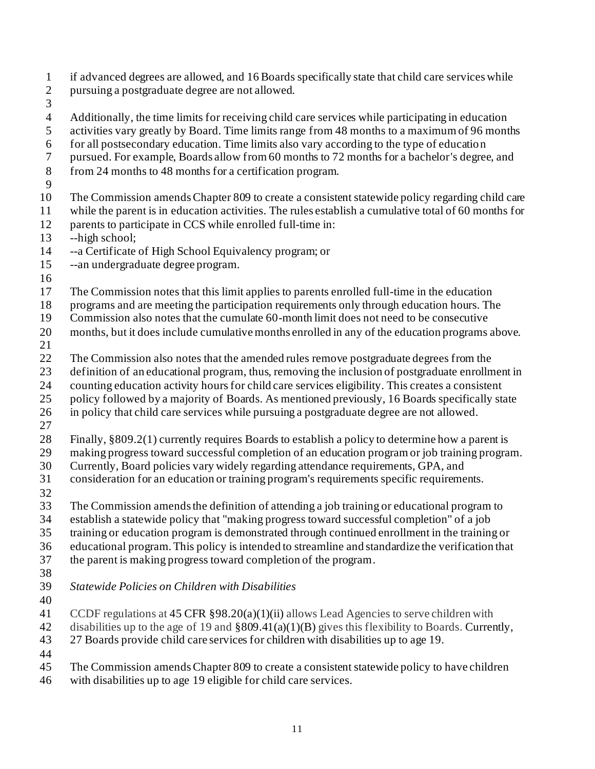if advanced degrees are allowed, and 16 Boards specifically state that child care services while pursuing a postgraduate degree are not allowed.

Additionally, the time limits for receiving child care services while participating in education activities vary greatly by Board. Time limits range from 48 months to a maximum of 96 months for all postsecondary education. Time limits also vary according to the type of education pursued. For example, Boards allow from 60 months to 72 months for a bachelor's degree, and from 24 months to 48 months for a certification program.

The Commission amends Chapter 809 to create a consistent statewide policy regarding child care while the parent is in education activities. The rules establish a cumulative total of 60 months for parents to participate in CCS while enrolled full-time in:

--high school;
--a Certificate of High School Equivalency program; or
--an undergraduate degree program.

The Commission notes that this limit applies to parents enrolled full-time in the education programs and are meeting the participation requirements only through education hours. The Commission also notes that the cumulate 60-month limit does not need to be consecutive months, but it does include cumulative months enrolled in any of the education programs above.

The Commission also notes that the amended rules remove postgraduate degrees from the definition of an educational program, thus, removing the inclusion of postgraduate enrollment in counting education activity hours for child care services eligibility. This creates a consistent policy followed by a majority of Boards. As mentioned previously, 16 Boards specifically state in policy that child care services while pursuing a postgraduate degree are not allowed.

Finally, §809.2(1) currently requires Boards to establish a policy to determine how a parent is making progress toward successful completion of an education program or job training program. Currently, Board policies vary widely regarding attendance requirements, GPA, and consideration for an education or training program's requirements specific requirements.

The Commission amends the definition of attending a job training or educational program to establish a statewide policy that "making progress toward successful completion" of a job training or education program is demonstrated through continued enrollment in the training or educational program. This policy is intended to streamline and standardize the verification that the parent is making progress toward completion of the program.

*Statewide Policies on Children with Disabilities*

CCDF regulations at 45 CFR §98.20(a)(1)(ii) allows Lead Agencies to serve children with disabilities up to the age of 19 and §809.41(a)(1)(B) gives this flexibility to Boards. Currently, 27 Boards provide child care services for children with disabilities up to age 19.

The Commission amends Chapter 809 to create a consistent statewide policy to have children with disabilities up to age 19 eligible for child care services.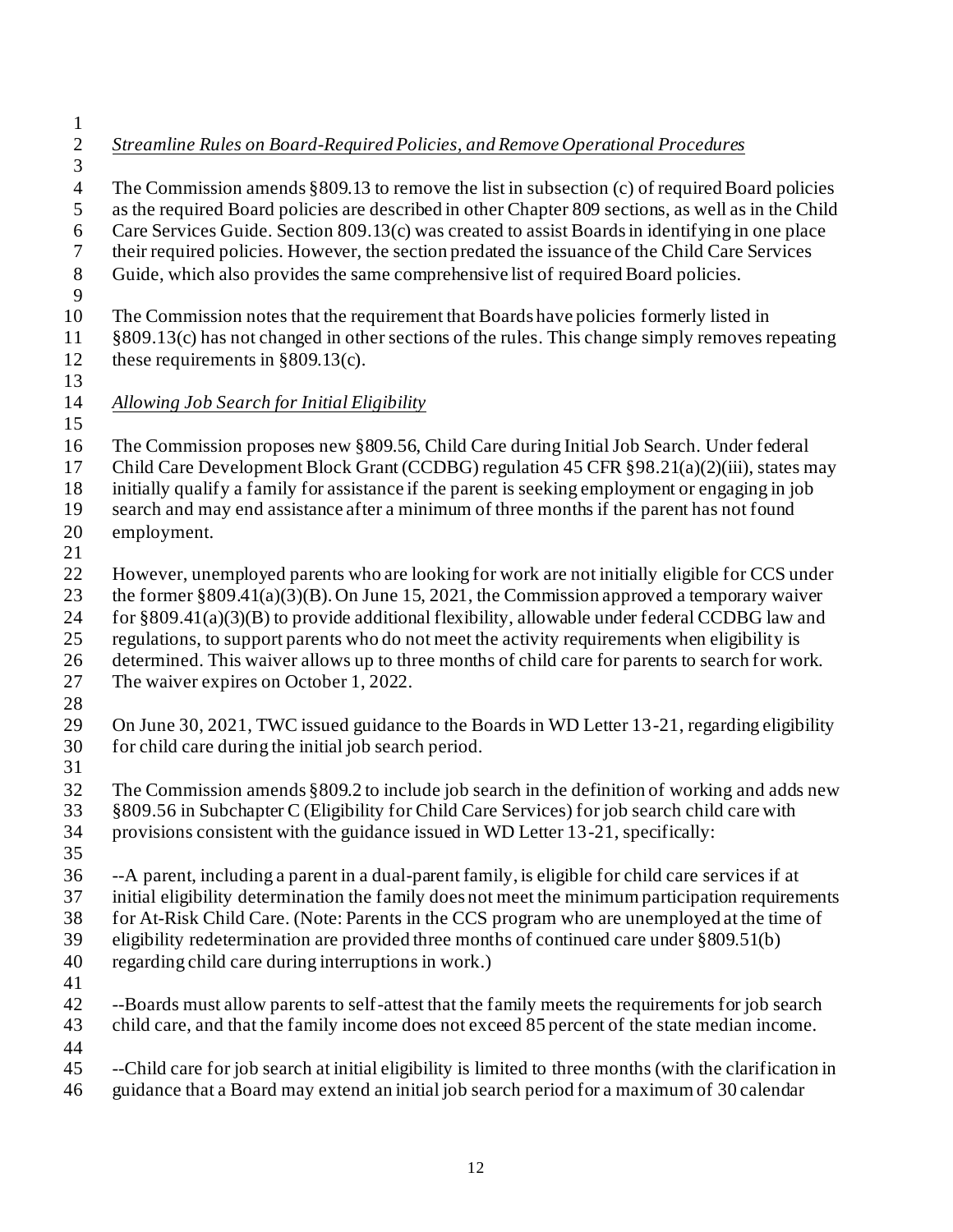*Streamline Rules on Board-Required Policies, and Remove Operational Procedures*

The Commission amends §809.13 to remove the list in subsection (c) of required Board policies as the required Board policies are described in other Chapter 809 sections, as well as in the Child Care Services Guide. Section 809.13(c) was created to assist Boards in identifying in one place their required policies. However, the section predated the issuance of the Child Care Services Guide, which also provides the same comprehensive list of required Board policies.

The Commission notes that the requirement that Boards have policies formerly listed in §809.13(c) has not changed in other sections of the rules. This change simply removes repeating these requirements in §809.13(c).

*Allowing Job Search for Initial Eligibility*

The Commission proposes new §809.56, Child Care during Initial Job Search. Under federal Child Care Development Block Grant (CCDBG) regulation 45 CFR §98.21(a)(2)(iii), states may initially qualify a family for assistance if the parent is seeking employment or engaging in job search and may end assistance after a minimum of three months if the parent has not found employment.

However, unemployed parents who are looking for work are not initially eligible for CCS under the former §809.41(a)(3)(B). On June 15, 2021, the Commission approved a temporary waiver for §809.41(a)(3)(B) to provide additional flexibility, allowable under federal CCDBG law and regulations, to support parents who do not meet the activity requirements when eligibility is determined. This waiver allows up to three months of child care for parents to search for work. The waiver expires on October 1, 2022.

On June 30, 2021, TWC issued guidance to the Boards in WD Letter 13-21, regarding eligibility for child care during the initial job search period.

The Commission amends §809.2 to include job search in the definition of working and adds new §809.56 in Subchapter C (Eligibility for Child Care Services) for job search child care with provisions consistent with the guidance issued in WD Letter 13-21, specifically:

--A parent, including a parent in a dual-parent family, is eligible for child care services if at initial eligibility determination the family does not meet the minimum participation requirements for At-Risk Child Care. (Note: Parents in the CCS program who are unemployed at the time of eligibility redetermination are provided three months of continued care under §809.51(b) regarding child care during interruptions in work.)

--Boards must allow parents to self-attest that the family meets the requirements for job search child care, and that the family income does not exceed 85 percent of the state median income.

--Child care for job search at initial eligibility is limited to three months (with the clarification in guidance that a Board may extend an initial job search period for a maximum of 30 calendar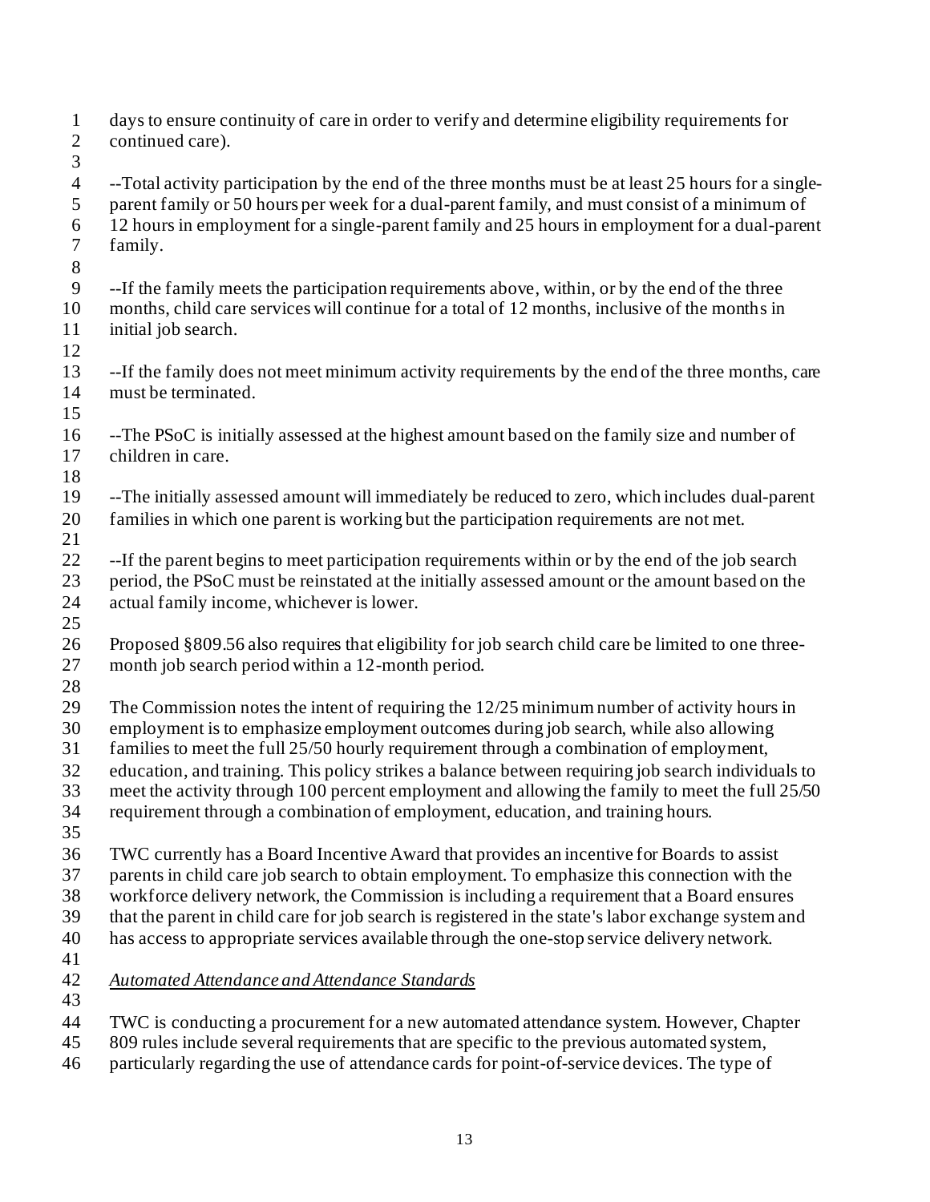days to ensure continuity of care in order to verify and determine eligibility requirements for continued care).

--Total activity participation by the end of the three months must be at least 25 hours for a single-parent family or 50 hours per week for a dual-parent family, and must consist of a minimum of 12 hours in employment for a single-parent family and 25 hours in employment for a dual-parent family.

--If the family meets the participation requirements above, within, or by the end of the three months, child care services will continue for a total of 12 months, inclusive of the months in initial job search.

--If the family does not meet minimum activity requirements by the end of the three months, care must be terminated.

--The PSoC is initially assessed at the highest amount based on the family size and number of children in care.

--The initially assessed amount will immediately be reduced to zero, which includes dual-parent families in which one parent is working but the participation requirements are not met.

--If the parent begins to meet participation requirements within or by the end of the job search period, the PSoC must be reinstated at the initially assessed amount or the amount based on the actual family income, whichever is lower.

Proposed §809.56 also requires that eligibility for job search child care be limited to one three-month job search period within a 12-month period.

The Commission notes the intent of requiring the 12/25 minimum number of activity hours in employment is to emphasize employment outcomes during job search, while also allowing families to meet the full 25/50 hourly requirement through a combination of employment, education, and training. This policy strikes a balance between requiring job search individuals to meet the activity through 100 percent employment and allowing the family to meet the full 25/50 requirement through a combination of employment, education, and training hours.

TWC currently has a Board Incentive Award that provides an incentive for Boards to assist parents in child care job search to obtain employment. To emphasize this connection with the workforce delivery network, the Commission is including a requirement that a Board ensures that the parent in child care for job search is registered in the state's labor exchange system and has access to appropriate services available through the one-stop service delivery network.

*Automated Attendance and Attendance Standards*

TWC is conducting a procurement for a new automated attendance system. However, Chapter 809 rules include several requirements that are specific to the previous automated system, particularly regarding the use of attendance cards for point-of-service devices. The type of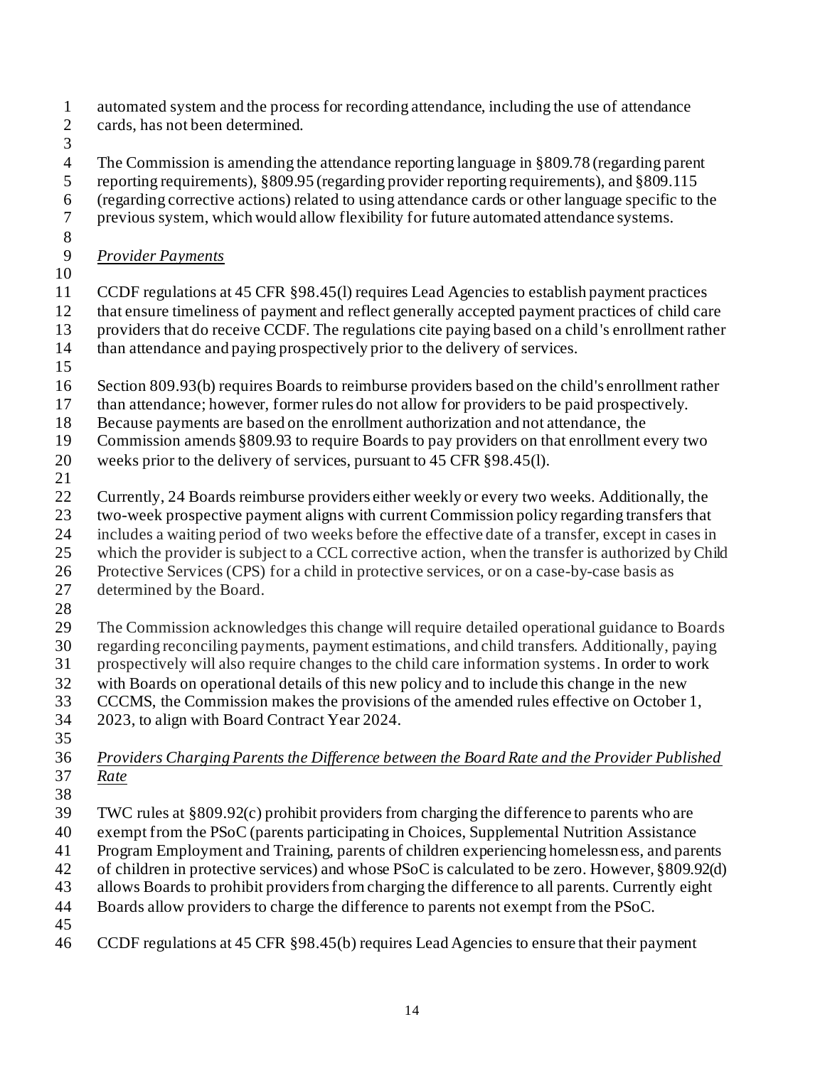automated system and the process for recording attendance, including the use of attendance cards, has not been determined.

The Commission is amending the attendance reporting language in §809.78 (regarding parent reporting requirements), §809.95 (regarding provider reporting requirements), and §809.115 (regarding corrective actions) related to using attendance cards or other language specific to the previous system, which would allow flexibility for future automated attendance systems.

*Provider Payments*

CCDF regulations at 45 CFR §98.45(l) requires Lead Agencies to establish payment practices that ensure timeliness of payment and reflect generally accepted payment practices of child care providers that do receive CCDF. The regulations cite paying based on a child's enrollment rather than attendance and paying prospectively prior to the delivery of services.

Section 809.93(b) requires Boards to reimburse providers based on the child's enrollment rather than attendance; however, former rules do not allow for providers to be paid prospectively. Because payments are based on the enrollment authorization and not attendance, the Commission amends §809.93 to require Boards to pay providers on that enrollment every two weeks prior to the delivery of services, pursuant to 45 CFR §98.45(l).

Currently, 24 Boards reimburse providers either weekly or every two weeks. Additionally, the two-week prospective payment aligns with current Commission policy regarding transfers that includes a waiting period of two weeks before the effective date of a transfer, except in cases in which the provider is subject to a CCL corrective action, when the transfer is authorized by Child Protective Services (CPS) for a child in protective services, or on a case-by-case basis as determined by the Board.

The Commission acknowledges this change will require detailed operational guidance to Boards regarding reconciling payments, payment estimations, and child transfers. Additionally, paying prospectively will also require changes to the child care information systems. In order to work with Boards on operational details of this new policy and to include this change in the new CCCMS, the Commission makes the provisions of the amended rules effective on October 1, 2023, to align with Board Contract Year 2024.

*Providers Charging Parents the Difference between the Board Rate and the Provider Published Rate*

TWC rules at §809.92(c) prohibit providers from charging the difference to parents who are exempt from the PSoC (parents participating in Choices, Supplemental Nutrition Assistance Program Employment and Training, parents of children experiencing homelessness, and parents of children in protective services) and whose PSoC is calculated to be zero. However, §809.92(d) allows Boards to prohibit providers from charging the difference to all parents. Currently eight Boards allow providers to charge the difference to parents not exempt from the PSoC.

CCDF regulations at 45 CFR §98.45(b) requires Lead Agencies to ensure that their payment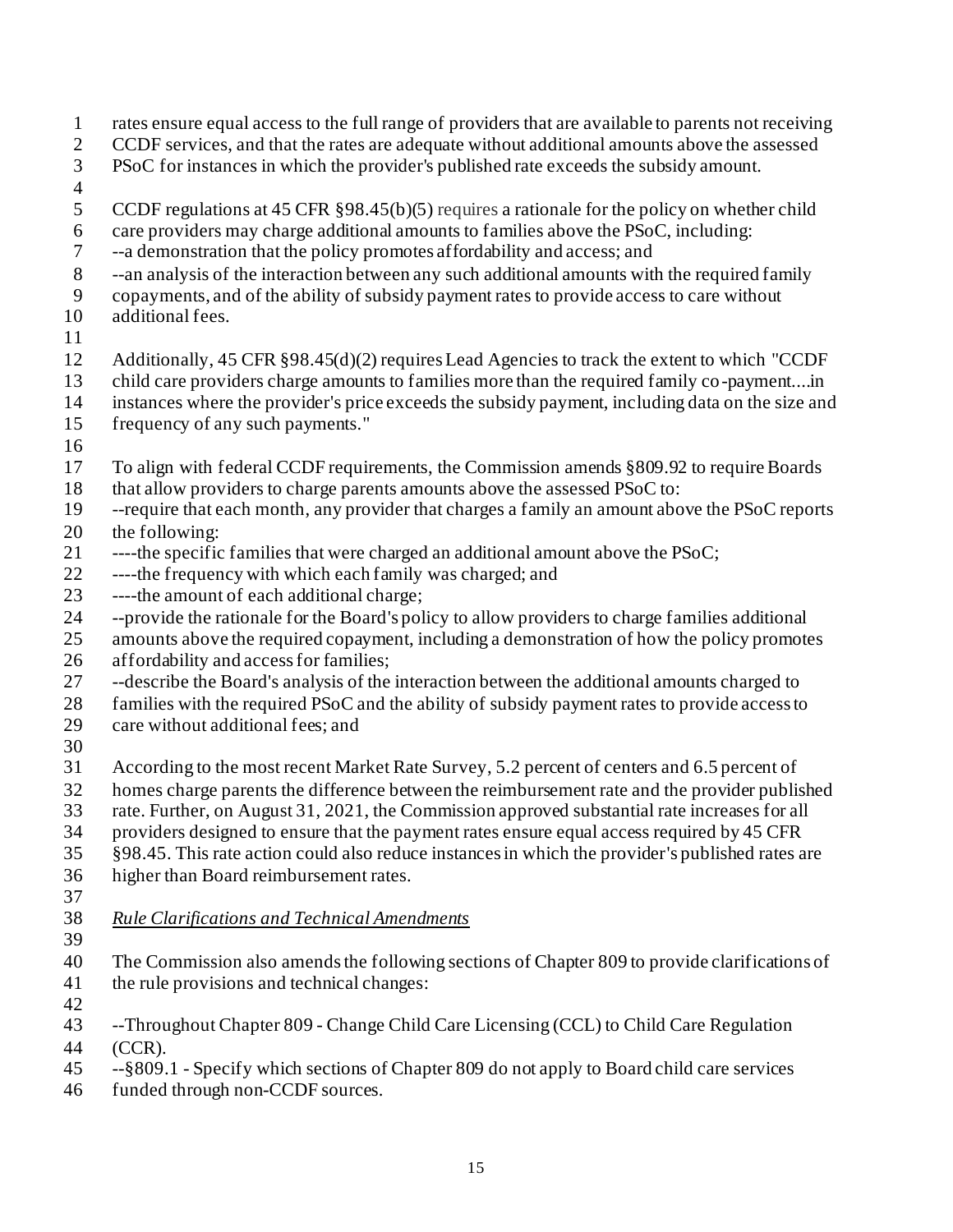rates ensure equal access to the full range of providers that are available to parents not receiving CCDF services, and that the rates are adequate without additional amounts above the assessed PSoC for instances in which the provider's published rate exceeds the subsidy amount.

CCDF regulations at 45 CFR §98.45(b)(5) requires a rationale for the policy on whether child care providers may charge additional amounts to families above the PSoC, including:
--a demonstration that the policy promotes affordability and access; and
--an analysis of the interaction between any such additional amounts with the required family copayments, and of the ability of subsidy payment rates to provide access to care without additional fees.

Additionally, 45 CFR §98.45(d)(2) requires Lead Agencies to track the extent to which "CCDF child care providers charge amounts to families more than the required family co-payment....in instances where the provider's price exceeds the subsidy payment, including data on the size and frequency of any such payments."

To align with federal CCDF requirements, the Commission amends §809.92 to require Boards that allow providers to charge parents amounts above the assessed PSoC to:
--require that each month, any provider that charges a family an amount above the PSoC reports the following:
----the specific families that were charged an additional amount above the PSoC;
----the frequency with which each family was charged; and
----the amount of each additional charge;
--provide the rationale for the Board's policy to allow providers to charge families additional amounts above the required copayment, including a demonstration of how the policy promotes affordability and access for families;
--describe the Board's analysis of the interaction between the additional amounts charged to families with the required PSoC and the ability of subsidy payment rates to provide access to care without additional fees; and

According to the most recent Market Rate Survey, 5.2 percent of centers and 6.5 percent of homes charge parents the difference between the reimbursement rate and the provider published rate. Further, on August 31, 2021, the Commission approved substantial rate increases for all providers designed to ensure that the payment rates ensure equal access required by 45 CFR §98.45. This rate action could also reduce instances in which the provider's published rates are higher than Board reimbursement rates.

*Rule Clarifications and Technical Amendments*

The Commission also amends the following sections of Chapter 809 to provide clarifications of the rule provisions and technical changes:

--Throughout Chapter 809 - Change Child Care Licensing (CCL) to Child Care Regulation (CCR).
--§809.1 - Specify which sections of Chapter 809 do not apply to Board child care services funded through non-CCDF sources.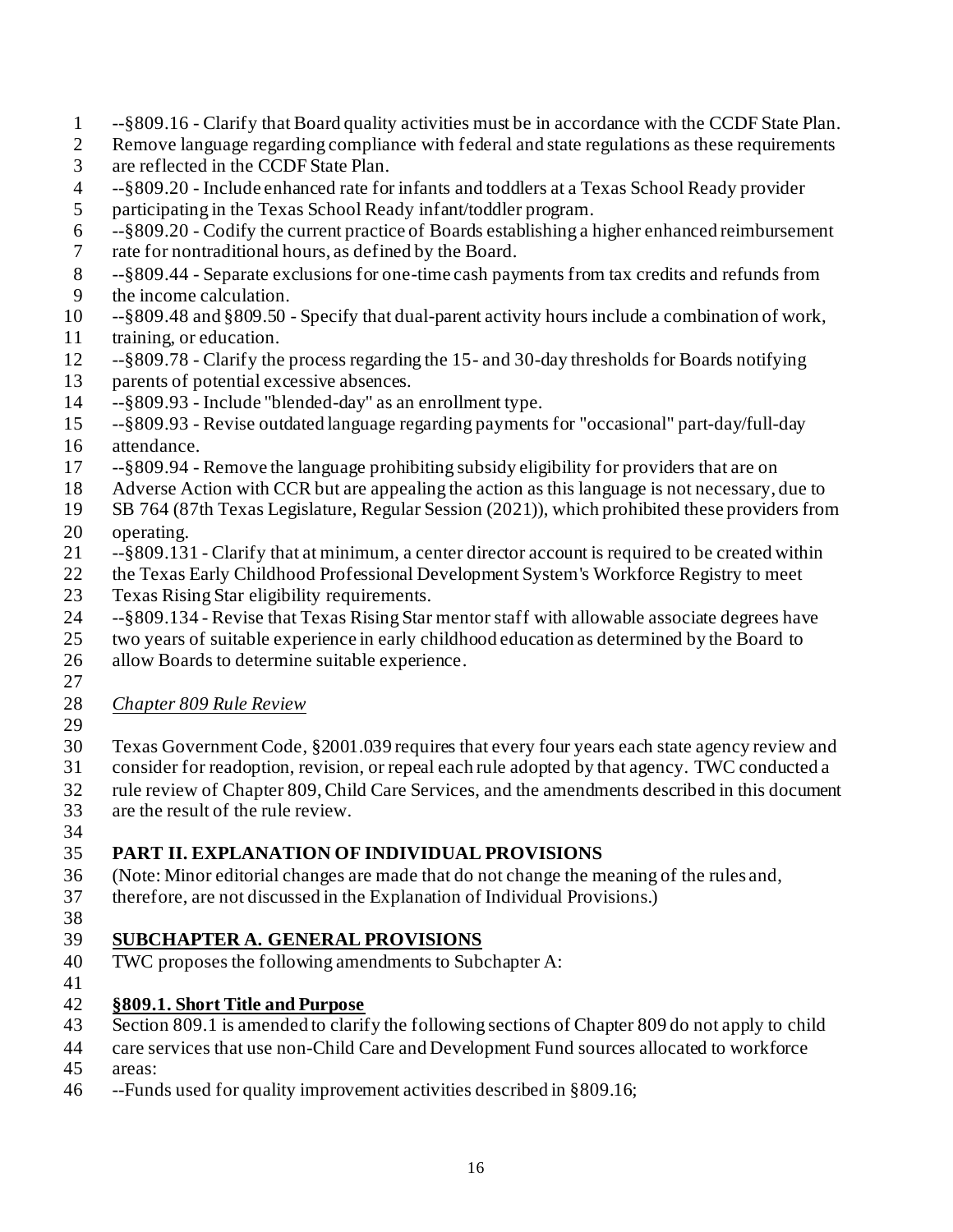--§809.16 - Clarify that Board quality activities must be in accordance with the CCDF State Plan. Remove language regarding compliance with federal and state regulations as these requirements are reflected in the CCDF State Plan.
--§809.20 - Include enhanced rate for infants and toddlers at a Texas School Ready provider participating in the Texas School Ready infant/toddler program.
--§809.20 - Codify the current practice of Boards establishing a higher enhanced reimbursement rate for nontraditional hours, as defined by the Board.
--§809.44 - Separate exclusions for one-time cash payments from tax credits and refunds from the income calculation.
--§809.48 and §809.50 - Specify that dual-parent activity hours include a combination of work, training, or education.
--§809.78 - Clarify the process regarding the 15- and 30-day thresholds for Boards notifying parents of potential excessive absences.
--§809.93 - Include "blended-day" as an enrollment type.
--§809.93 - Revise outdated language regarding payments for "occasional" part-day/full-day attendance.
--§809.94 - Remove the language prohibiting subsidy eligibility for providers that are on Adverse Action with CCR but are appealing the action as this language is not necessary, due to SB 764 (87th Texas Legislature, Regular Session (2021)), which prohibited these providers from operating.
--§809.131 - Clarify that at minimum, a center director account is required to be created within the Texas Early Childhood Professional Development System's Workforce Registry to meet Texas Rising Star eligibility requirements.
--§809.134 - Revise that Texas Rising Star mentor staff with allowable associate degrees have two years of suitable experience in early childhood education as determined by the Board to allow Boards to determine suitable experience.

*Chapter 809 Rule Review*

Texas Government Code, §2001.039 requires that every four years each state agency review and consider for readoption, revision, or repeal each rule adopted by that agency. TWC conducted a rule review of Chapter 809, Child Care Services, and the amendments described in this document are the result of the rule review.

## PART II. EXPLANATION OF INDIVIDUAL PROVISIONS

(Note: Minor editorial changes are made that do not change the meaning of the rules and, therefore, are not discussed in the Explanation of Individual Provisions.)

### SUBCHAPTER A. GENERAL PROVISIONS

TWC proposes the following amendments to Subchapter A:

#### §809.1. Short Title and Purpose

Section 809.1 is amended to clarify the following sections of Chapter 809 do not apply to child care services that use non-Child Care and Development Fund sources allocated to workforce areas:
--Funds used for quality improvement activities described in §809.16;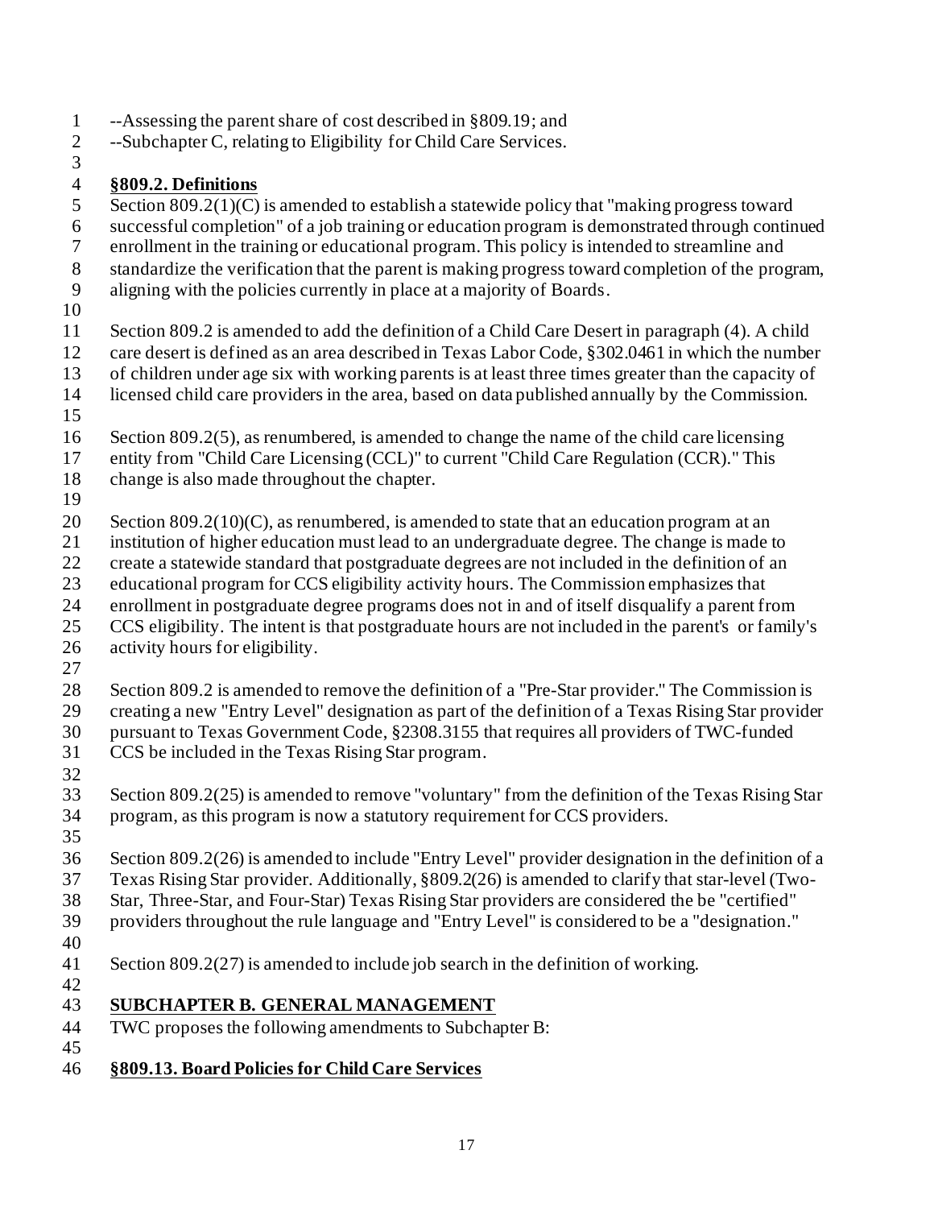--Assessing the parent share of cost described in §809.19; and
--Subchapter C, relating to Eligibility for Child Care Services.

**§809.2. Definitions**

Section 809.2(1)(C) is amended to establish a statewide policy that "making progress toward successful completion" of a job training or education program is demonstrated through continued enrollment in the training or educational program. This policy is intended to streamline and standardize the verification that the parent is making progress toward completion of the program, aligning with the policies currently in place at a majority of Boards.

Section 809.2 is amended to add the definition of a Child Care Desert in paragraph (4). A child care desert is defined as an area described in Texas Labor Code, §302.0461 in which the number of children under age six with working parents is at least three times greater than the capacity of licensed child care providers in the area, based on data published annually by the Commission.

Section 809.2(5), as renumbered, is amended to change the name of the child care licensing entity from "Child Care Licensing (CCL)" to current "Child Care Regulation (CCR)." This change is also made throughout the chapter.

Section 809.2(10)(C), as renumbered, is amended to state that an education program at an institution of higher education must lead to an undergraduate degree. The change is made to create a statewide standard that postgraduate degrees are not included in the definition of an educational program for CCS eligibility activity hours. The Commission emphasizes that enrollment in postgraduate degree programs does not in and of itself disqualify a parent from CCS eligibility. The intent is that postgraduate hours are not included in the parent's or family's activity hours for eligibility.

Section 809.2 is amended to remove the definition of a "Pre-Star provider." The Commission is creating a new "Entry Level" designation as part of the definition of a Texas Rising Star provider pursuant to Texas Government Code, §2308.3155 that requires all providers of TWC-funded CCS be included in the Texas Rising Star program.

Section 809.2(25) is amended to remove "voluntary" from the definition of the Texas Rising Star program, as this program is now a statutory requirement for CCS providers.

Section 809.2(26) is amended to include "Entry Level" provider designation in the definition of a Texas Rising Star provider. Additionally, §809.2(26) is amended to clarify that star-level (Two-Star, Three-Star, and Four-Star) Texas Rising Star providers are considered the be "certified" providers throughout the rule language and "Entry Level" is considered to be a "designation."

Section 809.2(27) is amended to include job search in the definition of working.

## SUBCHAPTER B. GENERAL MANAGEMENT

TWC proposes the following amendments to Subchapter B:

**§809.13. Board Policies for Child Care Services**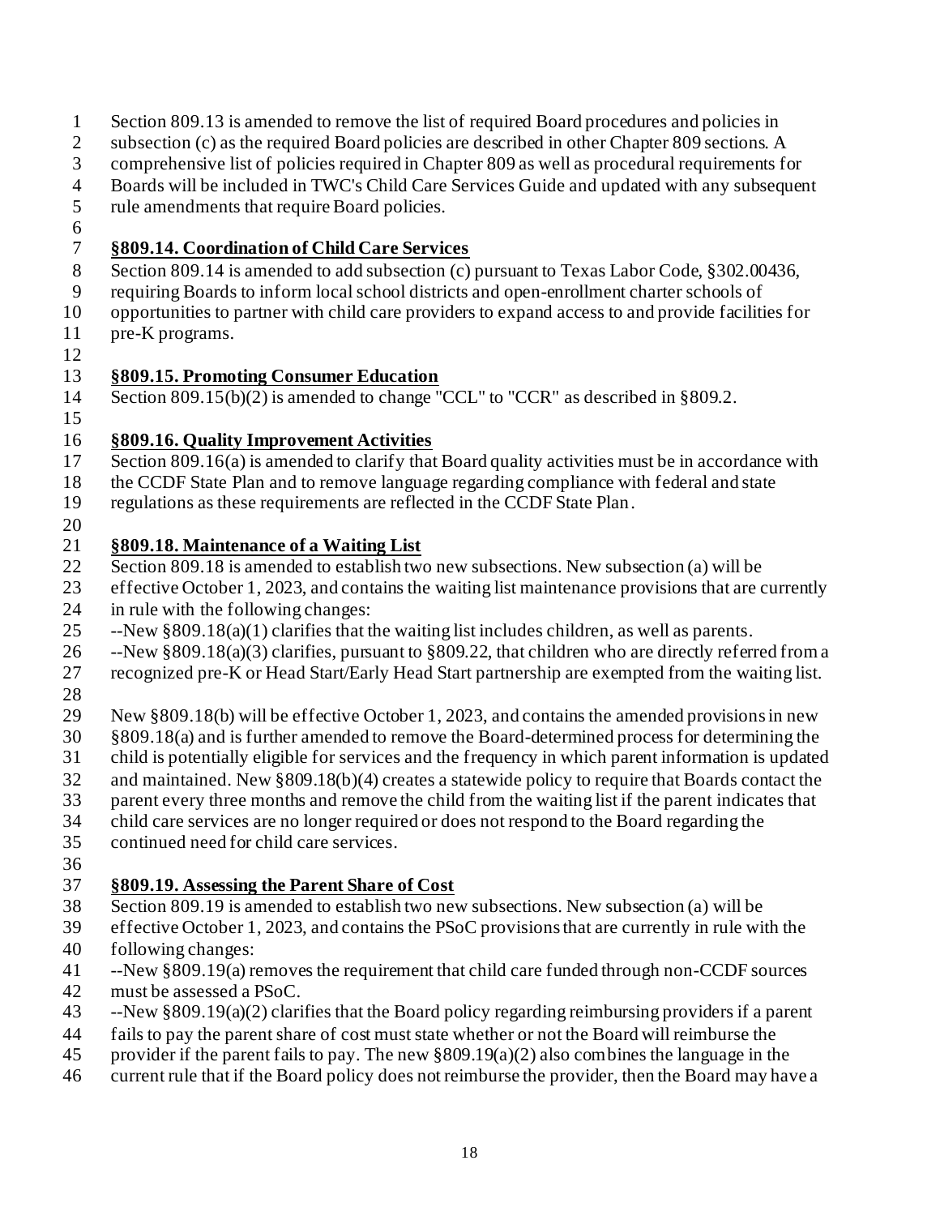Section 809.13 is amended to remove the list of required Board procedures and policies in subsection (c) as the required Board policies are described in other Chapter 809 sections. A comprehensive list of policies required in Chapter 809 as well as procedural requirements for Boards will be included in TWC's Child Care Services Guide and updated with any subsequent rule amendments that require Board policies.

**§809.14. Coordination of Child Care Services**

Section 809.14 is amended to add subsection (c) pursuant to Texas Labor Code, §302.00436, requiring Boards to inform local school districts and open-enrollment charter schools of opportunities to partner with child care providers to expand access to and provide facilities for pre-K programs.

**§809.15. Promoting Consumer Education**

Section 809.15(b)(2) is amended to change "CCL" to "CCR" as described in §809.2.

**§809.16. Quality Improvement Activities**

Section 809.16(a) is amended to clarify that Board quality activities must be in accordance with the CCDF State Plan and to remove language regarding compliance with federal and state regulations as these requirements are reflected in the CCDF State Plan.

**§809.18. Maintenance of a Waiting List**

Section 809.18 is amended to establish two new subsections. New subsection (a) will be effective October 1, 2023, and contains the waiting list maintenance provisions that are currently in rule with the following changes:

--New §809.18(a)(1) clarifies that the waiting list includes children, as well as parents.

--New §809.18(a)(3) clarifies, pursuant to §809.22, that children who are directly referred from a recognized pre-K or Head Start/Early Head Start partnership are exempted from the waiting list.

New §809.18(b) will be effective October 1, 2023, and contains the amended provisions in new §809.18(a) and is further amended to remove the Board-determined process for determining the child is potentially eligible for services and the frequency in which parent information is updated and maintained. New §809.18(b)(4) creates a statewide policy to require that Boards contact the parent every three months and remove the child from the waiting list if the parent indicates that child care services are no longer required or does not respond to the Board regarding the continued need for child care services.

**§809.19. Assessing the Parent Share of Cost**

Section 809.19 is amended to establish two new subsections. New subsection (a) will be effective October 1, 2023, and contains the PSoC provisions that are currently in rule with the following changes:

--New §809.19(a) removes the requirement that child care funded through non-CCDF sources must be assessed a PSoC.

--New §809.19(a)(2) clarifies that the Board policy regarding reimbursing providers if a parent fails to pay the parent share of cost must state whether or not the Board will reimburse the provider if the parent fails to pay. The new §809.19(a)(2) also combines the language in the current rule that if the Board policy does not reimburse the provider, then the Board may have a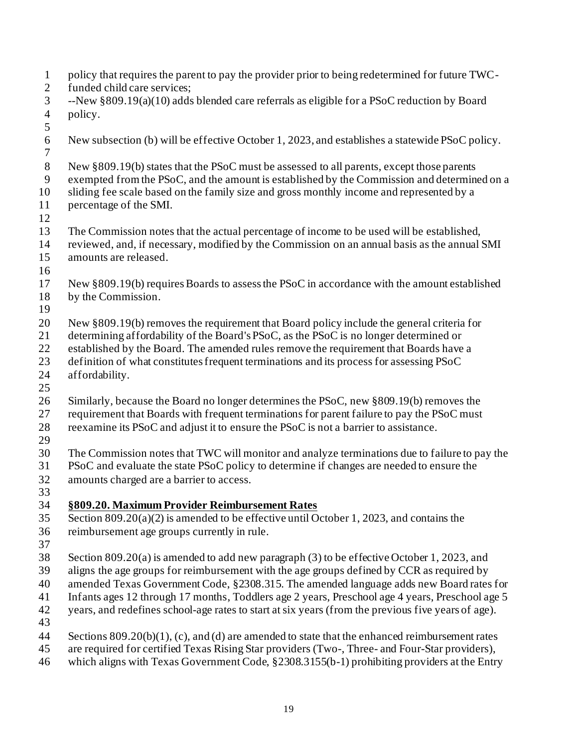policy that requires the parent to pay the provider prior to being redetermined for future TWC-funded child care services;

--New §809.19(a)(10) adds blended care referrals as eligible for a PSoC reduction by Board policy.

New subsection (b) will be effective October 1, 2023, and establishes a statewide PSoC policy.

New §809.19(b) states that the PSoC must be assessed to all parents, except those parents exempted from the PSoC, and the amount is established by the Commission and determined on a sliding fee scale based on the family size and gross monthly income and represented by a percentage of the SMI.

The Commission notes that the actual percentage of income to be used will be established, reviewed, and, if necessary, modified by the Commission on an annual basis as the annual SMI amounts are released.

New §809.19(b) requires Boards to assess the PSoC in accordance with the amount established by the Commission.

New §809.19(b) removes the requirement that Board policy include the general criteria for determining affordability of the Board's PSoC, as the PSoC is no longer determined or established by the Board. The amended rules remove the requirement that Boards have a definition of what constitutes frequent terminations and its process for assessing PSoC affordability.

Similarly, because the Board no longer determines the PSoC, new §809.19(b) removes the requirement that Boards with frequent terminations for parent failure to pay the PSoC must reexamine its PSoC and adjust it to ensure the PSoC is not a barrier to assistance.

The Commission notes that TWC will monitor and analyze terminations due to failure to pay the PSoC and evaluate the state PSoC policy to determine if changes are needed to ensure the amounts charged are a barrier to access.

**§809.20. Maximum Provider Reimbursement Rates**

Section 809.20(a)(2) is amended to be effective until October 1, 2023, and contains the reimbursement age groups currently in rule.

Section 809.20(a) is amended to add new paragraph (3) to be effective October 1, 2023, and aligns the age groups for reimbursement with the age groups defined by CCR as required by amended Texas Government Code, §2308.315. The amended language adds new Board rates for Infants ages 12 through 17 months, Toddlers age 2 years, Preschool age 4 years, Preschool age 5 years, and redefines school-age rates to start at six years (from the previous five years of age).

Sections 809.20(b)(1), (c), and (d) are amended to state that the enhanced reimbursement rates are required for certified Texas Rising Star providers (Two-, Three- and Four-Star providers), which aligns with Texas Government Code, §2308.3155(b-1) prohibiting providers at the Entry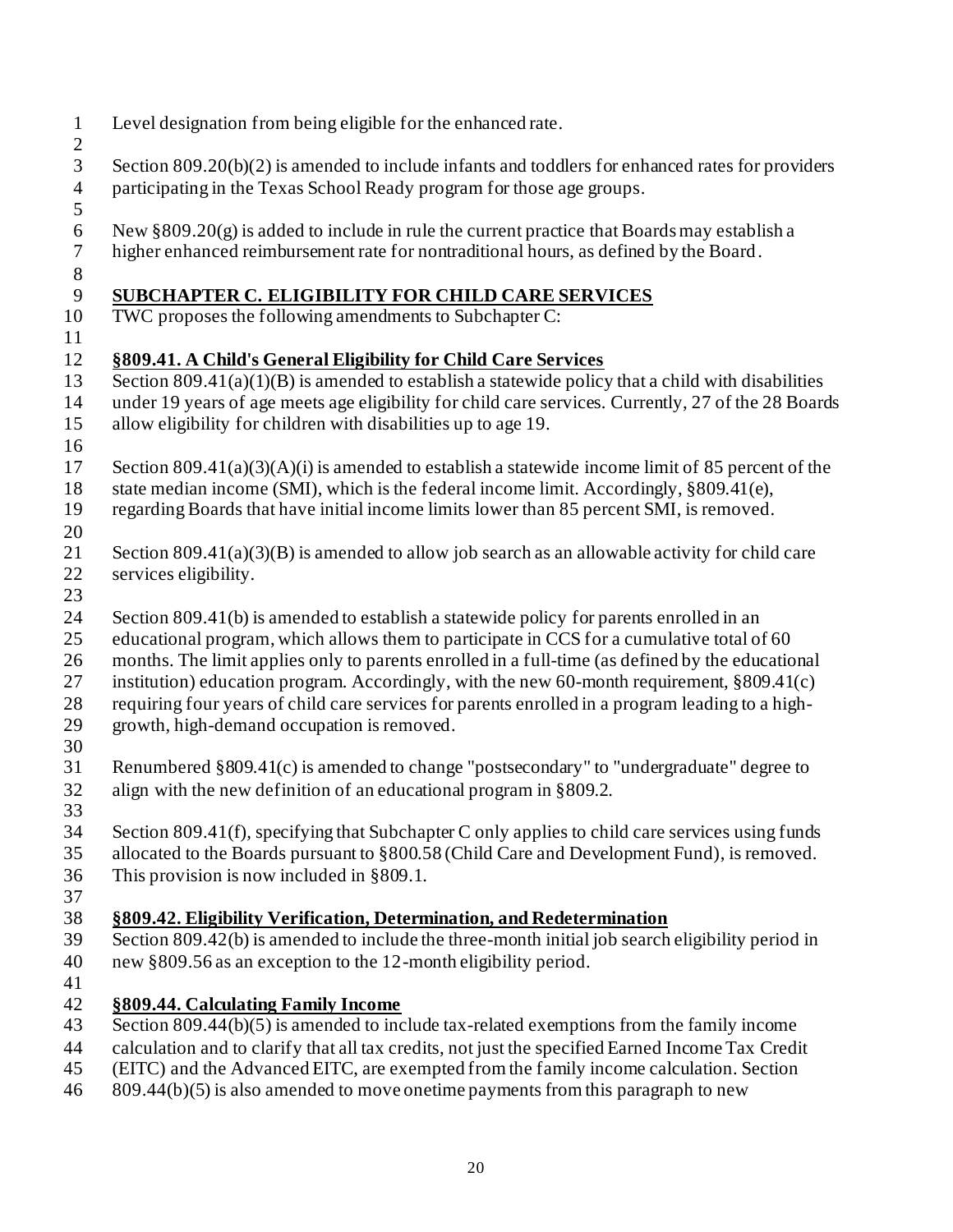Level designation from being eligible for the enhanced rate.

Section 809.20(b)(2) is amended to include infants and toddlers for enhanced rates for providers participating in the Texas School Ready program for those age groups.

New §809.20(g) is added to include in rule the current practice that Boards may establish a higher enhanced reimbursement rate for nontraditional hours, as defined by the Board.

## SUBCHAPTER C. ELIGIBILITY FOR CHILD CARE SERVICES

TWC proposes the following amendments to Subchapter C:

### §809.41. A Child's General Eligibility for Child Care Services

Section 809.41(a)(1)(B) is amended to establish a statewide policy that a child with disabilities under 19 years of age meets age eligibility for child care services. Currently, 27 of the 28 Boards allow eligibility for children with disabilities up to age 19.

Section 809.41(a)(3)(A)(i) is amended to establish a statewide income limit of 85 percent of the state median income (SMI), which is the federal income limit. Accordingly, §809.41(e), regarding Boards that have initial income limits lower than 85 percent SMI, is removed.

Section 809.41(a)(3)(B) is amended to allow job search as an allowable activity for child care services eligibility.

Section 809.41(b) is amended to establish a statewide policy for parents enrolled in an educational program, which allows them to participate in CCS for a cumulative total of 60 months. The limit applies only to parents enrolled in a full-time (as defined by the educational institution) education program. Accordingly, with the new 60-month requirement, §809.41(c) requiring four years of child care services for parents enrolled in a program leading to a high-growth, high-demand occupation is removed.

Renumbered §809.41(c) is amended to change "postsecondary" to "undergraduate" degree to align with the new definition of an educational program in §809.2.

Section 809.41(f), specifying that Subchapter C only applies to child care services using funds allocated to the Boards pursuant to §800.58 (Child Care and Development Fund), is removed. This provision is now included in §809.1.

### §809.42. Eligibility Verification, Determination, and Redetermination

Section 809.42(b) is amended to include the three-month initial job search eligibility period in new §809.56 as an exception to the 12-month eligibility period.

### §809.44. Calculating Family Income

Section 809.44(b)(5) is amended to include tax-related exemptions from the family income calculation and to clarify that all tax credits, not just the specified Earned Income Tax Credit (EITC) and the Advanced EITC, are exempted from the family income calculation. Section 809.44(b)(5) is also amended to move onetime payments from this paragraph to new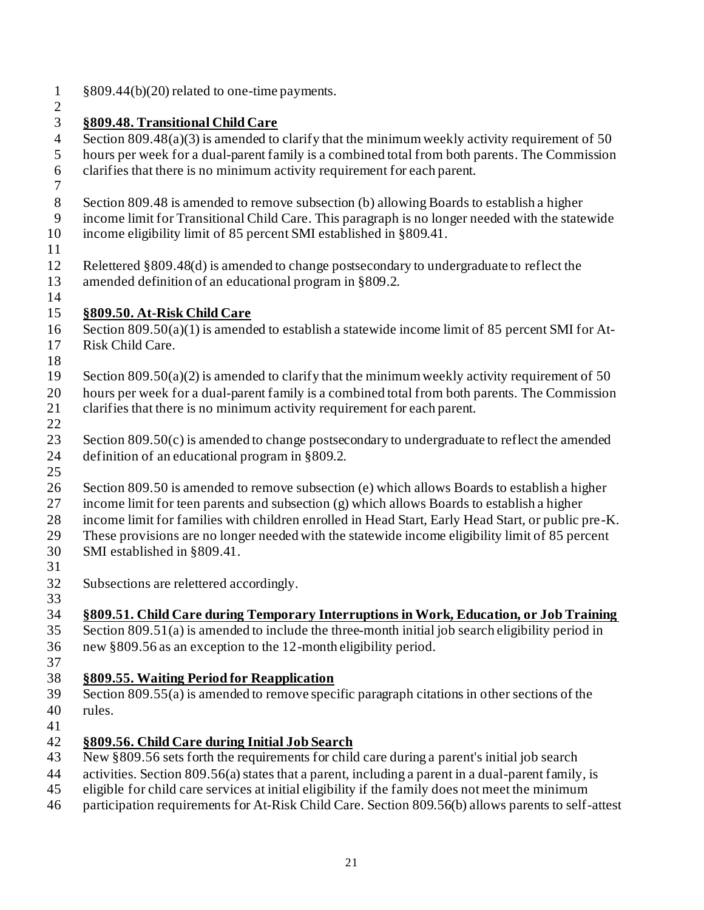§809.44(b)(20) related to one-time payments.

**§809.48. Transitional Child Care**

Section 809.48(a)(3) is amended to clarify that the minimum weekly activity requirement of 50 hours per week for a dual-parent family is a combined total from both parents. The Commission clarifies that there is no minimum activity requirement for each parent.

Section 809.48 is amended to remove subsection (b) allowing Boards to establish a higher income limit for Transitional Child Care. This paragraph is no longer needed with the statewide income eligibility limit of 85 percent SMI established in §809.41.

Relettered §809.48(d) is amended to change postsecondary to undergraduate to reflect the amended definition of an educational program in §809.2.

**§809.50. At-Risk Child Care**

Section 809.50(a)(1) is amended to establish a statewide income limit of 85 percent SMI for At-Risk Child Care.

Section 809.50(a)(2) is amended to clarify that the minimum weekly activity requirement of 50 hours per week for a dual-parent family is a combined total from both parents. The Commission clarifies that there is no minimum activity requirement for each parent.

Section 809.50(c) is amended to change postsecondary to undergraduate to reflect the amended definition of an educational program in §809.2.

Section 809.50 is amended to remove subsection (e) which allows Boards to establish a higher income limit for teen parents and subsection (g) which allows Boards to establish a higher income limit for families with children enrolled in Head Start, Early Head Start, or public pre-K. These provisions are no longer needed with the statewide income eligibility limit of 85 percent SMI established in §809.41.

Subsections are relettered accordingly.

**§809.51. Child Care during Temporary Interruptions in Work, Education, or Job Training**

Section 809.51(a) is amended to include the three-month initial job search eligibility period in new §809.56 as an exception to the 12-month eligibility period.

**§809.55. Waiting Period for Reapplication**

Section 809.55(a) is amended to remove specific paragraph citations in other sections of the rules.

**§809.56. Child Care during Initial Job Search**

New §809.56 sets forth the requirements for child care during a parent's initial job search activities. Section 809.56(a) states that a parent, including a parent in a dual-parent family, is eligible for child care services at initial eligibility if the family does not meet the minimum participation requirements for At-Risk Child Care. Section 809.56(b) allows parents to self-attest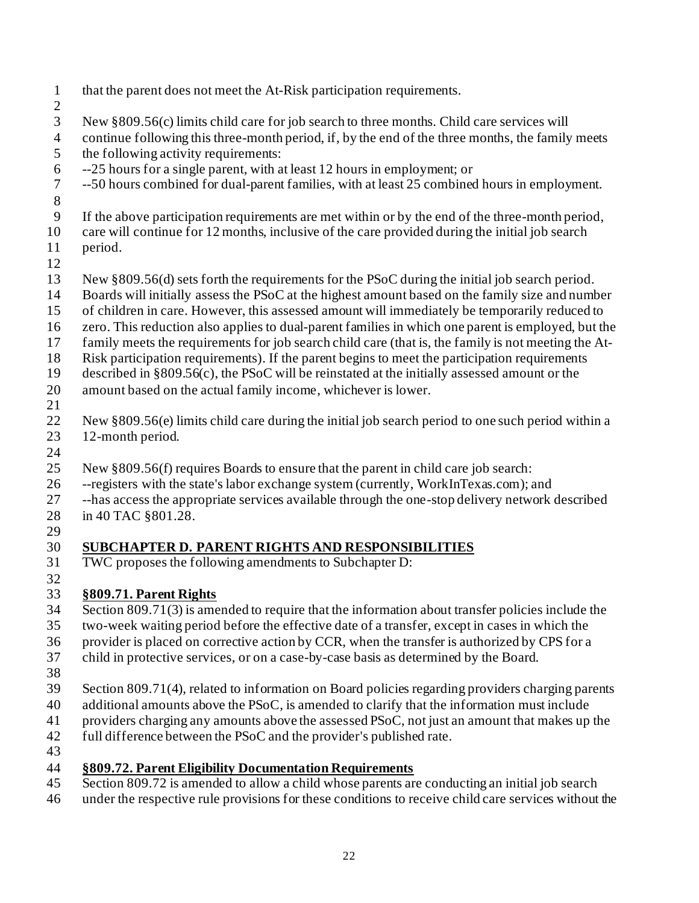that the parent does not meet the At-Risk participation requirements.

New §809.56(c) limits child care for job search to three months. Child care services will continue following this three-month period, if, by the end of the three months, the family meets the following activity requirements:
--25 hours for a single parent, with at least 12 hours in employment; or
--50 hours combined for dual-parent families, with at least 25 combined hours in employment.

If the above participation requirements are met within or by the end of the three-month period, care will continue for 12 months, inclusive of the care provided during the initial job search period.

New §809.56(d) sets forth the requirements for the PSoC during the initial job search period. Boards will initially assess the PSoC at the highest amount based on the family size and number of children in care. However, this assessed amount will immediately be temporarily reduced to zero. This reduction also applies to dual-parent families in which one parent is employed, but the family meets the requirements for job search child care (that is, the family is not meeting the At-Risk participation requirements). If the parent begins to meet the participation requirements described in §809.56(c), the PSoC will be reinstated at the initially assessed amount or the amount based on the actual family income, whichever is lower.

New §809.56(e) limits child care during the initial job search period to one such period within a 12-month period.

New §809.56(f) requires Boards to ensure that the parent in child care job search:
--registers with the state's labor exchange system (currently, WorkInTexas.com); and
--has access the appropriate services available through the one-stop delivery network described in 40 TAC §801.28.

## SUBCHAPTER D. PARENT RIGHTS AND RESPONSIBILITIES

TWC proposes the following amendments to Subchapter D:

### §809.71. Parent Rights

Section 809.71(3) is amended to require that the information about transfer policies include the two-week waiting period before the effective date of a transfer, except in cases in which the provider is placed on corrective action by CCR, when the transfer is authorized by CPS for a child in protective services, or on a case-by-case basis as determined by the Board.

Section 809.71(4), related to information on Board policies regarding providers charging parents additional amounts above the PSoC, is amended to clarify that the information must include providers charging any amounts above the assessed PSoC, not just an amount that makes up the full difference between the PSoC and the provider's published rate.

### §809.72. Parent Eligibility Documentation Requirements

Section 809.72 is amended to allow a child whose parents are conducting an initial job search under the respective rule provisions for these conditions to receive child care services without the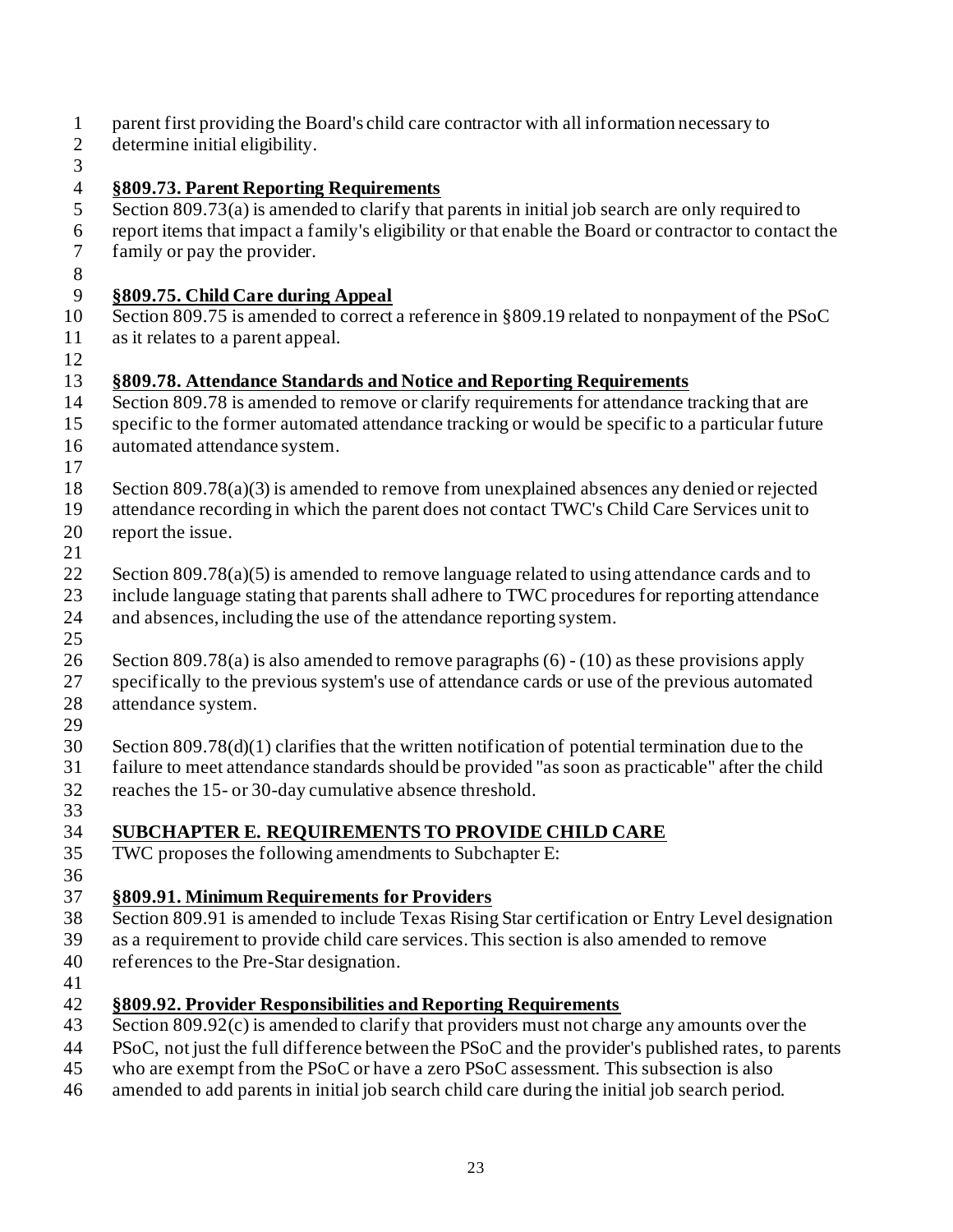parent first providing the Board's child care contractor with all information necessary to determine initial eligibility.

**§809.73. Parent Reporting Requirements**

Section 809.73(a) is amended to clarify that parents in initial job search are only required to report items that impact a family's eligibility or that enable the Board or contractor to contact the family or pay the provider.

**§809.75. Child Care during Appeal**

Section 809.75 is amended to correct a reference in §809.19 related to nonpayment of the PSoC as it relates to a parent appeal.

**§809.78. Attendance Standards and Notice and Reporting Requirements**

Section 809.78 is amended to remove or clarify requirements for attendance tracking that are specific to the former automated attendance tracking or would be specific to a particular future automated attendance system.

Section 809.78(a)(3) is amended to remove from unexplained absences any denied or rejected attendance recording in which the parent does not contact TWC's Child Care Services unit to report the issue.

Section 809.78(a)(5) is amended to remove language related to using attendance cards and to include language stating that parents shall adhere to TWC procedures for reporting attendance and absences, including the use of the attendance reporting system.

Section 809.78(a) is also amended to remove paragraphs (6) - (10) as these provisions apply specifically to the previous system's use of attendance cards or use of the previous automated attendance system.

Section 809.78(d)(1) clarifies that the written notification of potential termination due to the failure to meet attendance standards should be provided "as soon as practicable" after the child reaches the 15- or 30-day cumulative absence threshold.

## SUBCHAPTER E. REQUIREMENTS TO PROVIDE CHILD CARE

TWC proposes the following amendments to Subchapter E:

**§809.91. Minimum Requirements for Providers**

Section 809.91 is amended to include Texas Rising Star certification or Entry Level designation as a requirement to provide child care services. This section is also amended to remove references to the Pre-Star designation.

**§809.92. Provider Responsibilities and Reporting Requirements**

Section 809.92(c) is amended to clarify that providers must not charge any amounts over the PSoC, not just the full difference between the PSoC and the provider's published rates, to parents who are exempt from the PSoC or have a zero PSoC assessment. This subsection is also amended to add parents in initial job search child care during the initial job search period.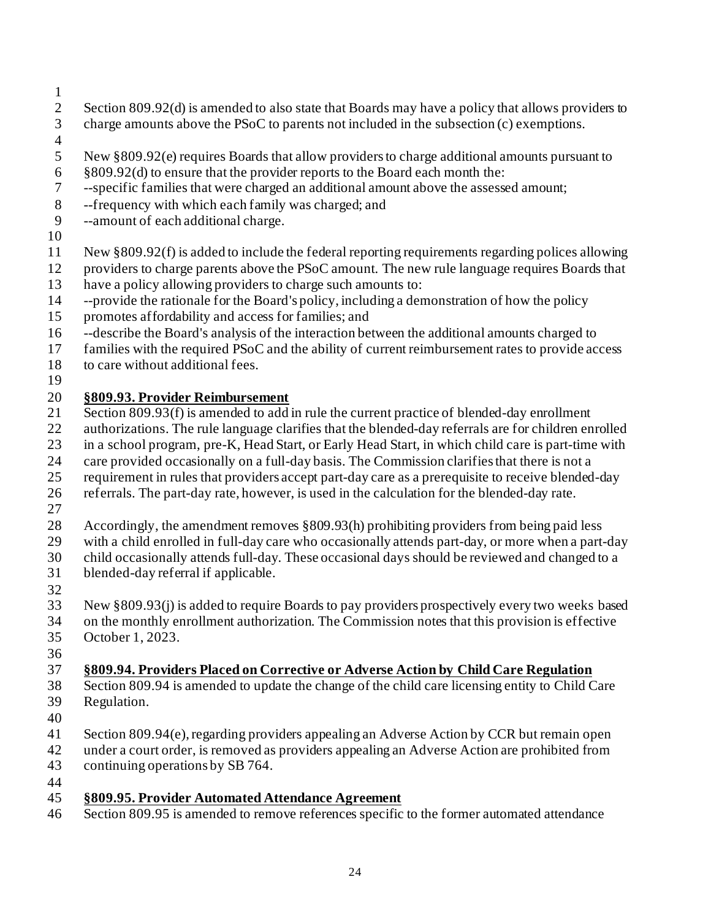Section 809.92(d) is amended to also state that Boards may have a policy that allows providers to charge amounts above the PSoC to parents not included in the subsection (c) exemptions.

New §809.92(e) requires Boards that allow providers to charge additional amounts pursuant to §809.92(d) to ensure that the provider reports to the Board each month the:
--specific families that were charged an additional amount above the assessed amount;
--frequency with which each family was charged; and
--amount of each additional charge.

New §809.92(f) is added to include the federal reporting requirements regarding polices allowing providers to charge parents above the PSoC amount. The new rule language requires Boards that have a policy allowing providers to charge such amounts to:
--provide the rationale for the Board's policy, including a demonstration of how the policy promotes affordability and access for families; and
--describe the Board's analysis of the interaction between the additional amounts charged to families with the required PSoC and the ability of current reimbursement rates to provide access to care without additional fees.

**§809.93. Provider Reimbursement**

Section 809.93(f) is amended to add in rule the current practice of blended-day enrollment authorizations. The rule language clarifies that the blended-day referrals are for children enrolled in a school program, pre-K, Head Start, or Early Head Start, in which child care is part-time with care provided occasionally on a full-day basis. The Commission clarifies that there is not a requirement in rules that providers accept part-day care as a prerequisite to receive blended-day referrals. The part-day rate, however, is used in the calculation for the blended-day rate.

Accordingly, the amendment removes §809.93(h) prohibiting providers from being paid less with a child enrolled in full-day care who occasionally attends part-day, or more when a part-day child occasionally attends full-day. These occasional days should be reviewed and changed to a blended-day referral if applicable.

New §809.93(j) is added to require Boards to pay providers prospectively every two weeks based on the monthly enrollment authorization. The Commission notes that this provision is effective October 1, 2023.

**§809.94. Providers Placed on Corrective or Adverse Action by Child Care Regulation**

Section 809.94 is amended to update the change of the child care licensing entity to Child Care Regulation.

Section 809.94(e), regarding providers appealing an Adverse Action by CCR but remain open under a court order, is removed as providers appealing an Adverse Action are prohibited from continuing operations by SB 764.

**§809.95. Provider Automated Attendance Agreement**

Section 809.95 is amended to remove references specific to the former automated attendance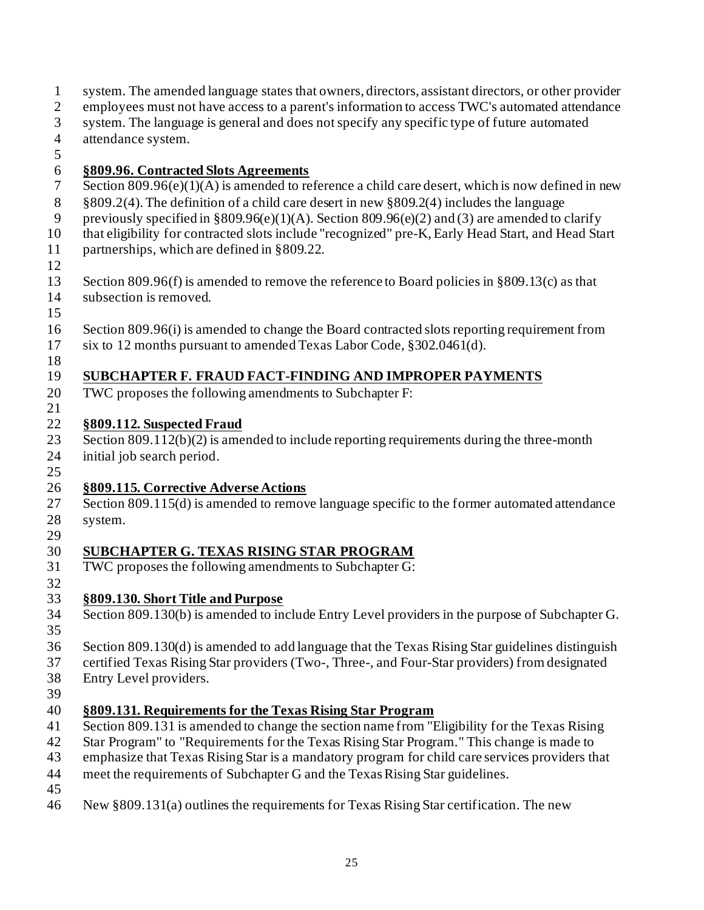system. The amended language states that owners, directors, assistant directors, or other provider employees must not have access to a parent's information to access TWC's automated attendance system. The language is general and does not specify any specific type of future automated attendance system.

**§809.96. Contracted Slots Agreements**

Section 809.96(e)(1)(A) is amended to reference a child care desert, which is now defined in new §809.2(4). The definition of a child care desert in new §809.2(4) includes the language previously specified in §809.96(e)(1)(A). Section 809.96(e)(2) and (3) are amended to clarify that eligibility for contracted slots include "recognized" pre-K, Early Head Start, and Head Start partnerships, which are defined in §809.22.

Section 809.96(f) is amended to remove the reference to Board policies in §809.13(c) as that subsection is removed.

Section 809.96(i) is amended to change the Board contracted slots reporting requirement from six to 12 months pursuant to amended Texas Labor Code, §302.0461(d).

**SUBCHAPTER F. FRAUD FACT-FINDING AND IMPROPER PAYMENTS**

TWC proposes the following amendments to Subchapter F:

**§809.112. Suspected Fraud**

Section 809.112(b)(2) is amended to include reporting requirements during the three-month initial job search period.

**§809.115. Corrective Adverse Actions**

Section 809.115(d) is amended to remove language specific to the former automated attendance system.

**SUBCHAPTER G. TEXAS RISING STAR PROGRAM**

TWC proposes the following amendments to Subchapter G:

**§809.130. Short Title and Purpose**

Section 809.130(b) is amended to include Entry Level providers in the purpose of Subchapter G.

Section 809.130(d) is amended to add language that the Texas Rising Star guidelines distinguish certified Texas Rising Star providers (Two-, Three-, and Four-Star providers) from designated Entry Level providers.

**§809.131. Requirements for the Texas Rising Star Program**

Section 809.131 is amended to change the section name from "Eligibility for the Texas Rising Star Program" to "Requirements for the Texas Rising Star Program." This change is made to emphasize that Texas Rising Star is a mandatory program for child care services providers that meet the requirements of Subchapter G and the Texas Rising Star guidelines.

New §809.131(a) outlines the requirements for Texas Rising Star certification. The new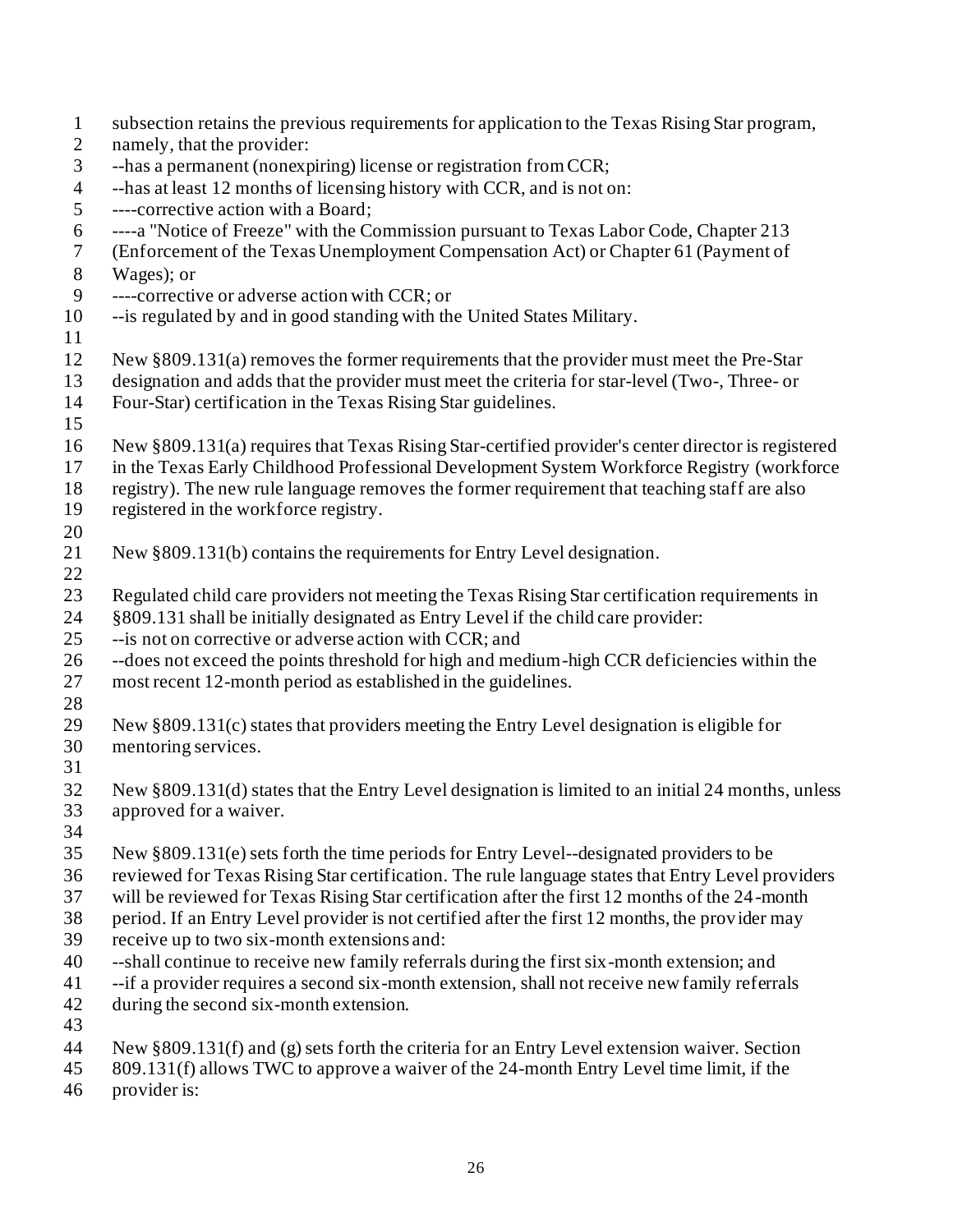subsection retains the previous requirements for application to the Texas Rising Star program, namely, that the provider:

--has a permanent (nonexpiring) license or registration from CCR;

--has at least 12 months of licensing history with CCR, and is not on:

----corrective action with a Board;

----a "Notice of Freeze" with the Commission pursuant to Texas Labor Code, Chapter 213 (Enforcement of the Texas Unemployment Compensation Act) or Chapter 61 (Payment of Wages); or

----corrective or adverse action with CCR; or

--is regulated by and in good standing with the United States Military.

New §809.131(a) removes the former requirements that the provider must meet the Pre-Star designation and adds that the provider must meet the criteria for star-level (Two-, Three- or Four-Star) certification in the Texas Rising Star guidelines.

New §809.131(a) requires that Texas Rising Star-certified provider's center director is registered in the Texas Early Childhood Professional Development System Workforce Registry (workforce registry). The new rule language removes the former requirement that teaching staff are also registered in the workforce registry.

New §809.131(b) contains the requirements for Entry Level designation.

Regulated child care providers not meeting the Texas Rising Star certification requirements in §809.131 shall be initially designated as Entry Level if the child care provider:

--is not on corrective or adverse action with CCR; and

--does not exceed the points threshold for high and medium-high CCR deficiencies within the most recent 12-month period as established in the guidelines.

New §809.131(c) states that providers meeting the Entry Level designation is eligible for mentoring services.

New §809.131(d) states that the Entry Level designation is limited to an initial 24 months, unless approved for a waiver.

New §809.131(e) sets forth the time periods for Entry Level--designated providers to be reviewed for Texas Rising Star certification. The rule language states that Entry Level providers will be reviewed for Texas Rising Star certification after the first 12 months of the 24-month period. If an Entry Level provider is not certified after the first 12 months, the provider may receive up to two six-month extensions and:

--shall continue to receive new family referrals during the first six-month extension; and

--if a provider requires a second six-month extension, shall not receive new family referrals during the second six-month extension.

New §809.131(f) and (g) sets forth the criteria for an Entry Level extension waiver. Section 809.131(f) allows TWC to approve a waiver of the 24-month Entry Level time limit, if the provider is: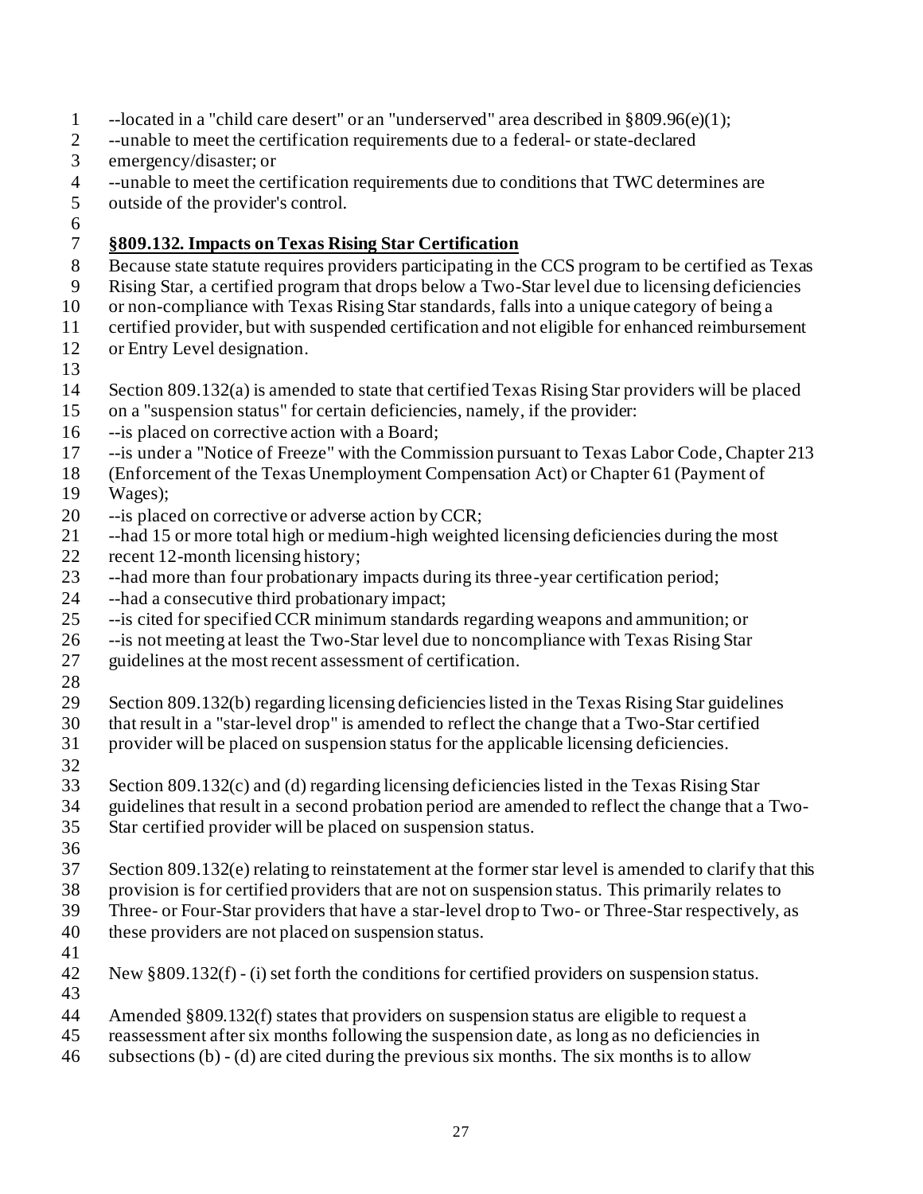--located in a "child care desert" or an "underserved" area described in §809.96(e)(1);
--unable to meet the certification requirements due to a federal- or state-declared emergency/disaster; or
--unable to meet the certification requirements due to conditions that TWC determines are outside of the provider's control.

**§809.132. Impacts on Texas Rising Star Certification**

Because state statute requires providers participating in the CCS program to be certified as Texas Rising Star, a certified program that drops below a Two-Star level due to licensing deficiencies or non-compliance with Texas Rising Star standards, falls into a unique category of being a certified provider, but with suspended certification and not eligible for enhanced reimbursement or Entry Level designation.

Section 809.132(a) is amended to state that certified Texas Rising Star providers will be placed on a "suspension status" for certain deficiencies, namely, if the provider:
--is placed on corrective action with a Board;
--is under a "Notice of Freeze" with the Commission pursuant to Texas Labor Code, Chapter 213 (Enforcement of the Texas Unemployment Compensation Act) or Chapter 61 (Payment of Wages);
--is placed on corrective or adverse action by CCR;
--had 15 or more total high or medium-high weighted licensing deficiencies during the most recent 12-month licensing history;
--had more than four probationary impacts during its three-year certification period;
--had a consecutive third probationary impact;
--is cited for specified CCR minimum standards regarding weapons and ammunition; or
--is not meeting at least the Two-Star level due to noncompliance with Texas Rising Star guidelines at the most recent assessment of certification.

Section 809.132(b) regarding licensing deficiencies listed in the Texas Rising Star guidelines that result in a "star-level drop" is amended to reflect the change that a Two-Star certified provider will be placed on suspension status for the applicable licensing deficiencies.

Section 809.132(c) and (d) regarding licensing deficiencies listed in the Texas Rising Star guidelines that result in a second probation period are amended to reflect the change that a Two-Star certified provider will be placed on suspension status.

Section 809.132(e) relating to reinstatement at the former star level is amended to clarify that this provision is for certified providers that are not on suspension status. This primarily relates to Three- or Four-Star providers that have a star-level drop to Two- or Three-Star respectively, as these providers are not placed on suspension status.

New §809.132(f) - (i) set forth the conditions for certified providers on suspension status.

Amended §809.132(f) states that providers on suspension status are eligible to request a reassessment after six months following the suspension date, as long as no deficiencies in subsections (b) - (d) are cited during the previous six months. The six months is to allow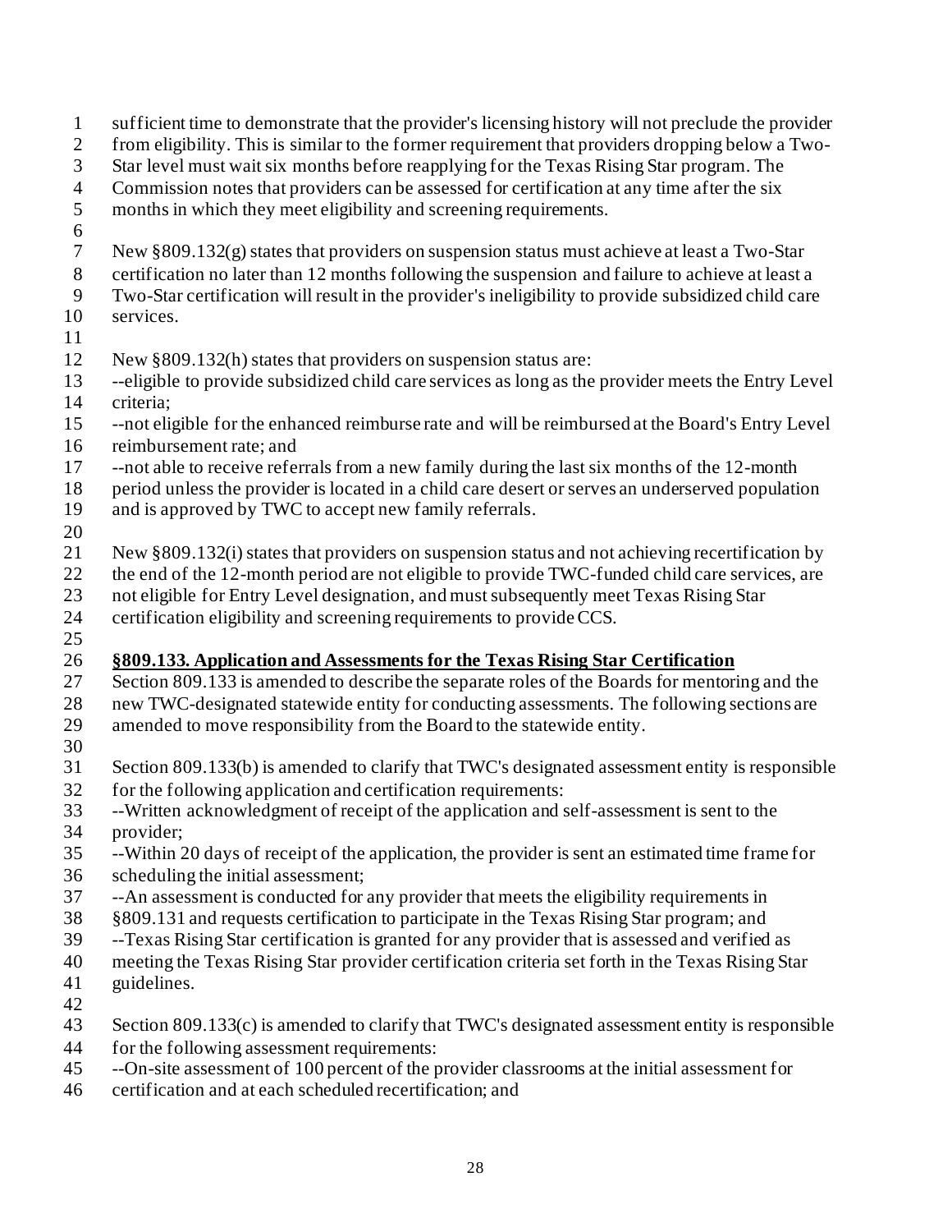sufficient time to demonstrate that the provider's licensing history will not preclude the provider from eligibility. This is similar to the former requirement that providers dropping below a Two-Star level must wait six months before reapplying for the Texas Rising Star program. The Commission notes that providers can be assessed for certification at any time after the six months in which they meet eligibility and screening requirements.

New §809.132(g) states that providers on suspension status must achieve at least a Two-Star certification no later than 12 months following the suspension and failure to achieve at least a Two-Star certification will result in the provider's ineligibility to provide subsidized child care services.

New §809.132(h) states that providers on suspension status are:
--eligible to provide subsidized child care services as long as the provider meets the Entry Level criteria;
--not eligible for the enhanced reimburse rate and will be reimbursed at the Board's Entry Level reimbursement rate; and
--not able to receive referrals from a new family during the last six months of the 12-month period unless the provider is located in a child care desert or serves an underserved population and is approved by TWC to accept new family referrals.

New §809.132(i) states that providers on suspension status and not achieving recertification by the end of the 12-month period are not eligible to provide TWC-funded child care services, are not eligible for Entry Level designation, and must subsequently meet Texas Rising Star certification eligibility and screening requirements to provide CCS.

**§809.133. Application and Assessments for the Texas Rising Star Certification**

Section 809.133 is amended to describe the separate roles of the Boards for mentoring and the new TWC-designated statewide entity for conducting assessments. The following sections are amended to move responsibility from the Board to the statewide entity.

Section 809.133(b) is amended to clarify that TWC's designated assessment entity is responsible for the following application and certification requirements:
--Written acknowledgment of receipt of the application and self-assessment is sent to the provider;
--Within 20 days of receipt of the application, the provider is sent an estimated time frame for scheduling the initial assessment;
--An assessment is conducted for any provider that meets the eligibility requirements in §809.131 and requests certification to participate in the Texas Rising Star program; and
--Texas Rising Star certification is granted for any provider that is assessed and verified as meeting the Texas Rising Star provider certification criteria set forth in the Texas Rising Star guidelines.

Section 809.133(c) is amended to clarify that TWC's designated assessment entity is responsible for the following assessment requirements:
--On-site assessment of 100 percent of the provider classrooms at the initial assessment for certification and at each scheduled recertification; and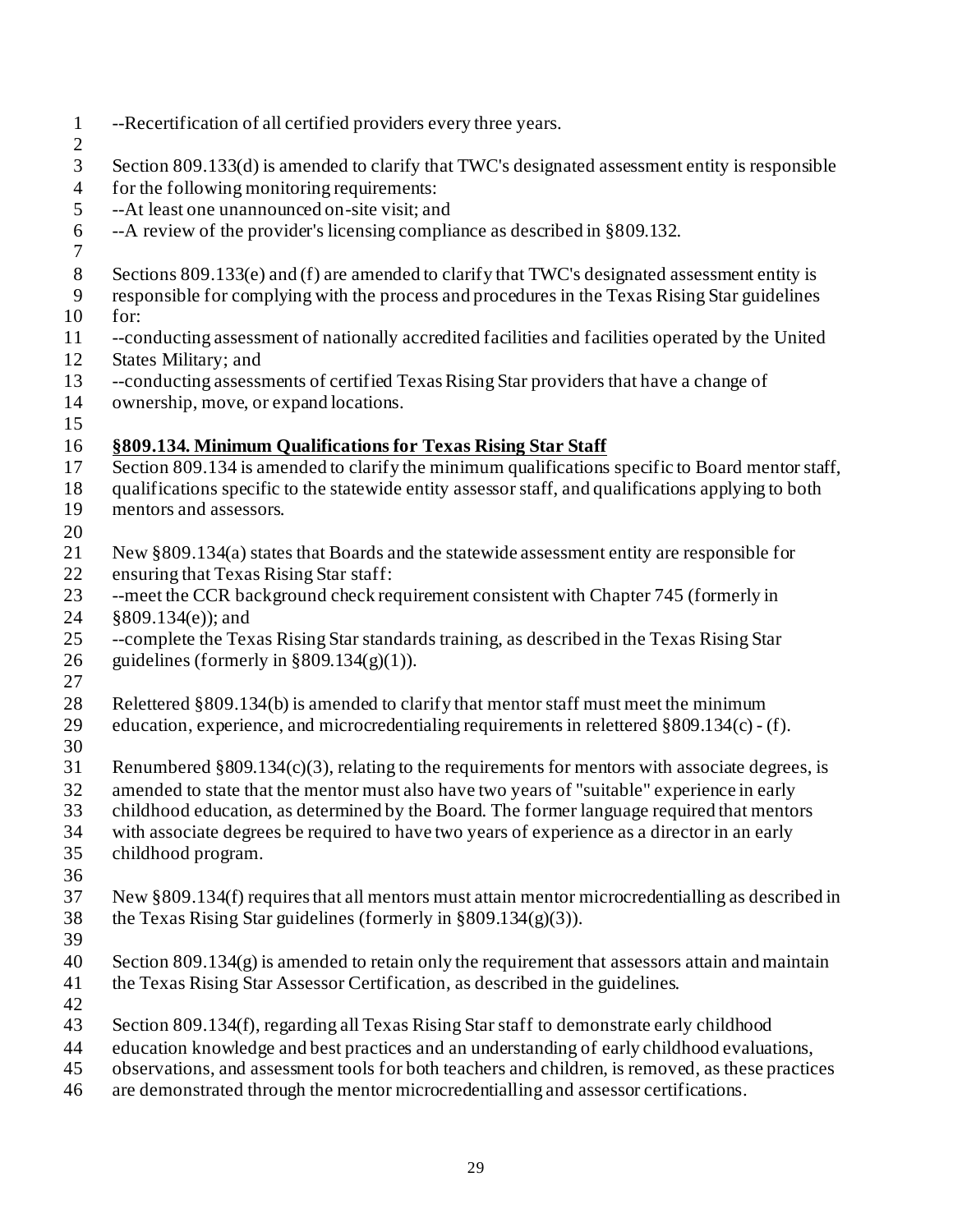--Recertification of all certified providers every three years.

Section 809.133(d) is amended to clarify that TWC's designated assessment entity is responsible for the following monitoring requirements:
--At least one unannounced on-site visit; and
--A review of the provider's licensing compliance as described in §809.132.

Sections 809.133(e) and (f) are amended to clarify that TWC's designated assessment entity is responsible for complying with the process and procedures in the Texas Rising Star guidelines for:
--conducting assessment of nationally accredited facilities and facilities operated by the United States Military; and
--conducting assessments of certified Texas Rising Star providers that have a change of ownership, move, or expand locations.

**§809.134. Minimum Qualifications for Texas Rising Star Staff**

Section 809.134 is amended to clarify the minimum qualifications specific to Board mentor staff, qualifications specific to the statewide entity assessor staff, and qualifications applying to both mentors and assessors.

New §809.134(a) states that Boards and the statewide assessment entity are responsible for ensuring that Texas Rising Star staff:
--meet the CCR background check requirement consistent with Chapter 745 (formerly in §809.134(e)); and
--complete the Texas Rising Star standards training, as described in the Texas Rising Star guidelines (formerly in §809.134(g)(1)).

Relettered §809.134(b) is amended to clarify that mentor staff must meet the minimum education, experience, and microcredentialing requirements in relettered §809.134(c) - (f).

Renumbered §809.134(c)(3), relating to the requirements for mentors with associate degrees, is amended to state that the mentor must also have two years of "suitable" experience in early childhood education, as determined by the Board. The former language required that mentors with associate degrees be required to have two years of experience as a director in an early childhood program.

New §809.134(f) requires that all mentors must attain mentor microcredentialling as described in the Texas Rising Star guidelines (formerly in §809.134(g)(3)).

Section 809.134(g) is amended to retain only the requirement that assessors attain and maintain the Texas Rising Star Assessor Certification, as described in the guidelines.

Section 809.134(f), regarding all Texas Rising Star staff to demonstrate early childhood education knowledge and best practices and an understanding of early childhood evaluations, observations, and assessment tools for both teachers and children, is removed, as these practices are demonstrated through the mentor microcredentialling and assessor certifications.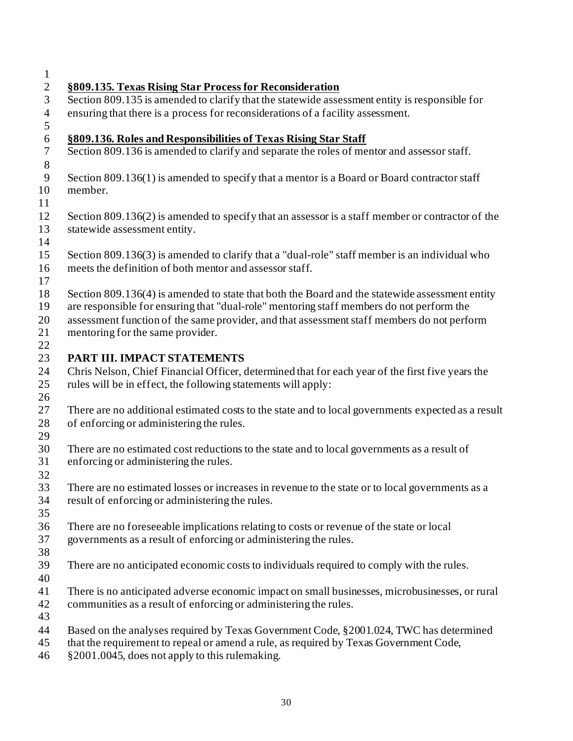**§809.135. Texas Rising Star Process for Reconsideration**

Section 809.135 is amended to clarify that the statewide assessment entity is responsible for ensuring that there is a process for reconsiderations of a facility assessment.

**§809.136. Roles and Responsibilities of Texas Rising Star Staff**

Section 809.136 is amended to clarify and separate the roles of mentor and assessor staff.

Section 809.136(1) is amended to specify that a mentor is a Board or Board contractor staff member.

Section 809.136(2) is amended to specify that an assessor is a staff member or contractor of the statewide assessment entity.

Section 809.136(3) is amended to clarify that a "dual-role" staff member is an individual who meets the definition of both mentor and assessor staff.

Section 809.136(4) is amended to state that both the Board and the statewide assessment entity are responsible for ensuring that "dual-role" mentoring staff members do not perform the assessment function of the same provider, and that assessment staff members do not perform mentoring for the same provider.

## PART III. IMPACT STATEMENTS

Chris Nelson, Chief Financial Officer, determined that for each year of the first five years the rules will be in effect, the following statements will apply:

There are no additional estimated costs to the state and to local governments expected as a result of enforcing or administering the rules.

There are no estimated cost reductions to the state and to local governments as a result of enforcing or administering the rules.

There are no estimated losses or increases in revenue to the state or to local governments as a result of enforcing or administering the rules.

There are no foreseeable implications relating to costs or revenue of the state or local governments as a result of enforcing or administering the rules.

There are no anticipated economic costs to individuals required to comply with the rules.

There is no anticipated adverse economic impact on small businesses, microbusinesses, or rural communities as a result of enforcing or administering the rules.

Based on the analyses required by Texas Government Code, §2001.024, TWC has determined that the requirement to repeal or amend a rule, as required by Texas Government Code, §2001.0045, does not apply to this rulemaking.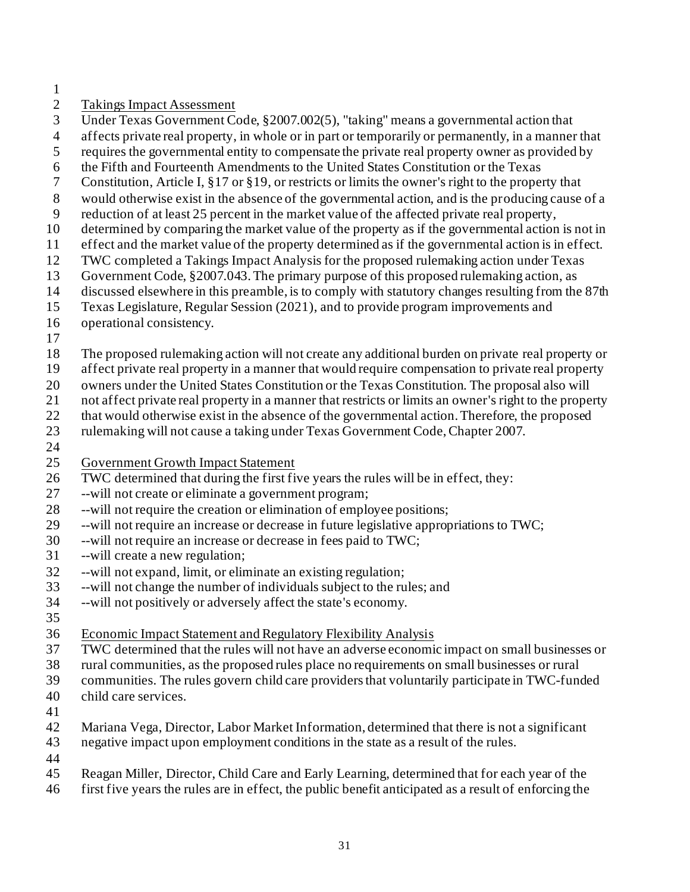Takings Impact Assessment

Under Texas Government Code, §2007.002(5), "taking" means a governmental action that affects private real property, in whole or in part or temporarily or permanently, in a manner that requires the governmental entity to compensate the private real property owner as provided by the Fifth and Fourteenth Amendments to the United States Constitution or the Texas Constitution, Article I, §17 or §19, or restricts or limits the owner's right to the property that would otherwise exist in the absence of the governmental action, and is the producing cause of a reduction of at least 25 percent in the market value of the affected private real property, determined by comparing the market value of the property as if the governmental action is not in effect and the market value of the property determined as if the governmental action is in effect. TWC completed a Takings Impact Analysis for the proposed rulemaking action under Texas Government Code, §2007.043. The primary purpose of this proposed rulemaking action, as discussed elsewhere in this preamble, is to comply with statutory changes resulting from the 87th Texas Legislature, Regular Session (2021), and to provide program improvements and operational consistency.

The proposed rulemaking action will not create any additional burden on private real property or affect private real property in a manner that would require compensation to private real property owners under the United States Constitution or the Texas Constitution. The proposal also will not affect private real property in a manner that restricts or limits an owner's right to the property that would otherwise exist in the absence of the governmental action. Therefore, the proposed rulemaking will not cause a taking under Texas Government Code, Chapter 2007.

Government Growth Impact Statement

TWC determined that during the first five years the rules will be in effect, they:

--will not create or eliminate a government program;

--will not require the creation or elimination of employee positions;

--will not require an increase or decrease in future legislative appropriations to TWC;

--will not require an increase or decrease in fees paid to TWC;

--will create a new regulation;

--will not expand, limit, or eliminate an existing regulation;

--will not change the number of individuals subject to the rules; and

--will not positively or adversely affect the state's economy.

Economic Impact Statement and Regulatory Flexibility Analysis

TWC determined that the rules will not have an adverse economic impact on small businesses or rural communities, as the proposed rules place no requirements on small businesses or rural communities. The rules govern child care providers that voluntarily participate in TWC-funded child care services.

Mariana Vega, Director, Labor Market Information, determined that there is not a significant negative impact upon employment conditions in the state as a result of the rules.

Reagan Miller, Director, Child Care and Early Learning, determined that for each year of the first five years the rules are in effect, the public benefit anticipated as a result of enforcing the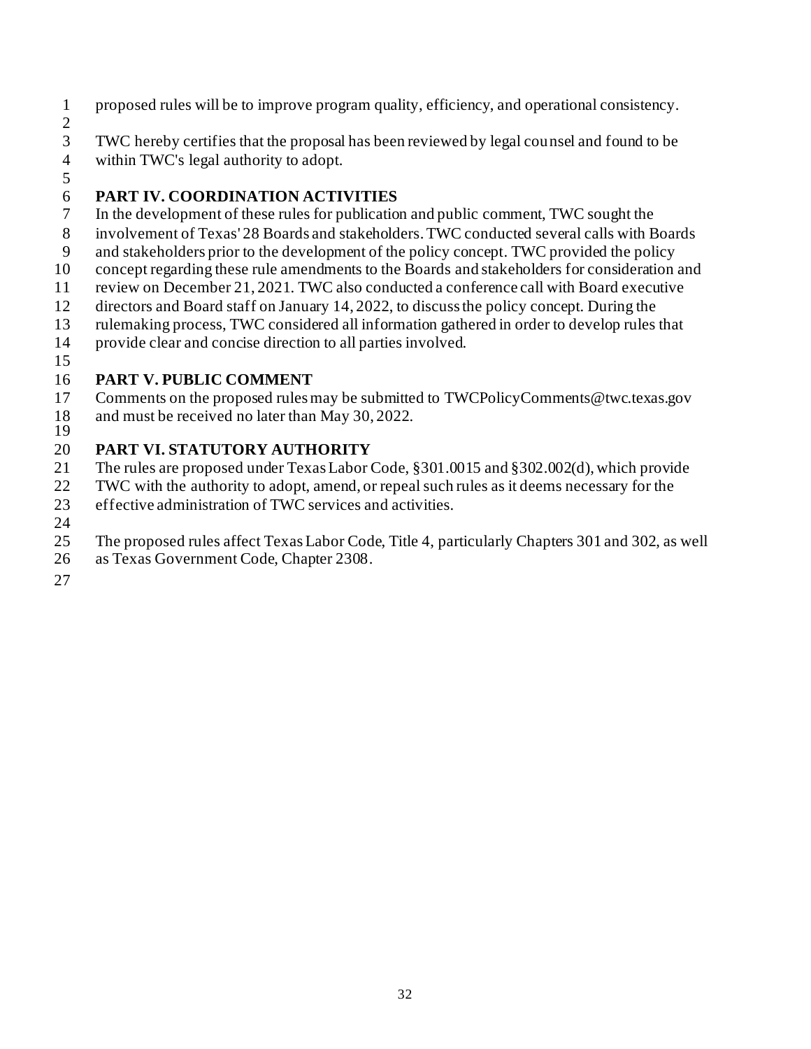proposed rules will be to improve program quality, efficiency, and operational consistency.

TWC hereby certifies that the proposal has been reviewed by legal counsel and found to be within TWC's legal authority to adopt.

## PART IV. COORDINATION ACTIVITIES

In the development of these rules for publication and public comment, TWC sought the involvement of Texas' 28 Boards and stakeholders. TWC conducted several calls with Boards and stakeholders prior to the development of the policy concept. TWC provided the policy concept regarding these rule amendments to the Boards and stakeholders for consideration and review on December 21, 2021. TWC also conducted a conference call with Board executive directors and Board staff on January 14, 2022, to discuss the policy concept. During the rulemaking process, TWC considered all information gathered in order to develop rules that provide clear and concise direction to all parties involved.

## PART V. PUBLIC COMMENT

Comments on the proposed rules may be submitted to TWCPolicyComments@twc.texas.gov and must be received no later than May 30, 2022.

## PART VI. STATUTORY AUTHORITY

The rules are proposed under Texas Labor Code, §301.0015 and §302.002(d), which provide TWC with the authority to adopt, amend, or repeal such rules as it deems necessary for the effective administration of TWC services and activities.

The proposed rules affect Texas Labor Code, Title 4, particularly Chapters 301 and 302, as well as Texas Government Code, Chapter 2308.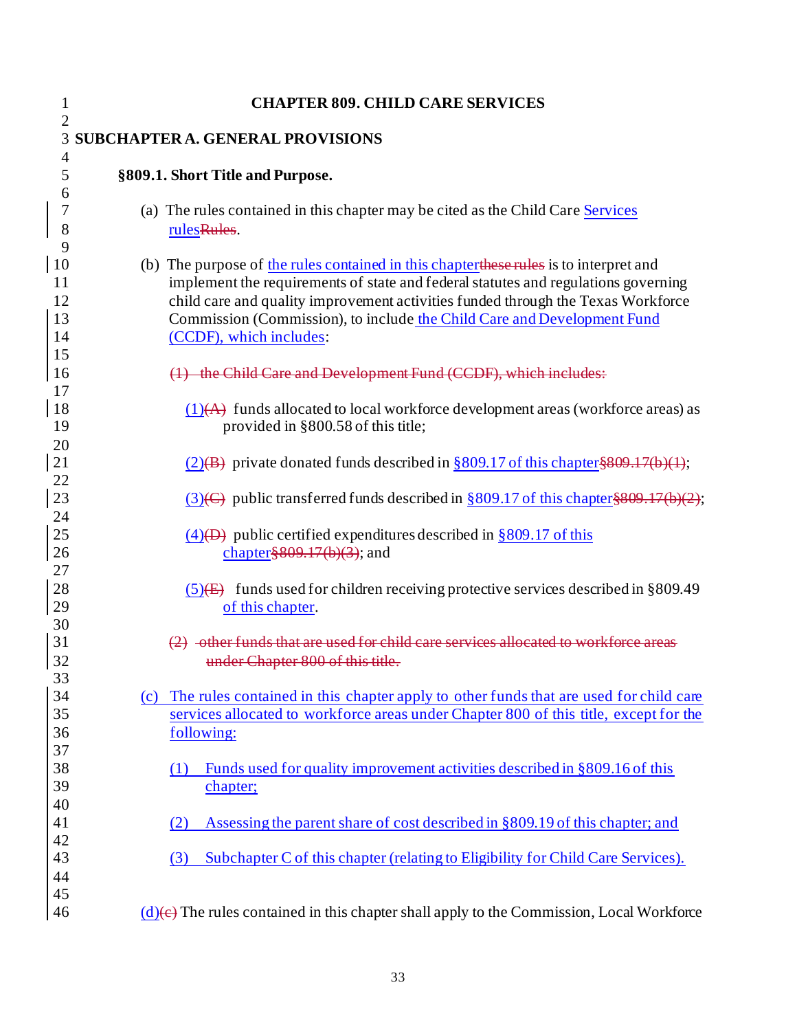# CHAPTER 809. CHILD CARE SERVICES

## SUBCHAPTER A. GENERAL PROVISIONS

### §809.1. Short Title and Purpose.

(a) The rules contained in this chapter may be cited as the Child Care Services rulesRules.

(b) The purpose of the rules contained in this chapterthese rules is to interpret and implement the requirements of state and federal statutes and regulations governing child care and quality improvement activities funded through the Texas Workforce Commission (Commission), to include the Child Care and Development Fund (CCDF), which includes:

~~(1) the Child Care and Development Fund (CCDF), which includes:~~

(1)~~(A)~~ funds allocated to local workforce development areas (workforce areas) as provided in §800.58 of this title;

(2)~~(B)~~ private donated funds described in §809.17 of this chapter~~§809.17(b)(1)~~;

(3)~~(C)~~ public transferred funds described in §809.17 of this chapter~~§809.17(b)(2)~~;

(4)~~(D)~~ public certified expenditures described in §809.17 of this chapter~~§809.17(b)(3)~~; and

(5)~~(E)~~ funds used for children receiving protective services described in §809.49 of this chapter.

~~(2) other funds that are used for child care services allocated to workforce areas under Chapter 800 of this title.~~

(c) The rules contained in this chapter apply to other funds that are used for child care services allocated to workforce areas under Chapter 800 of this title, except for the following:

(1) Funds used for quality improvement activities described in §809.16 of this chapter;

(2) Assessing the parent share of cost described in §809.19 of this chapter; and

(3) Subchapter C of this chapter (relating to Eligibility for Child Care Services).

(d)~~(c)~~ The rules contained in this chapter shall apply to the Commission, Local Workforce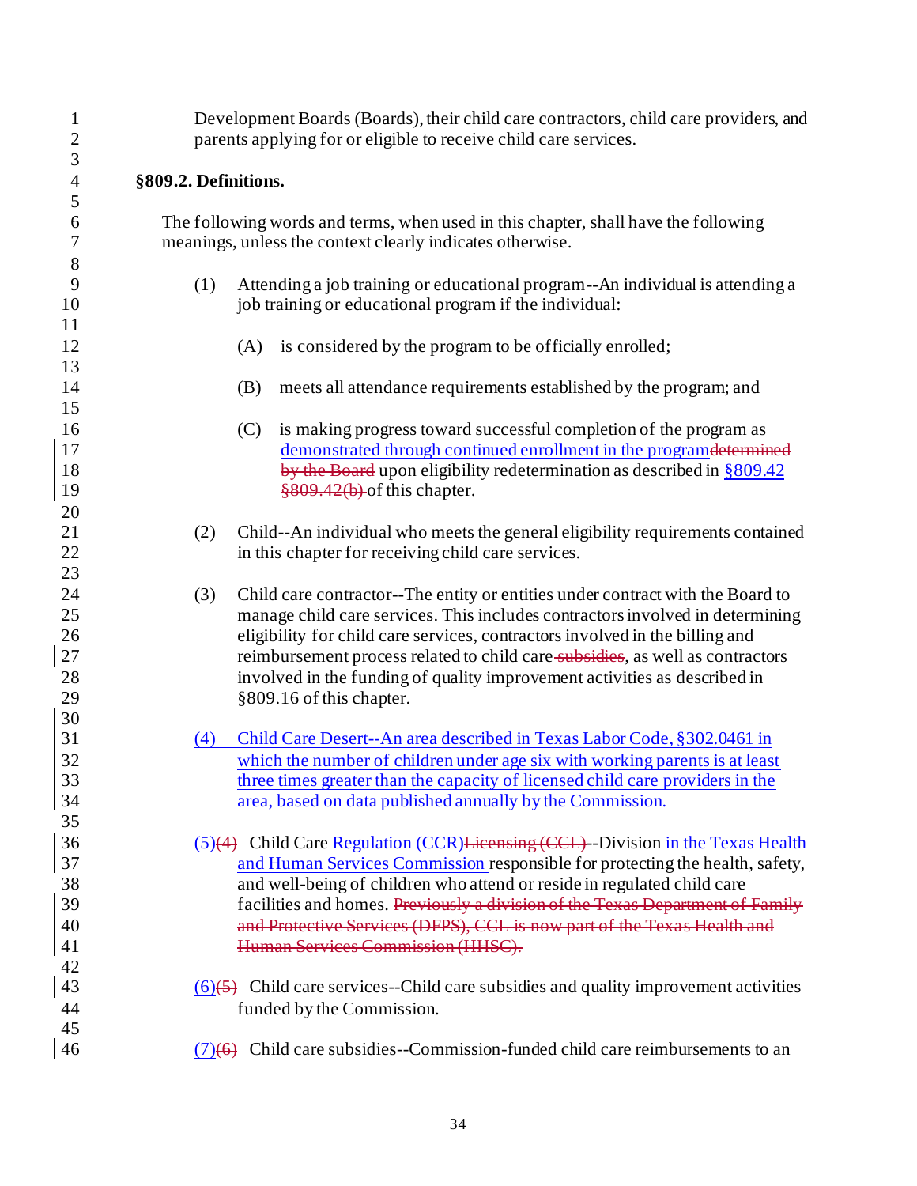Development Boards (Boards), their child care contractors, child care providers, and parents applying for or eligible to receive child care services.

**§809.2. Definitions.**

The following words and terms, when used in this chapter, shall have the following meanings, unless the context clearly indicates otherwise.

(1) Attending a job training or educational program--An individual is attending a job training or educational program if the individual:

(A) is considered by the program to be officially enrolled;

(B) meets all attendance requirements established by the program; and

(C) is making progress toward successful completion of the program as <u>demonstrated through continued enrollment in the program</u>~~determined by the Board~~ upon eligibility redetermination as described in <u>§809.42</u> ~~§809.42(b)~~ of this chapter.

(2) Child--An individual who meets the general eligibility requirements contained in this chapter for receiving child care services.

(3) Child care contractor--The entity or entities under contract with the Board to manage child care services. This includes contractors involved in determining eligibility for child care services, contractors involved in the billing and reimbursement process related to child care ~~subsidies~~, as well as contractors involved in the funding of quality improvement activities as described in §809.16 of this chapter.

<u>(4) Child Care Desert--An area described in Texas Labor Code, §302.0461 in which the number of children under age six with working parents is at least three times greater than the capacity of licensed child care providers in the area, based on data published annually by the Commission.</u>

<u>(5)</u>~~(4)~~ Child Care <u>Regulation (CCR)</u>~~Licensing (CCL)~~--Division <u>in the Texas Health and Human Services Commission</u> responsible for protecting the health, safety, and well-being of children who attend or reside in regulated child care facilities and homes. ~~Previously a division of the Texas Department of Family and Protective Services (DFPS), CCL is now part of the Texas Health and Human Services Commission (HHSC).~~

<u>(6)</u>~~(5)~~ Child care services--Child care subsidies and quality improvement activities funded by the Commission.

<u>(7)</u>~~(6)~~ Child care subsidies--Commission-funded child care reimbursements to an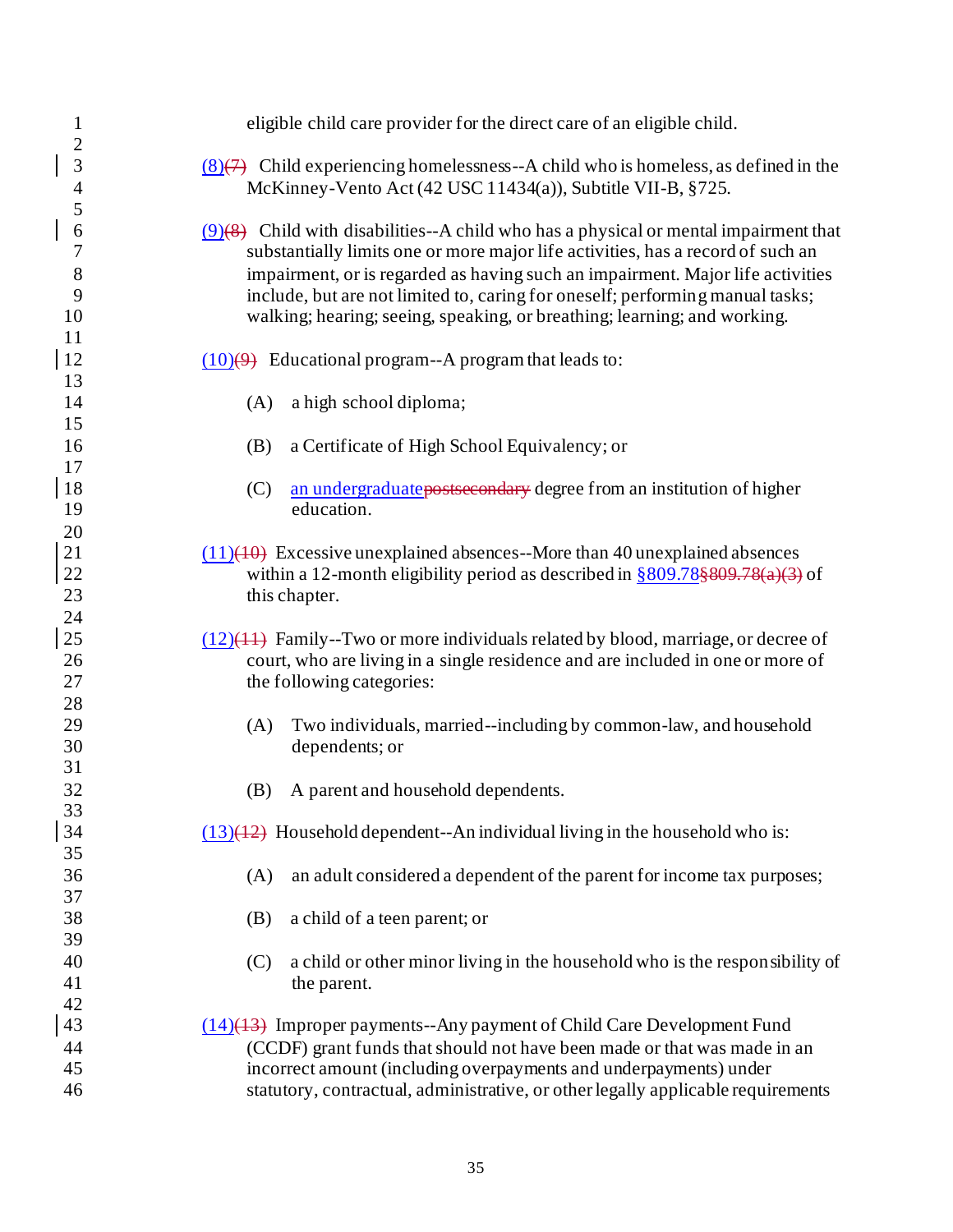eligible child care provider for the direct care of an eligible child.

(8)~~(7)~~ Child experiencing homelessness--A child who is homeless, as defined in the McKinney-Vento Act (42 USC 11434(a)), Subtitle VII-B, §725.

(9)~~(8)~~ Child with disabilities--A child who has a physical or mental impairment that substantially limits one or more major life activities, has a record of such an impairment, or is regarded as having such an impairment. Major life activities include, but are not limited to, caring for oneself; performing manual tasks; walking; hearing; seeing, speaking, or breathing; learning; and working.

(10)~~(9)~~ Educational program--A program that leads to:

(A) a high school diploma;

(B) a Certificate of High School Equivalency; or

(C) an undergraduate~~postsecondary~~ degree from an institution of higher education.

(11)~~(10)~~ Excessive unexplained absences--More than 40 unexplained absences within a 12-month eligibility period as described in §809.78~~§809.78(a)(3)~~ of this chapter.

(12)~~(11)~~ Family--Two or more individuals related by blood, marriage, or decree of court, who are living in a single residence and are included in one or more of the following categories:

(A) Two individuals, married--including by common-law, and household dependents; or

(B) A parent and household dependents.

(13)~~(12)~~ Household dependent--An individual living in the household who is:

(A) an adult considered a dependent of the parent for income tax purposes;

(B) a child of a teen parent; or

(C) a child or other minor living in the household who is the responsibility of the parent.

(14)~~(13)~~ Improper payments--Any payment of Child Care Development Fund (CCDF) grant funds that should not have been made or that was made in an incorrect amount (including overpayments and underpayments) under statutory, contractual, administrative, or other legally applicable requirements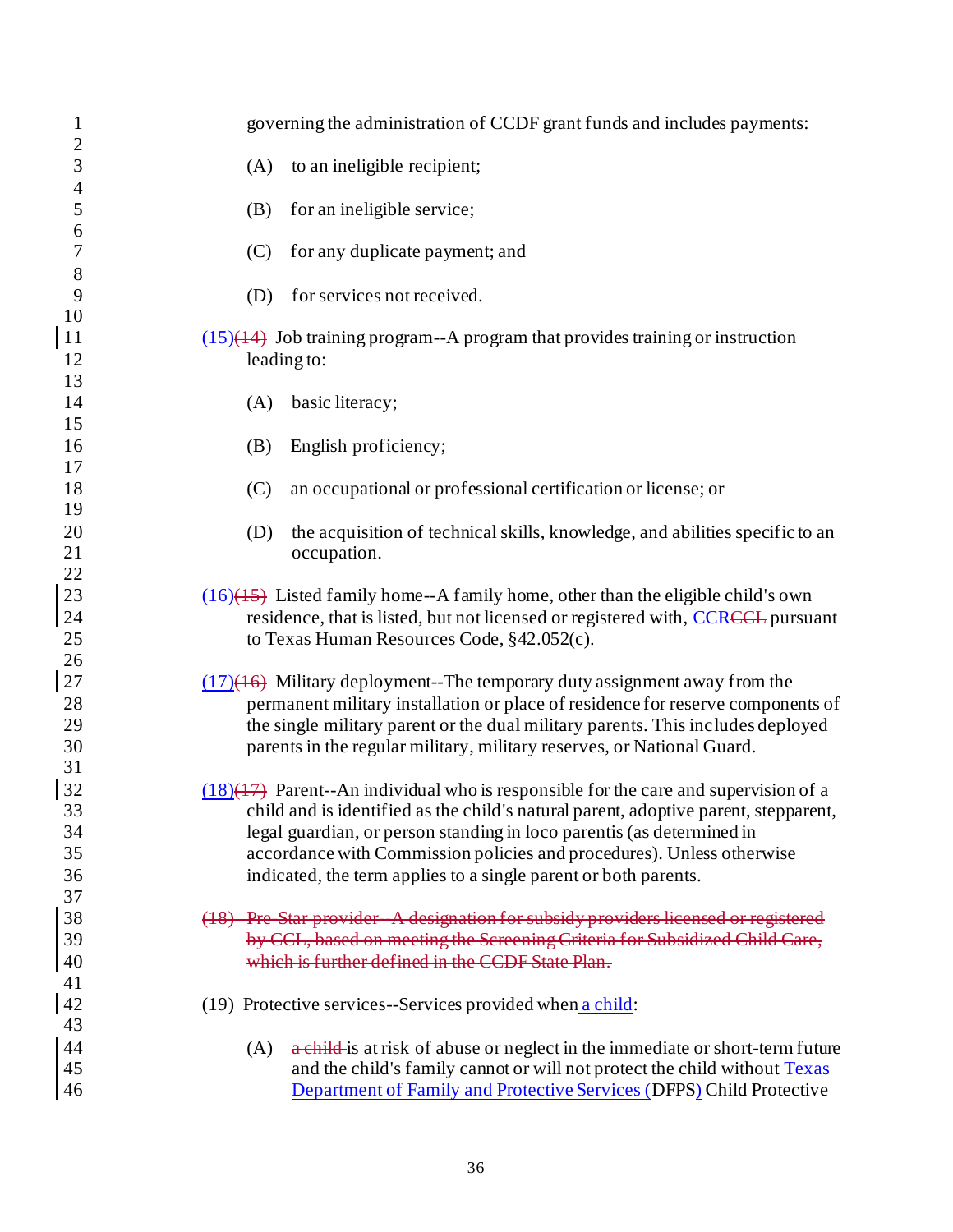governing the administration of CCDF grant funds and includes payments:

(A) to an ineligible recipient;

(B) for an ineligible service;

(C) for any duplicate payment; and

(D) for services not received.

(15)~~(14)~~ Job training program--A program that provides training or instruction leading to:

(A) basic literacy;

(B) English proficiency;

(C) an occupational or professional certification or license; or

(D) the acquisition of technical skills, knowledge, and abilities specific to an occupation.

(16)~~(15)~~ Listed family home--A family home, other than the eligible child's own residence, that is listed, but not licensed or registered with, CCR~~CCL~~ pursuant to Texas Human Resources Code, §42.052(c).

(17)~~(16)~~ Military deployment--The temporary duty assignment away from the permanent military installation or place of residence for reserve components of the single military parent or the dual military parents. This includes deployed parents in the regular military, military reserves, or National Guard.

(18)~~(17)~~ Parent--An individual who is responsible for the care and supervision of a child and is identified as the child's natural parent, adoptive parent, stepparent, legal guardian, or person standing in loco parentis (as determined in accordance with Commission policies and procedures). Unless otherwise indicated, the term applies to a single parent or both parents.

~~(18) Pre-Star provider--A designation for subsidy providers licensed or registered by CCL, based on meeting the Screening Criteria for Subsidized Child Care, which is further defined in the CCDF State Plan.~~

(19) Protective services--Services provided when a child:

(A) ~~a child~~ is at risk of abuse or neglect in the immediate or short-term future and the child's family cannot or will not protect the child without Texas Department of Family and Protective Services (DFPS) Child Protective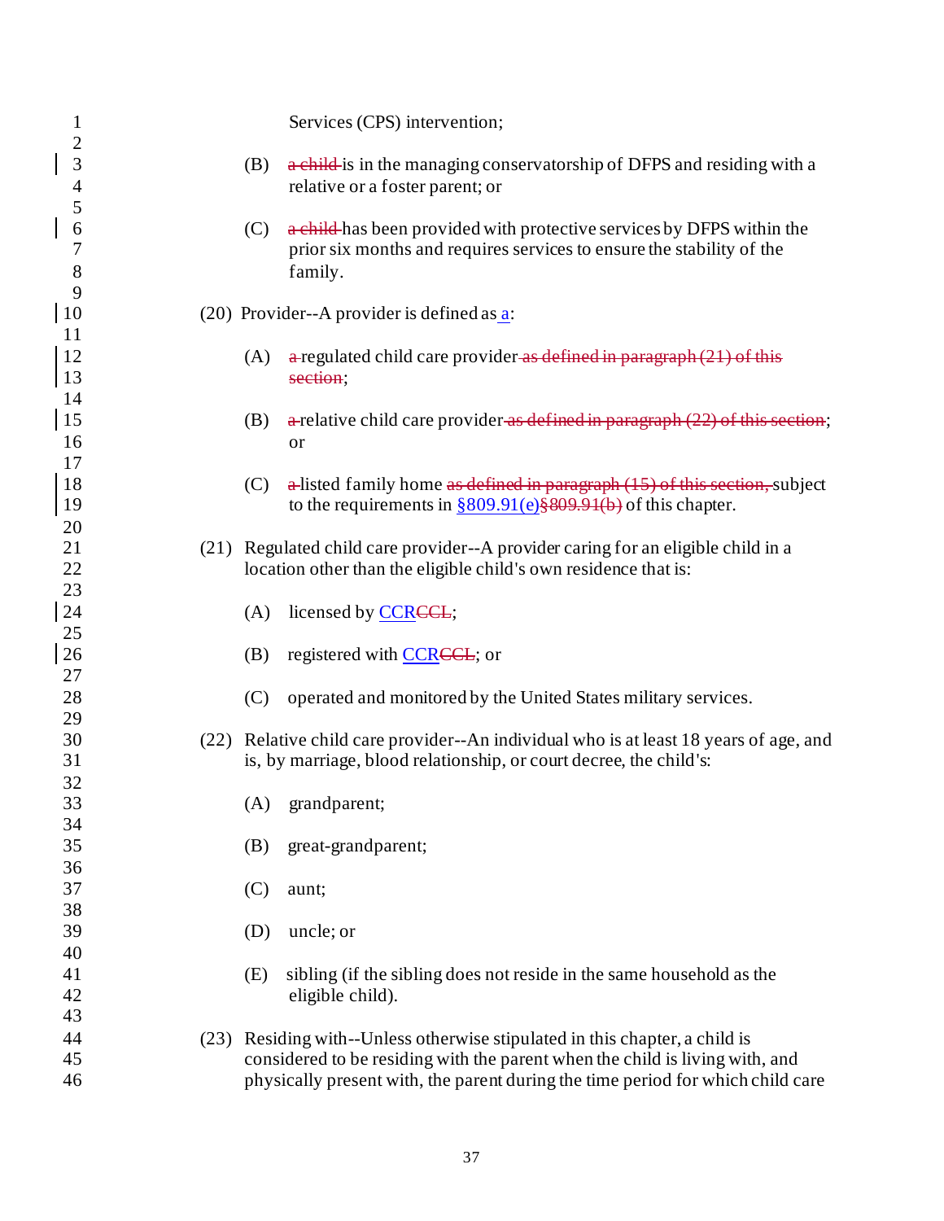Services (CPS) intervention;

(B) ~~a child~~ is in the managing conservatorship of DFPS and residing with a relative or a foster parent; or

(C) ~~a child~~ has been provided with protective services by DFPS within the prior six months and requires services to ensure the stability of the family.

(20) Provider--A provider is defined as a:

(A) ~~a~~ regulated child care provider ~~as defined in paragraph (21) of this section~~;

(B) ~~a~~ relative child care provider ~~as defined in paragraph (22) of this section~~; or

(C) ~~a~~ listed family home ~~as defined in paragraph (15) of this section,~~ subject to the requirements in §809.91(e)~~§809.91(b)~~ of this chapter.

(21) Regulated child care provider--A provider caring for an eligible child in a location other than the eligible child's own residence that is:

(A) licensed by CCR~~CCL~~;

(B) registered with CCR~~CCL~~; or

(C) operated and monitored by the United States military services.

(22) Relative child care provider--An individual who is at least 18 years of age, and is, by marriage, blood relationship, or court decree, the child's:

(A) grandparent;

(B) great-grandparent;

(C) aunt;

(D) uncle; or

(E) sibling (if the sibling does not reside in the same household as the eligible child).

(23) Residing with--Unless otherwise stipulated in this chapter, a child is considered to be residing with the parent when the child is living with, and physically present with, the parent during the time period for which child care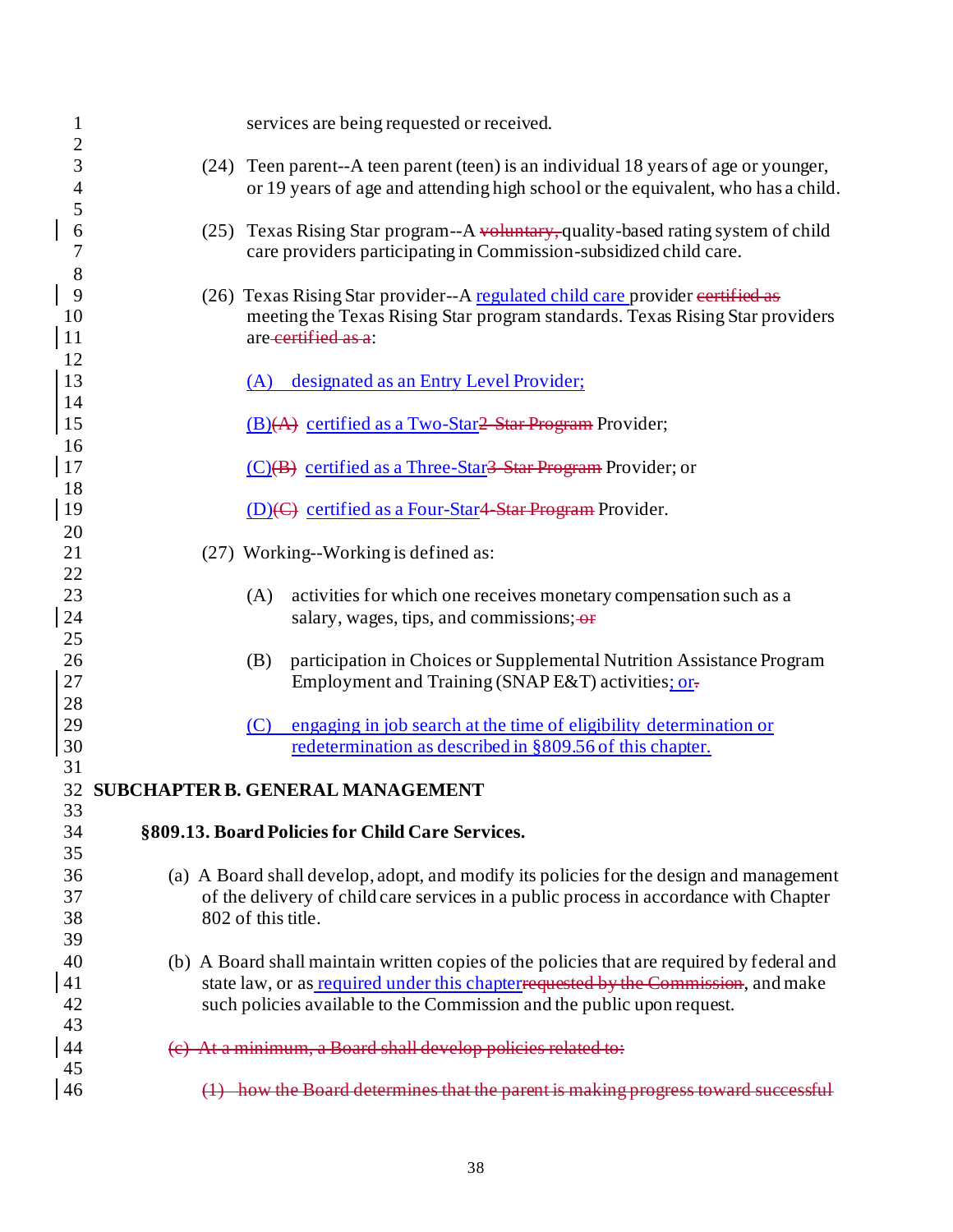services are being requested or received.

(24) Teen parent--A teen parent (teen) is an individual 18 years of age or younger, or 19 years of age and attending high school or the equivalent, who has a child.

(25) Texas Rising Star program--A ~~voluntary,~~ quality-based rating system of child care providers participating in Commission-subsidized child care.

(26) Texas Rising Star provider--A regulated child care provider ~~certified as~~ meeting the Texas Rising Star program standards. Texas Rising Star providers are ~~certified as a~~:

(A) designated as an Entry Level Provider;

(B)~~(A)~~ certified as a Two-Star~~2-Star Program~~ Provider;

(C)~~(B)~~ certified as a Three-Star~~3-Star Program~~ Provider; or

(D)~~(C)~~ certified as a Four-Star~~4-Star Program~~ Provider.

(27) Working--Working is defined as:

(A) activities for which one receives monetary compensation such as a salary, wages, tips, and commissions; ~~or~~

(B) participation in Choices or Supplemental Nutrition Assistance Program Employment and Training (SNAP E&T) activities; or~~.~~

(C) engaging in job search at the time of eligibility determination or redetermination as described in §809.56 of this chapter.

## SUBCHAPTER B. GENERAL MANAGEMENT

### §809.13. Board Policies for Child Care Services.

(a) A Board shall develop, adopt, and modify its policies for the design and management of the delivery of child care services in a public process in accordance with Chapter 802 of this title.

(b) A Board shall maintain written copies of the policies that are required by federal and state law, or as required under this chapter~~requested by the Commission~~, and make such policies available to the Commission and the public upon request.

~~(c) At a minimum, a Board shall develop policies related to:~~

~~(1) how the Board determines that the parent is making progress toward successful~~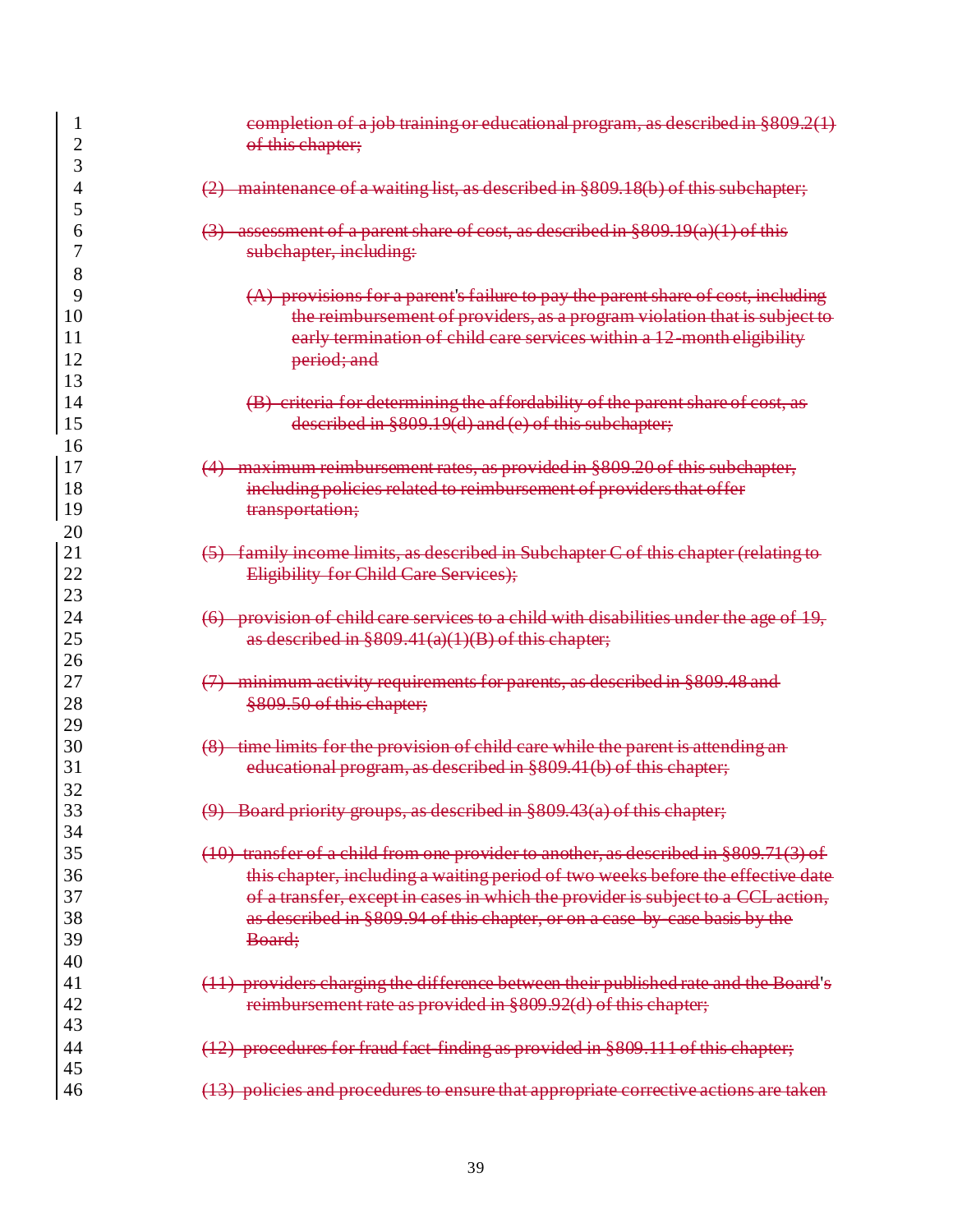~~completion of a job training or educational program, as described in §809.2(1) of this chapter;~~

~~(2) maintenance of a waiting list, as described in §809.18(b) of this subchapter;~~

~~(3) assessment of a parent share of cost, as described in §809.19(a)(1) of this subchapter, including:~~

~~(A) provisions for a parent's failure to pay the parent share of cost, including the reimbursement of providers, as a program violation that is subject to early termination of child care services within a 12-month eligibility period; and~~

~~(B) criteria for determining the affordability of the parent share of cost, as described in §809.19(d) and (e) of this subchapter;~~

~~(4) maximum reimbursement rates, as provided in §809.20 of this subchapter, including policies related to reimbursement of providers that offer transportation;~~

~~(5) family income limits, as described in Subchapter C of this chapter (relating to Eligibility for Child Care Services);~~

~~(6) provision of child care services to a child with disabilities under the age of 19, as described in §809.41(a)(1)(B) of this chapter;~~

~~(7) minimum activity requirements for parents, as described in §809.48 and §809.50 of this chapter;~~

~~(8) time limits for the provision of child care while the parent is attending an educational program, as described in §809.41(b) of this chapter;~~

~~(9) Board priority groups, as described in §809.43(a) of this chapter;~~

~~(10) transfer of a child from one provider to another, as described in §809.71(3) of this chapter, including a waiting period of two weeks before the effective date of a transfer, except in cases in which the provider is subject to a CCL action, as described in §809.94 of this chapter, or on a case-by-case basis by the Board;~~

~~(11) providers charging the difference between their published rate and the Board's reimbursement rate as provided in §809.92(d) of this chapter;~~

~~(12) procedures for fraud fact-finding as provided in §809.111 of this chapter;~~

~~(13) policies and procedures to ensure that appropriate corrective actions are taken~~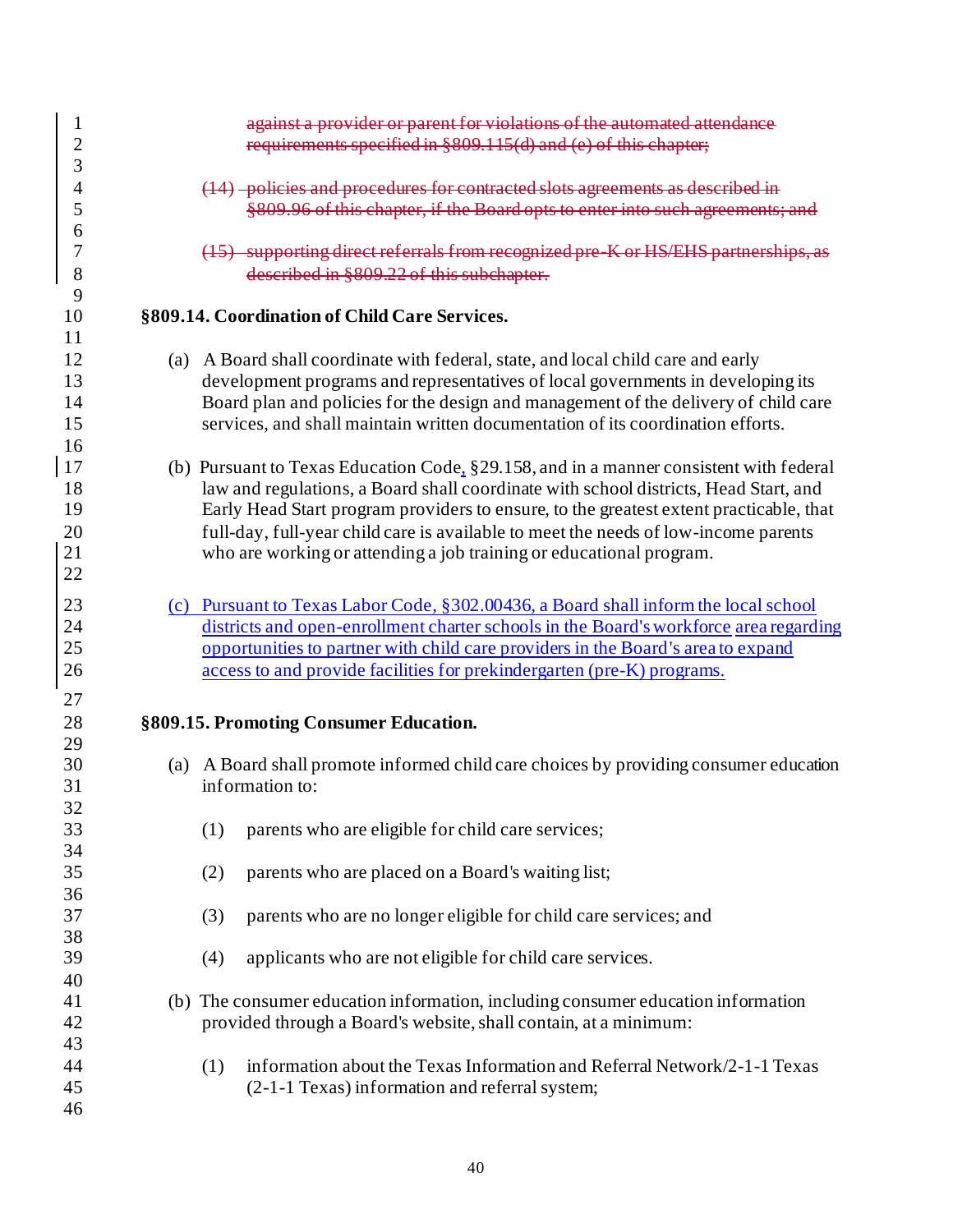~~against a provider or parent for violations of the automated attendance requirements specified in §809.115(d) and (e) of this chapter;~~

~~(14) policies and procedures for contracted slots agreements as described in §809.96 of this chapter, if the Board opts to enter into such agreements; and~~

~~(15) supporting direct referrals from recognized pre-K or HS/EHS partnerships, as described in §809.22 of this subchapter.~~

**§809.14. Coordination of Child Care Services.**

(a) A Board shall coordinate with federal, state, and local child care and early development programs and representatives of local governments in developing its Board plan and policies for the design and management of the delivery of child care services, and shall maintain written documentation of its coordination efforts.

(b) Pursuant to Texas Education Code, §29.158, and in a manner consistent with federal law and regulations, a Board shall coordinate with school districts, Head Start, and Early Head Start program providers to ensure, to the greatest extent practicable, that full-day, full-year child care is available to meet the needs of low-income parents who are working or attending a job training or educational program.

(c) Pursuant to Texas Labor Code, §302.00436, a Board shall inform the local school districts and open-enrollment charter schools in the Board's workforce area regarding opportunities to partner with child care providers in the Board's area to expand access to and provide facilities for prekindergarten (pre-K) programs.

**§809.15. Promoting Consumer Education.**

(a) A Board shall promote informed child care choices by providing consumer education information to:

(1) parents who are eligible for child care services;

(2) parents who are placed on a Board's waiting list;

(3) parents who are no longer eligible for child care services; and

(4) applicants who are not eligible for child care services.

(b) The consumer education information, including consumer education information provided through a Board's website, shall contain, at a minimum:

(1) information about the Texas Information and Referral Network/2-1-1 Texas (2-1-1 Texas) information and referral system;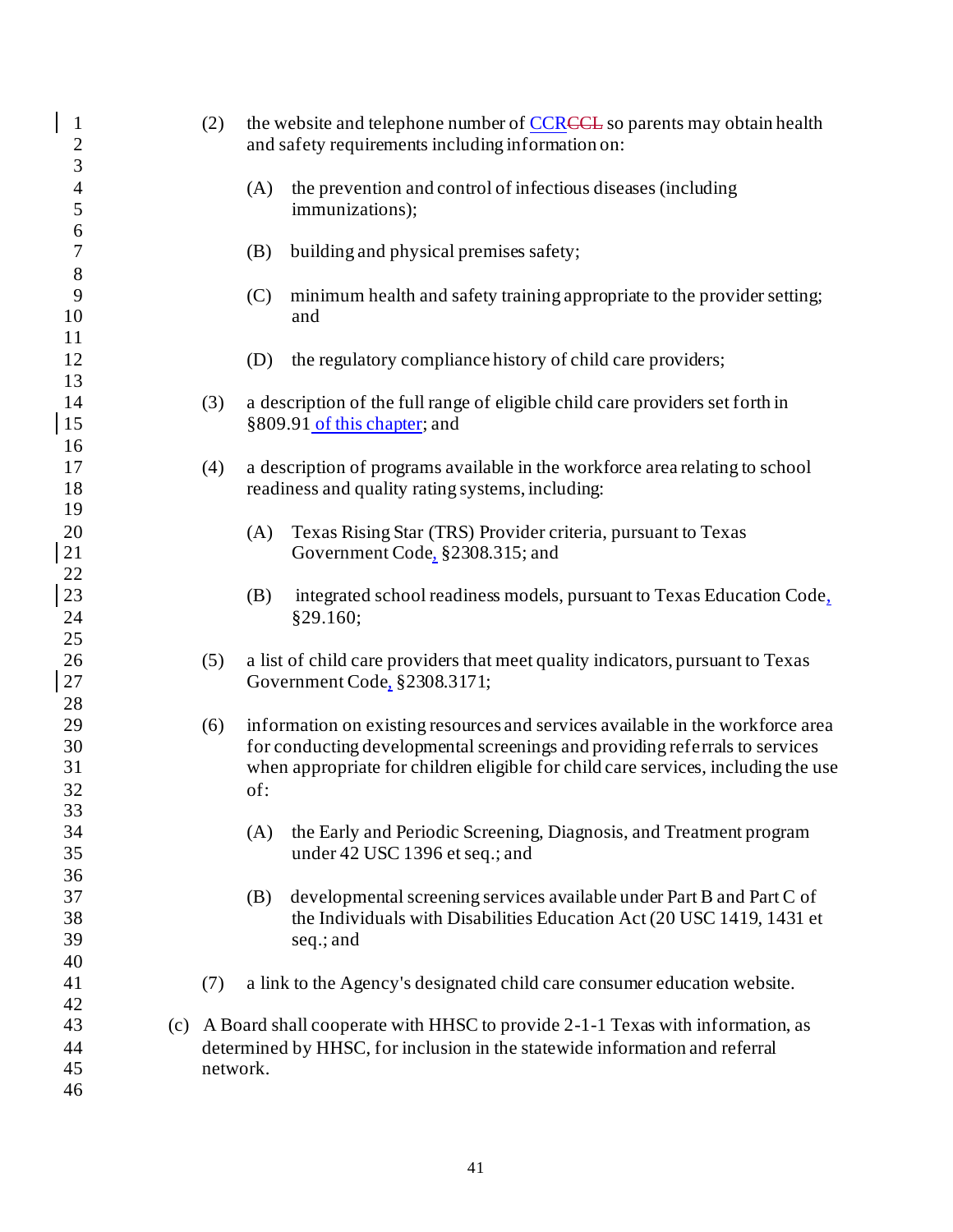(2) the website and telephone number of CCR~~CCL~~ so parents may obtain health and safety requirements including information on:

   (A) the prevention and control of infectious diseases (including immunizations);

   (B) building and physical premises safety;

   (C) minimum health and safety training appropriate to the provider setting; and

   (D) the regulatory compliance history of child care providers;

(3) a description of the full range of eligible child care providers set forth in §809.91 of this chapter; and

(4) a description of programs available in the workforce area relating to school readiness and quality rating systems, including:

   (A) Texas Rising Star (TRS) Provider criteria, pursuant to Texas Government Code, §2308.315; and

   (B) integrated school readiness models, pursuant to Texas Education Code, §29.160;

(5) a list of child care providers that meet quality indicators, pursuant to Texas Government Code, §2308.3171;

(6) information on existing resources and services available in the workforce area for conducting developmental screenings and providing referrals to services when appropriate for children eligible for child care services, including the use of:

   (A) the Early and Periodic Screening, Diagnosis, and Treatment program under 42 USC 1396 et seq.; and

   (B) developmental screening services available under Part B and Part C of the Individuals with Disabilities Education Act (20 USC 1419, 1431 et seq.; and

(7) a link to the Agency's designated child care consumer education website.

(c) A Board shall cooperate with HHSC to provide 2-1-1 Texas with information, as determined by HHSC, for inclusion in the statewide information and referral network.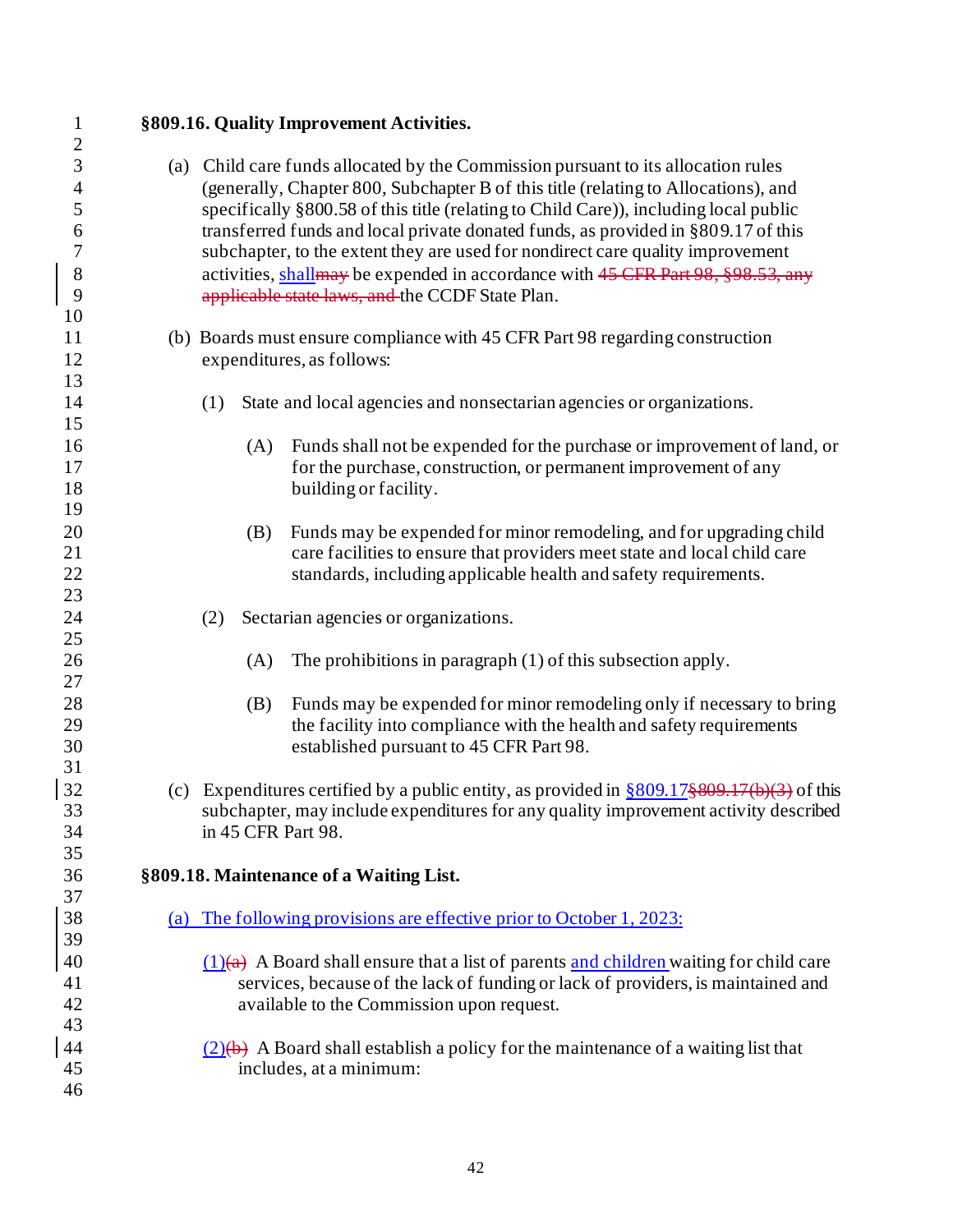**§809.16. Quality Improvement Activities.**

(a) Child care funds allocated by the Commission pursuant to its allocation rules (generally, Chapter 800, Subchapter B of this title (relating to Allocations), and specifically §800.58 of this title (relating to Child Care)), including local public transferred funds and local private donated funds, as provided in §809.17 of this subchapter, to the extent they are used for nondirect care quality improvement activities, <u>shall</u>~~may~~ be expended in accordance with ~~45 CFR Part 98, §98.53, any applicable state laws, and~~ the CCDF State Plan.

(b) Boards must ensure compliance with 45 CFR Part 98 regarding construction expenditures, as follows:

(1) State and local agencies and nonsectarian agencies or organizations.

(A) Funds shall not be expended for the purchase or improvement of land, or for the purchase, construction, or permanent improvement of any building or facility.

(B) Funds may be expended for minor remodeling, and for upgrading child care facilities to ensure that providers meet state and local child care standards, including applicable health and safety requirements.

(2) Sectarian agencies or organizations.

(A) The prohibitions in paragraph (1) of this subsection apply.

(B) Funds may be expended for minor remodeling only if necessary to bring the facility into compliance with the health and safety requirements established pursuant to 45 CFR Part 98.

(c) Expenditures certified by a public entity, as provided in <u>§809.17</u>~~§809.17(b)(3)~~ of this subchapter, may include expenditures for any quality improvement activity described in 45 CFR Part 98.

**§809.18. Maintenance of a Waiting List.**

<u>(a) The following provisions are effective prior to October 1, 2023:</u>

<u>(1)</u>~~(a)~~ A Board shall ensure that a list of parents <u>and children</u> waiting for child care services, because of the lack of funding or lack of providers, is maintained and available to the Commission upon request.

<u>(2)</u>~~(b)~~ A Board shall establish a policy for the maintenance of a waiting list that includes, at a minimum: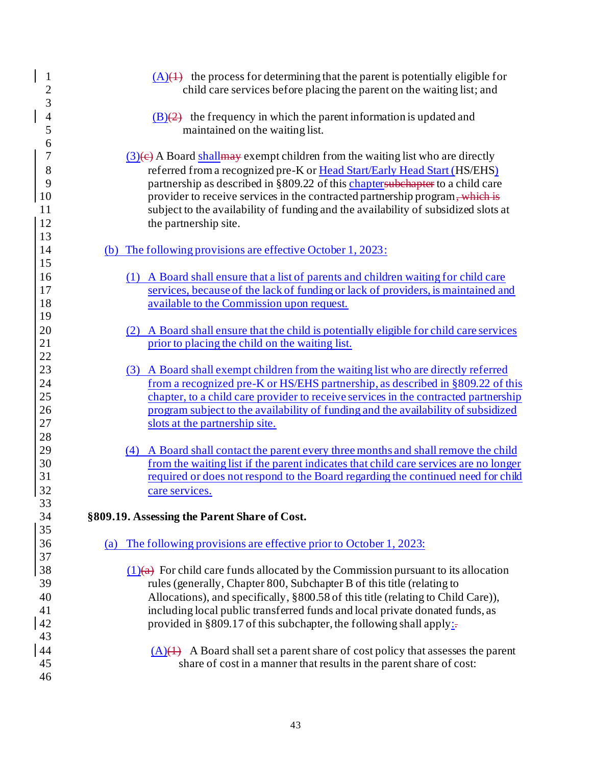(A)(1) the process for determining that the parent is potentially eligible for child care services before placing the parent on the waiting list; and

(B)(2) the frequency in which the parent information is updated and maintained on the waiting list.

(3)(c) A Board shallmay exempt children from the waiting list who are directly referred from a recognized pre-K or Head Start/Early Head Start (HS/EHS) partnership as described in §809.22 of this chaptersubchapter to a child care provider to receive services in the contracted partnership program, which is subject to the availability of funding and the availability of subsidized slots at the partnership site.

(b) The following provisions are effective October 1, 2023:

(1) A Board shall ensure that a list of parents and children waiting for child care services, because of the lack of funding or lack of providers, is maintained and available to the Commission upon request.

(2) A Board shall ensure that the child is potentially eligible for child care services prior to placing the child on the waiting list.

(3) A Board shall exempt children from the waiting list who are directly referred from a recognized pre-K or HS/EHS partnership, as described in §809.22 of this chapter, to a child care provider to receive services in the contracted partnership program subject to the availability of funding and the availability of subsidized slots at the partnership site.

(4) A Board shall contact the parent every three months and shall remove the child from the waiting list if the parent indicates that child care services are no longer required or does not respond to the Board regarding the continued need for child care services.

**§809.19. Assessing the Parent Share of Cost.**

(a) The following provisions are effective prior to October 1, 2023:

(1)(a) For child care funds allocated by the Commission pursuant to its allocation rules (generally, Chapter 800, Subchapter B of this title (relating to Allocations), and specifically, §800.58 of this title (relating to Child Care)), including local public transferred funds and local private donated funds, as provided in §809.17 of this subchapter, the following shall apply:.

(A)(1) A Board shall set a parent share of cost policy that assesses the parent share of cost in a manner that results in the parent share of cost: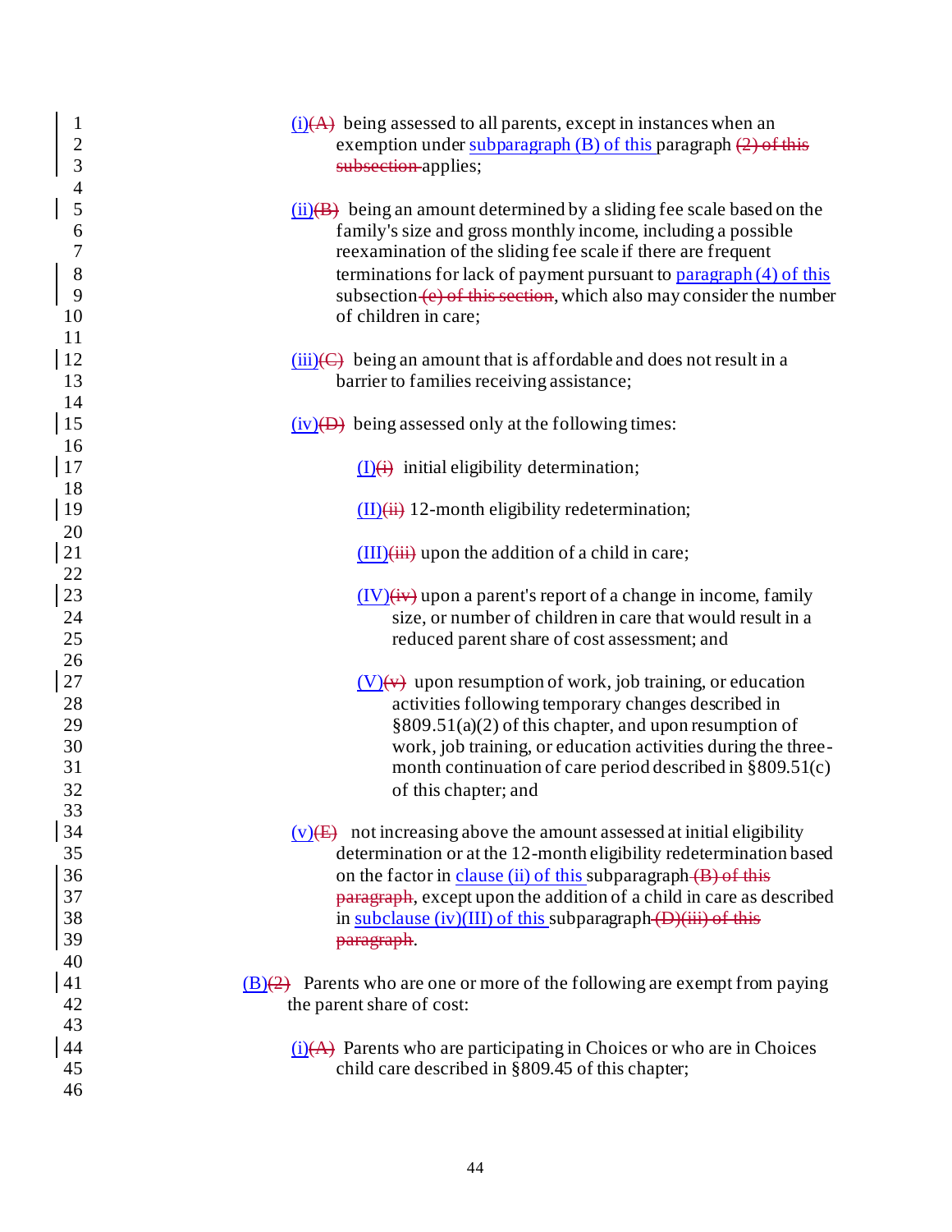(i)(A) being assessed to all parents, except in instances when an exemption under subparagraph (B) of this paragraph (2) of this subsection applies;

(ii)(B) being an amount determined by a sliding fee scale based on the family's size and gross monthly income, including a possible reexamination of the sliding fee scale if there are frequent terminations for lack of payment pursuant to paragraph (4) of this subsection (e) of this section, which also may consider the number of children in care;

(iii)(C) being an amount that is affordable and does not result in a barrier to families receiving assistance;

(iv)(D) being assessed only at the following times:

(I)(i) initial eligibility determination;

(II)(ii) 12-month eligibility redetermination;

(III)(iii) upon the addition of a child in care;

(IV)(iv) upon a parent's report of a change in income, family size, or number of children in care that would result in a reduced parent share of cost assessment; and

(V)(v) upon resumption of work, job training, or education activities following temporary changes described in §809.51(a)(2) of this chapter, and upon resumption of work, job training, or education activities during the three-month continuation of care period described in §809.51(c) of this chapter; and

(v)(E) not increasing above the amount assessed at initial eligibility determination or at the 12-month eligibility redetermination based on the factor in clause (ii) of this subparagraph (B) of this paragraph, except upon the addition of a child in care as described in subclause (iv)(III) of this subparagraph (D)(iii) of this paragraph.

(B)(2) Parents who are one or more of the following are exempt from paying the parent share of cost:

(i)(A) Parents who are participating in Choices or who are in Choices child care described in §809.45 of this chapter;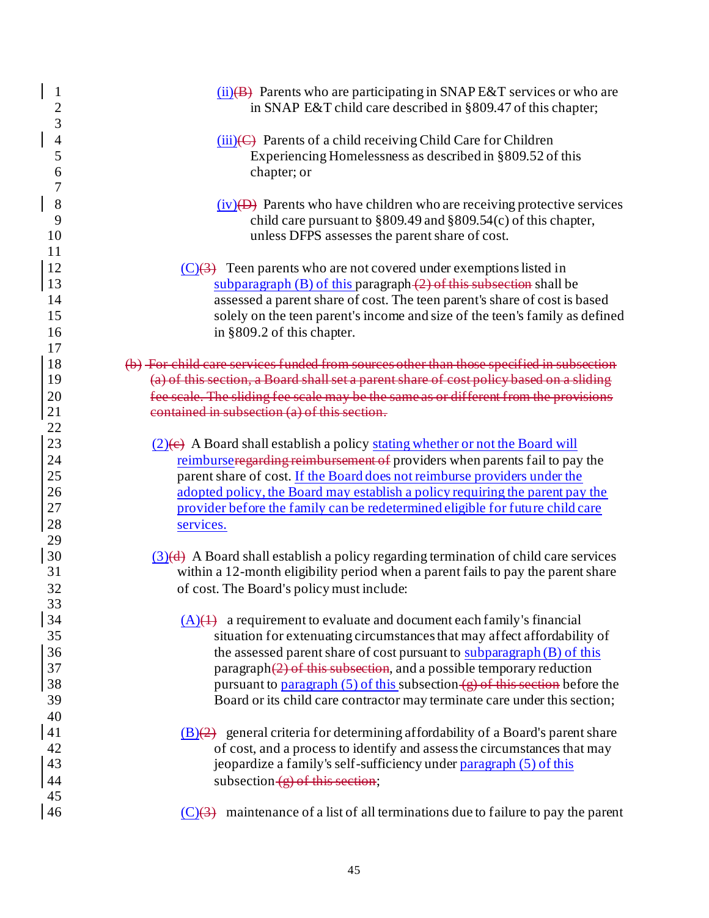(ii)~~(B)~~ Parents who are participating in SNAP E&T services or who are in SNAP E&T child care described in §809.47 of this chapter;

(iii)~~(C)~~ Parents of a child receiving Child Care for Children Experiencing Homelessness as described in §809.52 of this chapter; or

(iv)~~(D)~~ Parents who have children who are receiving protective services child care pursuant to §809.49 and §809.54(c) of this chapter, unless DFPS assesses the parent share of cost.

(C)~~(3)~~ Teen parents who are not covered under exemptions listed in subparagraph (B) of this paragraph ~~(2) of this subsection~~ shall be assessed a parent share of cost. The teen parent's share of cost is based solely on the teen parent's income and size of the teen's family as defined in §809.2 of this chapter.

~~(b) For child care services funded from sources other than those specified in subsection (a) of this section, a Board shall set a parent share of cost policy based on a sliding fee scale. The sliding fee scale may be the same as or different from the provisions contained in subsection (a) of this section.~~

(2)~~(c)~~ A Board shall establish a policy stating whether or not the Board will reimburse~~regarding reimbursement of~~ providers when parents fail to pay the parent share of cost. If the Board does not reimburse providers under the adopted policy, the Board may establish a policy requiring the parent pay the provider before the family can be redetermined eligible for future child care services.

(3)~~(d)~~ A Board shall establish a policy regarding termination of child care services within a 12-month eligibility period when a parent fails to pay the parent share of cost. The Board's policy must include:

(A)~~(1)~~ a requirement to evaluate and document each family's financial situation for extenuating circumstances that may affect affordability of the assessed parent share of cost pursuant to subparagraph (B) of this paragraph~~(2) of this subsection~~, and a possible temporary reduction pursuant to paragraph (5) of this subsection ~~(g) of this section~~ before the Board or its child care contractor may terminate care under this section;

(B)~~(2)~~ general criteria for determining affordability of a Board's parent share of cost, and a process to identify and assess the circumstances that may jeopardize a family's self-sufficiency under paragraph (5) of this subsection ~~(g) of this section~~;

(C)~~(3)~~ maintenance of a list of all terminations due to failure to pay the parent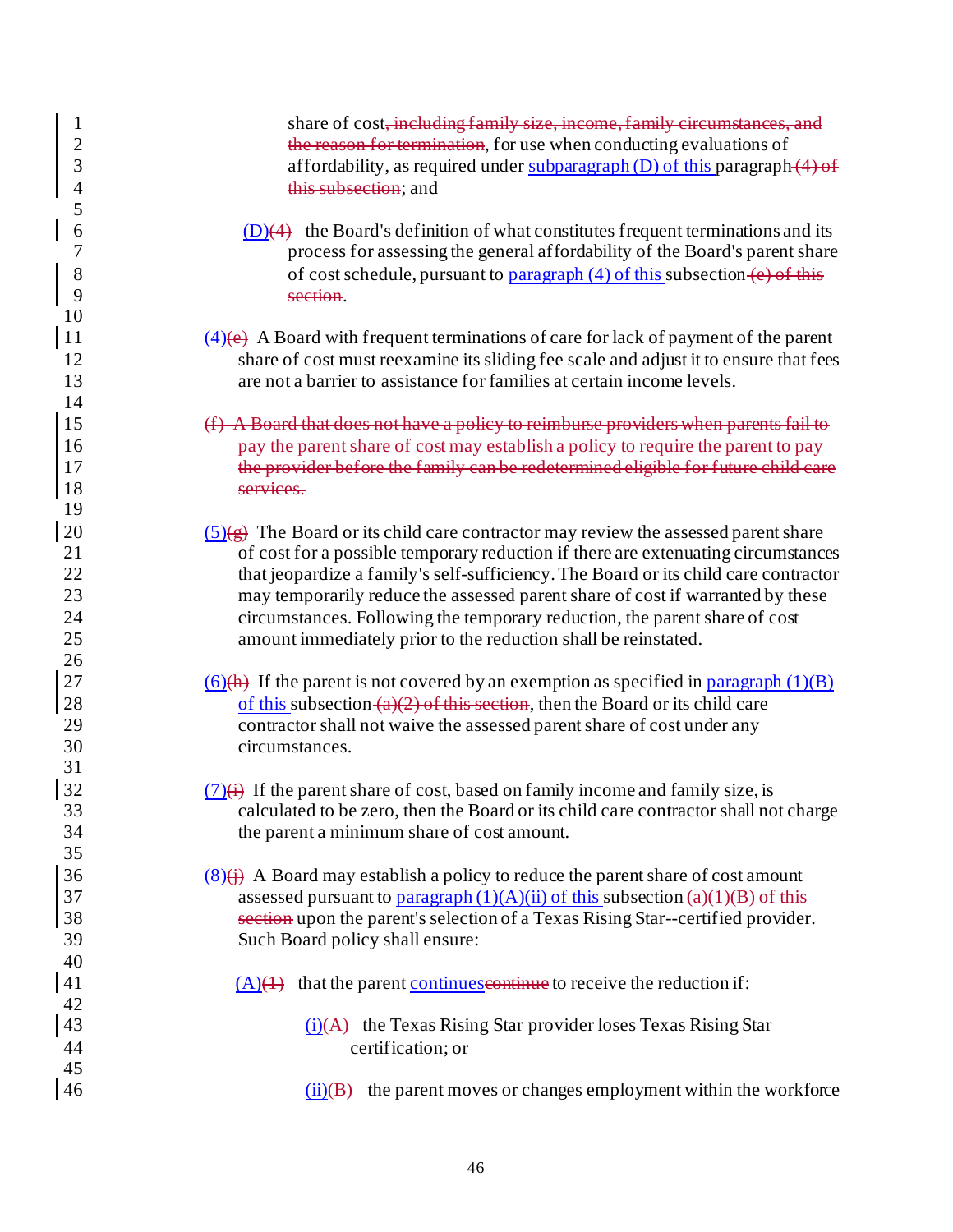share of cost~~, including family size, income, family circumstances, and the reason for termination~~, for use when conducting evaluations of affordability, as required under subparagraph (D) of this paragraph ~~(4) of this subsection~~; and

(D)~~(4)~~ the Board's definition of what constitutes frequent terminations and its process for assessing the general affordability of the Board's parent share of cost schedule, pursuant to paragraph (4) of this subsection ~~(e) of this section~~.

(4)~~(e)~~ A Board with frequent terminations of care for lack of payment of the parent share of cost must reexamine its sliding fee scale and adjust it to ensure that fees are not a barrier to assistance for families at certain income levels.

~~(f) A Board that does not have a policy to reimburse providers when parents fail to pay the parent share of cost may establish a policy to require the parent to pay the provider before the family can be redetermined eligible for future child care services.~~

(5)~~(g)~~ The Board or its child care contractor may review the assessed parent share of cost for a possible temporary reduction if there are extenuating circumstances that jeopardize a family's self-sufficiency. The Board or its child care contractor may temporarily reduce the assessed parent share of cost if warranted by these circumstances. Following the temporary reduction, the parent share of cost amount immediately prior to the reduction shall be reinstated.

(6)~~(h)~~ If the parent is not covered by an exemption as specified in paragraph (1)(B) of this subsection ~~(a)(2) of this section~~, then the Board or its child care contractor shall not waive the assessed parent share of cost under any circumstances.

(7)~~(i)~~ If the parent share of cost, based on family income and family size, is calculated to be zero, then the Board or its child care contractor shall not charge the parent a minimum share of cost amount.

(8)~~(j)~~ A Board may establish a policy to reduce the parent share of cost amount assessed pursuant to paragraph (1)(A)(ii) of this subsection ~~(a)(1)(B) of this section~~ upon the parent's selection of a Texas Rising Star--certified provider. Such Board policy shall ensure:

(A)~~(1)~~ that the parent continues~~continue~~ to receive the reduction if:

(i)~~(A)~~ the Texas Rising Star provider loses Texas Rising Star certification; or

(ii)~~(B)~~ the parent moves or changes employment within the workforce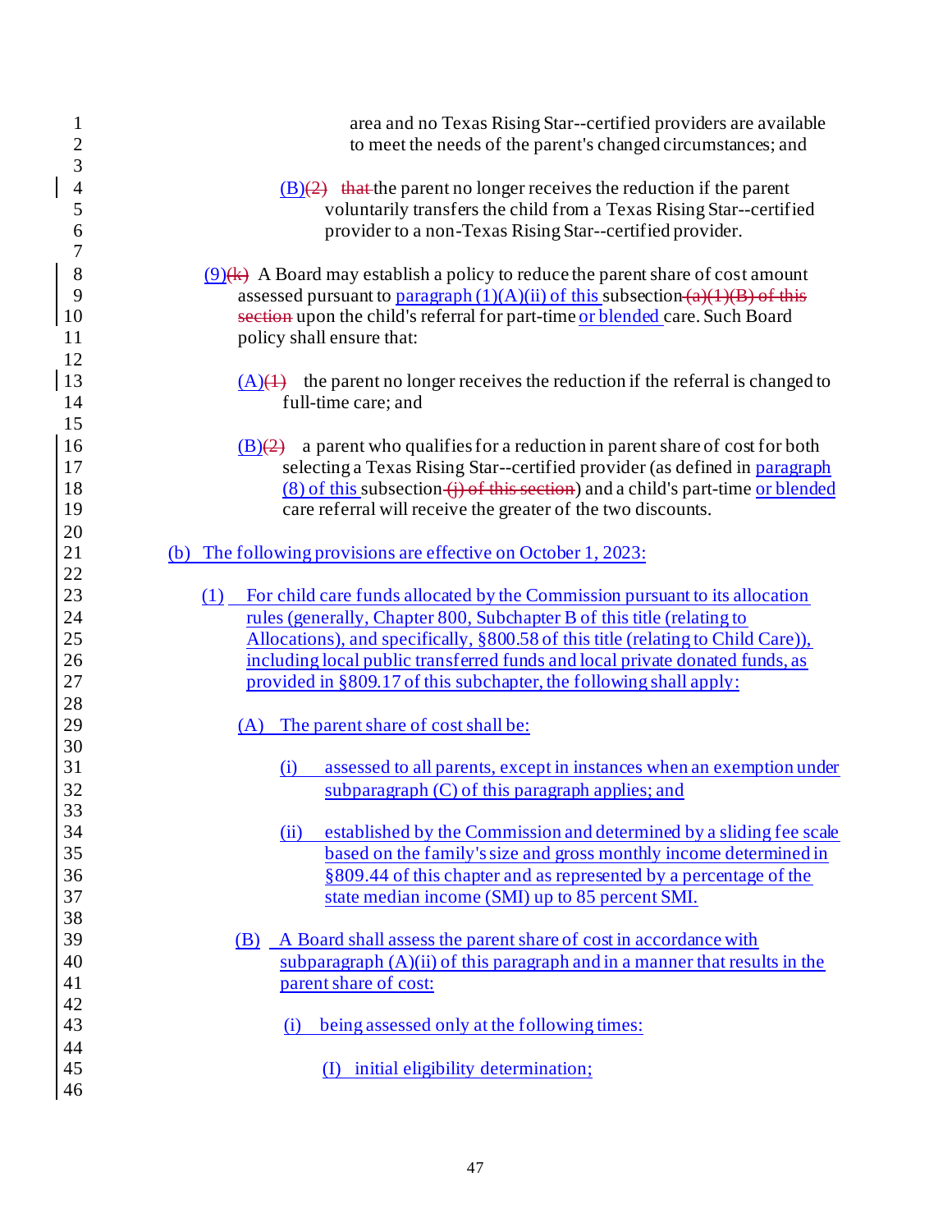area and no Texas Rising Star--certified providers are available to meet the needs of the parent's changed circumstances; and

(B)~~(2)~~ ~~that~~ the parent no longer receives the reduction if the parent voluntarily transfers the child from a Texas Rising Star--certified provider to a non-Texas Rising Star--certified provider.

(9)~~(k)~~ A Board may establish a policy to reduce the parent share of cost amount assessed pursuant to paragraph (1)(A)(ii) of this subsection ~~(a)(1)(B) of this section~~ upon the child's referral for part-time or blended care. Such Board policy shall ensure that:

(A)~~(1)~~ the parent no longer receives the reduction if the referral is changed to full-time care; and

(B)~~(2)~~ a parent who qualifies for a reduction in parent share of cost for both selecting a Texas Rising Star--certified provider (as defined in paragraph (8) of this subsection ~~(j) of this section~~) and a child's part-time or blended care referral will receive the greater of the two discounts.

(b) The following provisions are effective on October 1, 2023:

(1) For child care funds allocated by the Commission pursuant to its allocation rules (generally, Chapter 800, Subchapter B of this title (relating to Allocations), and specifically, §800.58 of this title (relating to Child Care)), including local public transferred funds and local private donated funds, as provided in §809.17 of this subchapter, the following shall apply:

(A) The parent share of cost shall be:

(i) assessed to all parents, except in instances when an exemption under subparagraph (C) of this paragraph applies; and

(ii) established by the Commission and determined by a sliding fee scale based on the family's size and gross monthly income determined in §809.44 of this chapter and as represented by a percentage of the state median income (SMI) up to 85 percent SMI.

(B) A Board shall assess the parent share of cost in accordance with subparagraph (A)(ii) of this paragraph and in a manner that results in the parent share of cost:

(i) being assessed only at the following times:

(I) initial eligibility determination;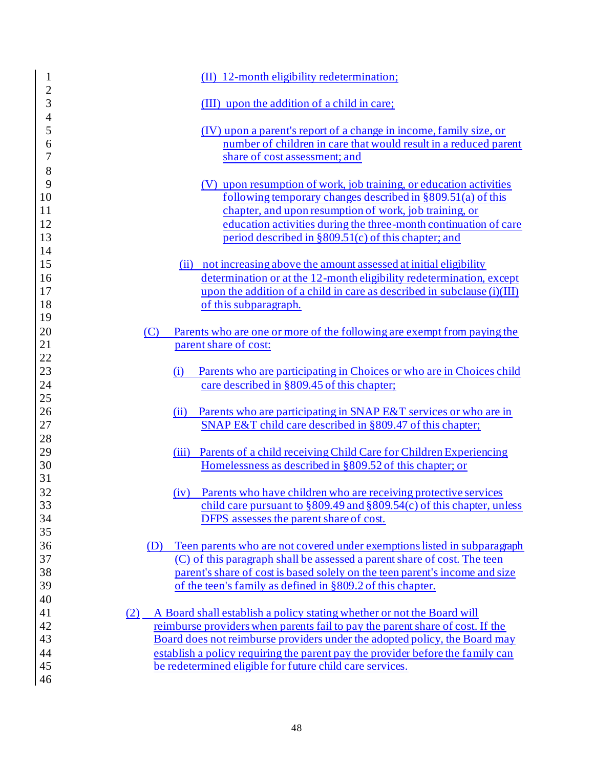(II) 12-month eligibility redetermination;

(III) upon the addition of a child in care;

(IV) upon a parent's report of a change in income, family size, or number of children in care that would result in a reduced parent share of cost assessment; and

(V) upon resumption of work, job training, or education activities following temporary changes described in §809.51(a) of this chapter, and upon resumption of work, job training, or education activities during the three-month continuation of care period described in §809.51(c) of this chapter; and

(ii) not increasing above the amount assessed at initial eligibility determination or at the 12-month eligibility redetermination, except upon the addition of a child in care as described in subclause (i)(III) of this subparagraph.

(C) Parents who are one or more of the following are exempt from paying the parent share of cost:

(i) Parents who are participating in Choices or who are in Choices child care described in §809.45 of this chapter;

(ii) Parents who are participating in SNAP E&T services or who are in SNAP E&T child care described in §809.47 of this chapter;

(iii) Parents of a child receiving Child Care for Children Experiencing Homelessness as described in §809.52 of this chapter; or

(iv) Parents who have children who are receiving protective services child care pursuant to §809.49 and §809.54(c) of this chapter, unless DFPS assesses the parent share of cost.

(D) Teen parents who are not covered under exemptions listed in subparagraph (C) of this paragraph shall be assessed a parent share of cost. The teen parent's share of cost is based solely on the teen parent's income and size of the teen's family as defined in §809.2 of this chapter.

(2) A Board shall establish a policy stating whether or not the Board will reimburse providers when parents fail to pay the parent share of cost. If the Board does not reimburse providers under the adopted policy, the Board may establish a policy requiring the parent pay the provider before the family can be redetermined eligible for future child care services.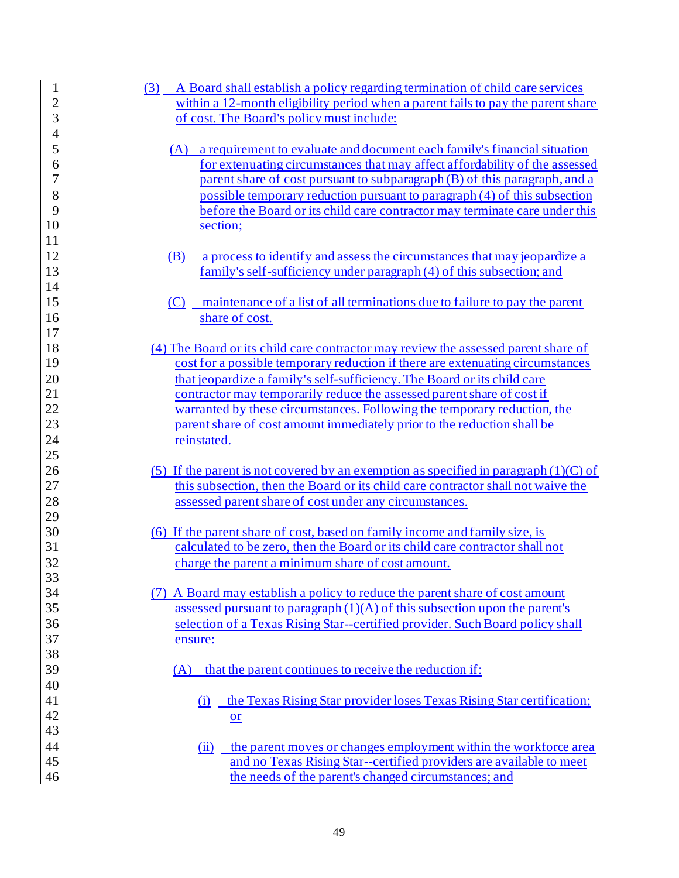(3) A Board shall establish a policy regarding termination of child care services within a 12-month eligibility period when a parent fails to pay the parent share of cost. The Board's policy must include:

(A) a requirement to evaluate and document each family's financial situation for extenuating circumstances that may affect affordability of the assessed parent share of cost pursuant to subparagraph (B) of this paragraph, and a possible temporary reduction pursuant to paragraph (4) of this subsection before the Board or its child care contractor may terminate care under this section;

(B) a process to identify and assess the circumstances that may jeopardize a family's self-sufficiency under paragraph (4) of this subsection; and

(C) maintenance of a list of all terminations due to failure to pay the parent share of cost.

(4) The Board or its child care contractor may review the assessed parent share of cost for a possible temporary reduction if there are extenuating circumstances that jeopardize a family's self-sufficiency. The Board or its child care contractor may temporarily reduce the assessed parent share of cost if warranted by these circumstances. Following the temporary reduction, the parent share of cost amount immediately prior to the reduction shall be reinstated.

(5) If the parent is not covered by an exemption as specified in paragraph (1)(C) of this subsection, then the Board or its child care contractor shall not waive the assessed parent share of cost under any circumstances.

(6) If the parent share of cost, based on family income and family size, is calculated to be zero, then the Board or its child care contractor shall not charge the parent a minimum share of cost amount.

(7) A Board may establish a policy to reduce the parent share of cost amount assessed pursuant to paragraph (1)(A) of this subsection upon the parent's selection of a Texas Rising Star--certified provider. Such Board policy shall ensure:

(A) that the parent continues to receive the reduction if:

(i) the Texas Rising Star provider loses Texas Rising Star certification; or

(ii) the parent moves or changes employment within the workforce area and no Texas Rising Star--certified providers are available to meet the needs of the parent's changed circumstances; and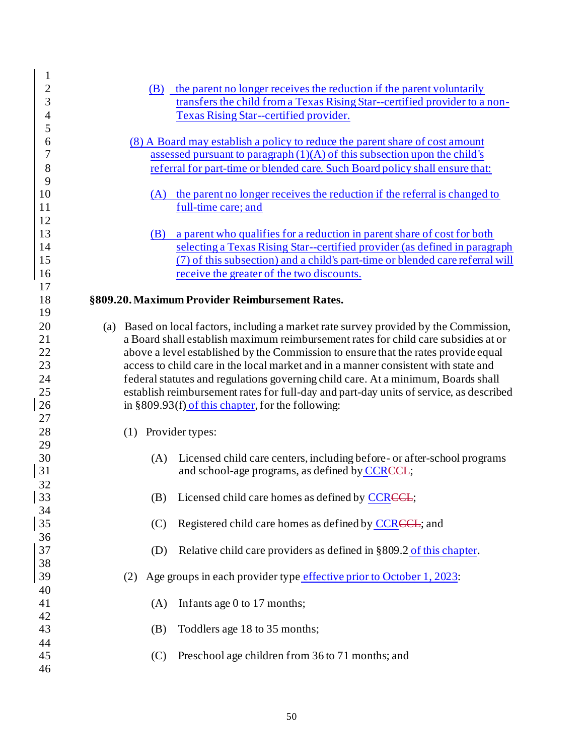(B) the parent no longer receives the reduction if the parent voluntarily transfers the child from a Texas Rising Star--certified provider to a non-Texas Rising Star--certified provider.

(8) A Board may establish a policy to reduce the parent share of cost amount assessed pursuant to paragraph (1)(A) of this subsection upon the child's referral for part-time or blended care. Such Board policy shall ensure that:

(A) the parent no longer receives the reduction if the referral is changed to full-time care; and

(B) a parent who qualifies for a reduction in parent share of cost for both selecting a Texas Rising Star--certified provider (as defined in paragraph (7) of this subsection) and a child's part-time or blended care referral will receive the greater of the two discounts.

**§809.20. Maximum Provider Reimbursement Rates.**

(a) Based on local factors, including a market rate survey provided by the Commission, a Board shall establish maximum reimbursement rates for child care subsidies at or above a level established by the Commission to ensure that the rates provide equal access to child care in the local market and in a manner consistent with state and federal statutes and regulations governing child care. At a minimum, Boards shall establish reimbursement rates for full-day and part-day units of service, as described in §809.93(f) of this chapter, for the following:

(1) Provider types:

(A) Licensed child care centers, including before- or after-school programs and school-age programs, as defined by CCR~~CCL~~;

(B) Licensed child care homes as defined by CCR~~CCL~~;

(C) Registered child care homes as defined by CCR~~CCL~~; and

(D) Relative child care providers as defined in §809.2 of this chapter.

(2) Age groups in each provider type effective prior to October 1, 2023:

(A) Infants age 0 to 17 months;

(B) Toddlers age 18 to 35 months;

(C) Preschool age children from 36 to 71 months; and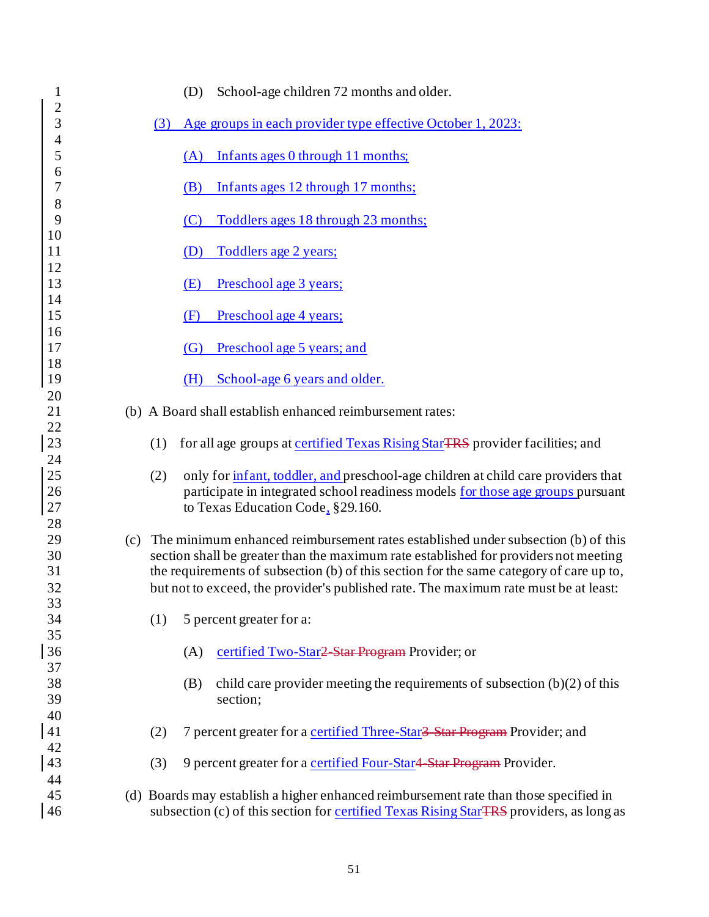(D) School-age children 72 months and older.

(3) Age groups in each provider type effective October 1, 2023:

(A) Infants ages 0 through 11 months;

(B) Infants ages 12 through 17 months;

(C) Toddlers ages 18 through 23 months;

(D) Toddlers age 2 years;

(E) Preschool age 3 years;

(F) Preschool age 4 years;

(G) Preschool age 5 years; and

(H) School-age 6 years and older.

(b) A Board shall establish enhanced reimbursement rates:

(1) for all age groups at certified Texas Rising Star~~TRS~~ provider facilities; and

(2) only for infant, toddler, and preschool-age children at child care providers that participate in integrated school readiness models for those age groups pursuant to Texas Education Code, §29.160.

(c) The minimum enhanced reimbursement rates established under subsection (b) of this section shall be greater than the maximum rate established for providers not meeting the requirements of subsection (b) of this section for the same category of care up to, but not to exceed, the provider's published rate. The maximum rate must be at least:

(1) 5 percent greater for a:

(A) certified Two-Star~~2-Star Program~~ Provider; or

(B) child care provider meeting the requirements of subsection (b)(2) of this section;

(2) 7 percent greater for a certified Three-Star~~3-Star Program~~ Provider; and

(3) 9 percent greater for a certified Four-Star~~4-Star Program~~ Provider.

(d) Boards may establish a higher enhanced reimbursement rate than those specified in subsection (c) of this section for certified Texas Rising Star~~TRS~~ providers, as long as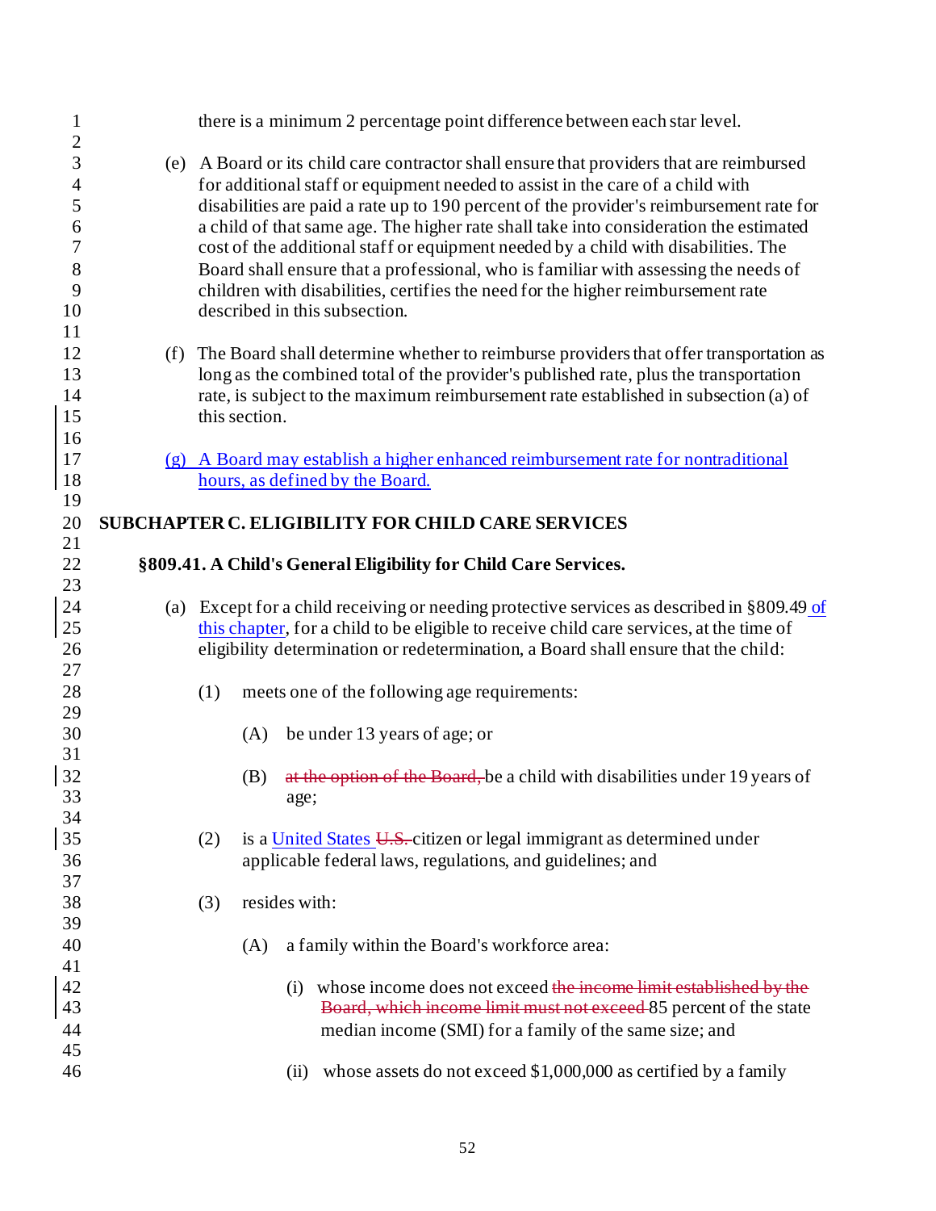there is a minimum 2 percentage point difference between each star level.

(e) A Board or its child care contractor shall ensure that providers that are reimbursed for additional staff or equipment needed to assist in the care of a child with disabilities are paid a rate up to 190 percent of the provider's reimbursement rate for a child of that same age. The higher rate shall take into consideration the estimated cost of the additional staff or equipment needed by a child with disabilities. The Board shall ensure that a professional, who is familiar with assessing the needs of children with disabilities, certifies the need for the higher reimbursement rate described in this subsection.

(f) The Board shall determine whether to reimburse providers that offer transportation as long as the combined total of the provider's published rate, plus the transportation rate, is subject to the maximum reimbursement rate established in subsection (a) of this section.

<u>(g) A Board may establish a higher enhanced reimbursement rate for nontraditional hours, as defined by the Board.</u>

## SUBCHAPTER C. ELIGIBILITY FOR CHILD CARE SERVICES

### §809.41. A Child's General Eligibility for Child Care Services.

(a) Except for a child receiving or needing protective services as described in §809.49 <u>of this chapter</u>, for a child to be eligible to receive child care services, at the time of eligibility determination or redetermination, a Board shall ensure that the child:

(1) meets one of the following age requirements:

(A) be under 13 years of age; or

(B) ~~at the option of the Board,~~ be a child with disabilities under 19 years of age;

(2) is a <u>United States</u> ~~U.S.~~ citizen or legal immigrant as determined under applicable federal laws, regulations, and guidelines; and

(3) resides with:

(A) a family within the Board's workforce area:

(i) whose income does not exceed ~~the income limit established by the Board, which income limit must not exceed~~ 85 percent of the state median income (SMI) for a family of the same size; and

(ii) whose assets do not exceed $1,000,000 as certified by a family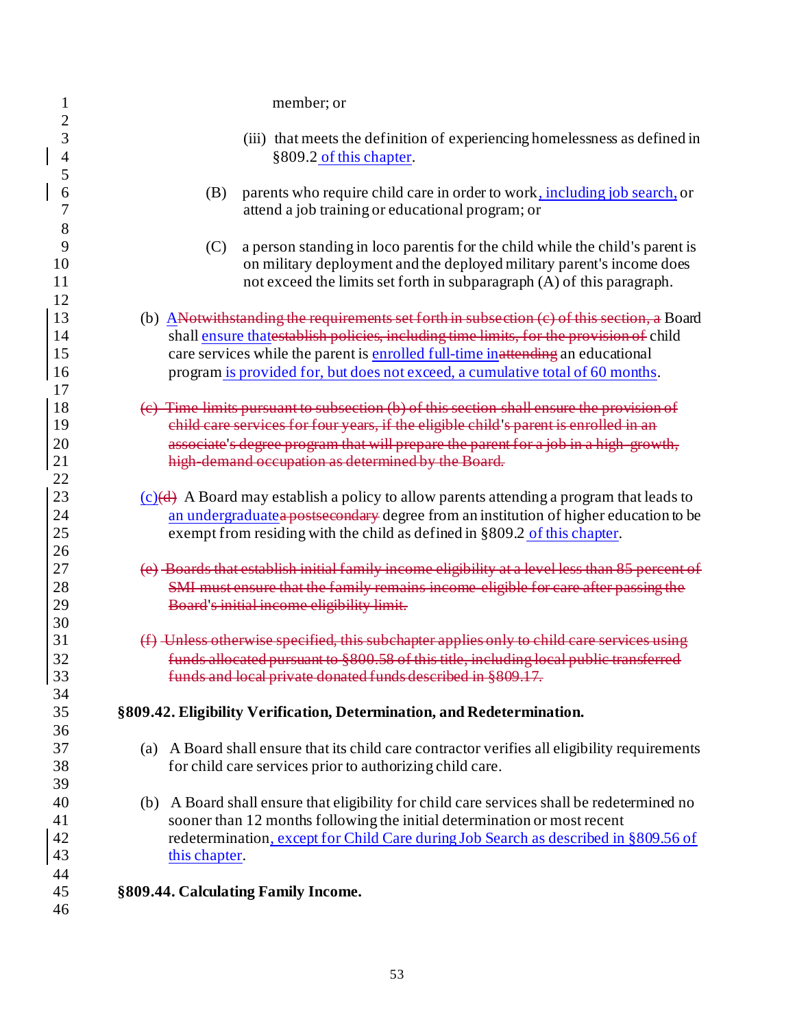member; or

(iii) that meets the definition of experiencing homelessness as defined in §809.2 of this chapter.

(B) parents who require child care in order to work, including job search, or attend a job training or educational program; or

(C) a person standing in loco parentis for the child while the child's parent is on military deployment and the deployed military parent's income does not exceed the limits set forth in subparagraph (A) of this paragraph.

(b) ~~A~~Notwithstanding the requirements set forth in subsection (c) of this section, a Board shall ensure that~~establish policies, including time limits, for the provision of~~ child care services while the parent is enrolled full-time in~~attending~~ an educational program is provided for, but does not exceed, a cumulative total of 60 months.

~~(c) Time limits pursuant to subsection (b) of this section shall ensure the provision of child care services for four years, if the eligible child's parent is enrolled in an associate's degree program that will prepare the parent for a job in a high-growth, high-demand occupation as determined by the Board.~~

(c)~~(d)~~ A Board may establish a policy to allow parents attending a program that leads to an undergraduate~~a postsecondary~~ degree from an institution of higher education to be exempt from residing with the child as defined in §809.2 of this chapter.

~~(e) Boards that establish initial family income eligibility at a level less than 85 percent of SMI must ensure that the family remains income-eligible for care after passing the Board's initial income eligibility limit.~~

~~(f) Unless otherwise specified, this subchapter applies only to child care services using funds allocated pursuant to §800.58 of this title, including local public transferred funds and local private donated funds described in §809.17.~~

**§809.42. Eligibility Verification, Determination, and Redetermination.**

(a) A Board shall ensure that its child care contractor verifies all eligibility requirements for child care services prior to authorizing child care.

(b) A Board shall ensure that eligibility for child care services shall be redetermined no sooner than 12 months following the initial determination or most recent redetermination, except for Child Care during Job Search as described in §809.56 of this chapter.

**§809.44. Calculating Family Income.**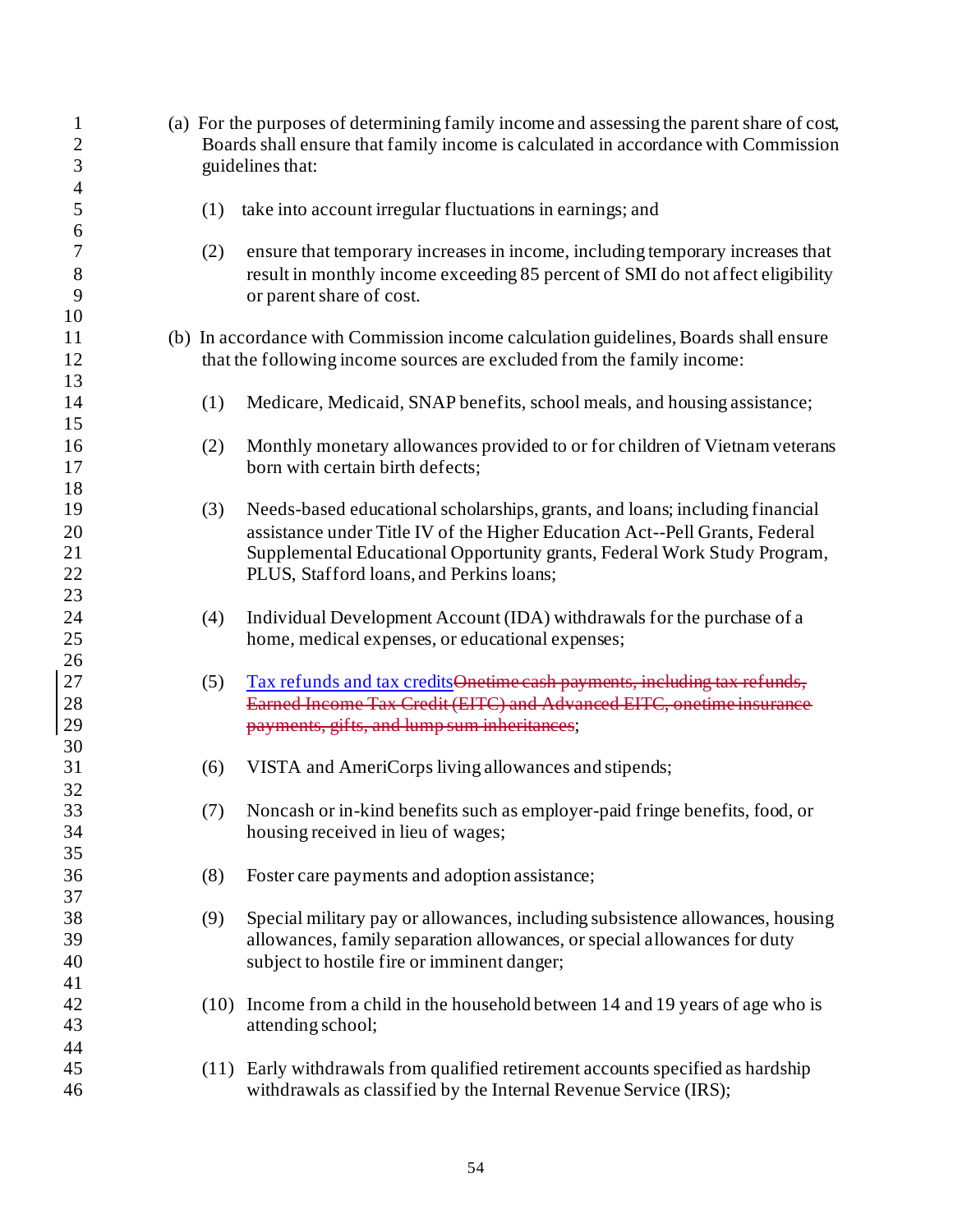(a) For the purposes of determining family income and assessing the parent share of cost, Boards shall ensure that family income is calculated in accordance with Commission guidelines that:

(1) take into account irregular fluctuations in earnings; and

(2) ensure that temporary increases in income, including temporary increases that result in monthly income exceeding 85 percent of SMI do not affect eligibility or parent share of cost.

(b) In accordance with Commission income calculation guidelines, Boards shall ensure that the following income sources are excluded from the family income:

(1) Medicare, Medicaid, SNAP benefits, school meals, and housing assistance;

(2) Monthly monetary allowances provided to or for children of Vietnam veterans born with certain birth defects;

(3) Needs-based educational scholarships, grants, and loans; including financial assistance under Title IV of the Higher Education Act--Pell Grants, Federal Supplemental Educational Opportunity grants, Federal Work Study Program, PLUS, Stafford loans, and Perkins loans;

(4) Individual Development Account (IDA) withdrawals for the purchase of a home, medical expenses, or educational expenses;

(5) Tax refunds and tax credits~~Onetime cash payments, including tax refunds, Earned Income Tax Credit (EITC) and Advanced EITC, onetime insurance payments, gifts, and lump sum inheritances~~;

(6) VISTA and AmeriCorps living allowances and stipends;

(7) Noncash or in-kind benefits such as employer-paid fringe benefits, food, or housing received in lieu of wages;

(8) Foster care payments and adoption assistance;

(9) Special military pay or allowances, including subsistence allowances, housing allowances, family separation allowances, or special allowances for duty subject to hostile fire or imminent danger;

(10) Income from a child in the household between 14 and 19 years of age who is attending school;

(11) Early withdrawals from qualified retirement accounts specified as hardship withdrawals as classified by the Internal Revenue Service (IRS);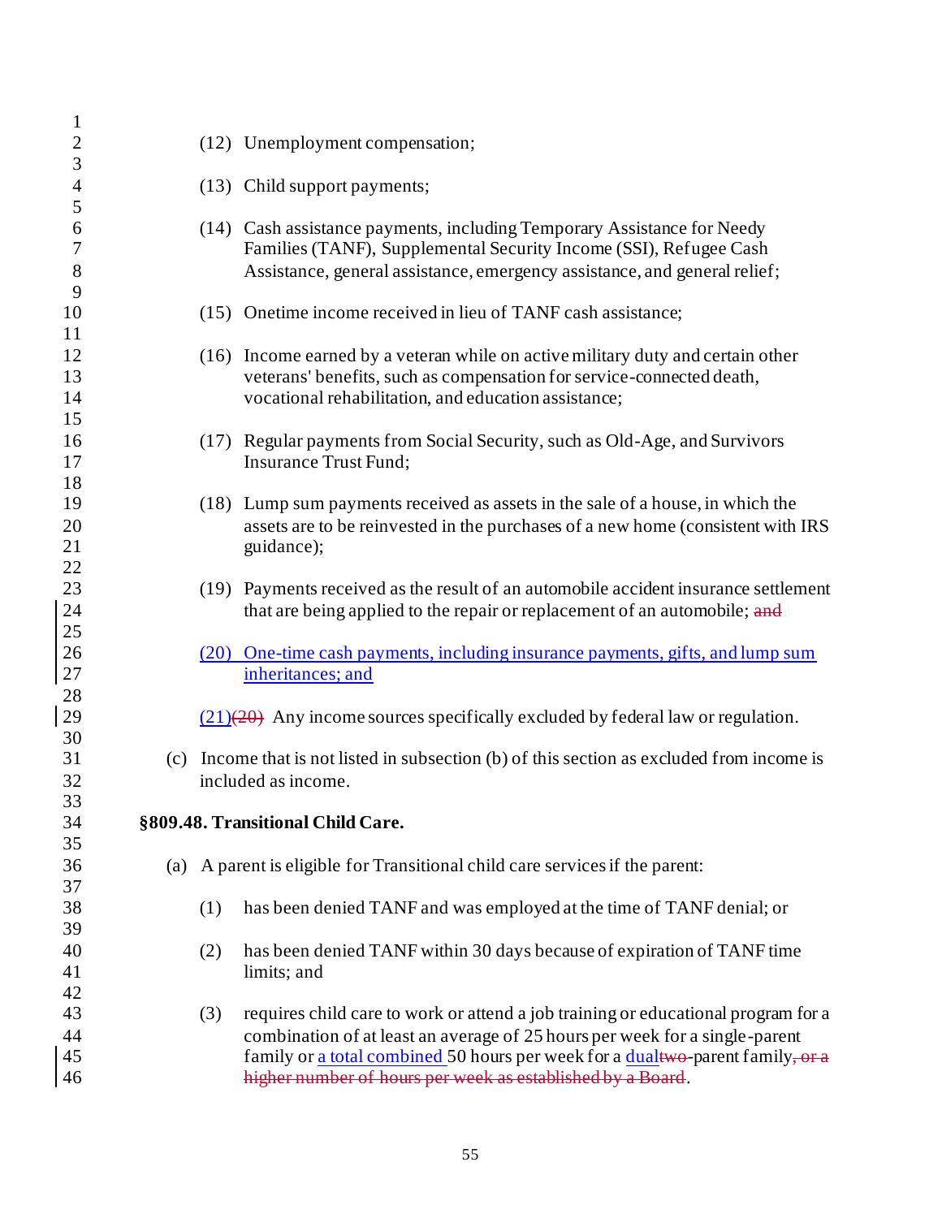(12) Unemployment compensation;

(13) Child support payments;

(14) Cash assistance payments, including Temporary Assistance for Needy Families (TANF), Supplemental Security Income (SSI), Refugee Cash Assistance, general assistance, emergency assistance, and general relief;

(15) Onetime income received in lieu of TANF cash assistance;

(16) Income earned by a veteran while on active military duty and certain other veterans' benefits, such as compensation for service-connected death, vocational rehabilitation, and education assistance;

(17) Regular payments from Social Security, such as Old-Age, and Survivors Insurance Trust Fund;

(18) Lump sum payments received as assets in the sale of a house, in which the assets are to be reinvested in the purchases of a new home (consistent with IRS guidance);

(19) Payments received as the result of an automobile accident insurance settlement that are being applied to the repair or replacement of an automobile; ~~and~~

(20) One-time cash payments, including insurance payments, gifts, and lump sum inheritances; and

(21)~~(20)~~ Any income sources specifically excluded by federal law or regulation.

(c) Income that is not listed in subsection (b) of this section as excluded from income is included as income.

**§809.48. Transitional Child Care.**

(a) A parent is eligible for Transitional child care services if the parent:

(1) has been denied TANF and was employed at the time of TANF denial; or

(2) has been denied TANF within 30 days because of expiration of TANF time limits; and

(3) requires child care to work or attend a job training or educational program for a combination of at least an average of 25 hours per week for a single-parent family or a total combined 50 hours per week for a dual~~two~~-parent family~~, or a higher number of hours per week as established by a Board~~.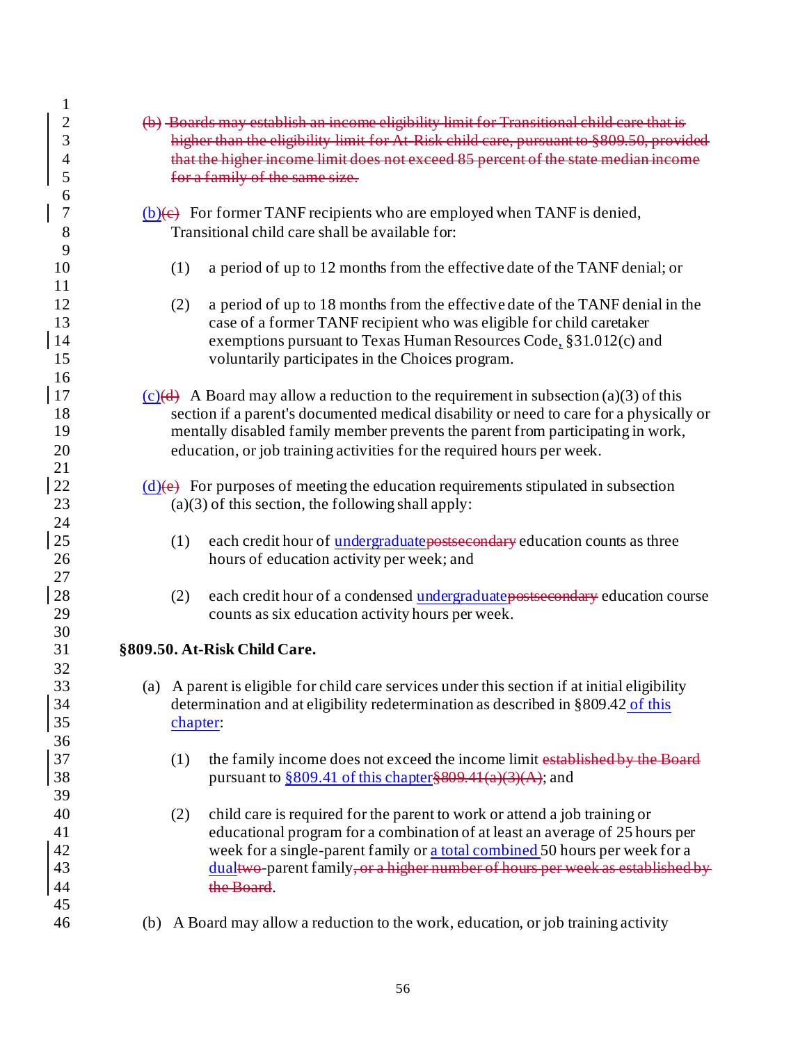~~(b) Boards may establish an income eligibility limit for Transitional child care that is higher than the eligibility limit for At-Risk child care, pursuant to §809.50, provided that the higher income limit does not exceed 85 percent of the state median income for a family of the same size.~~

(b)~~(c)~~ For former TANF recipients who are employed when TANF is denied, Transitional child care shall be available for:

(1) a period of up to 12 months from the effective date of the TANF denial; or

(2) a period of up to 18 months from the effective date of the TANF denial in the case of a former TANF recipient who was eligible for child caretaker exemptions pursuant to Texas Human Resources Code, §31.012(c) and voluntarily participates in the Choices program.

(c)~~(d)~~ A Board may allow a reduction to the requirement in subsection (a)(3) of this section if a parent's documented medical disability or need to care for a physically or mentally disabled family member prevents the parent from participating in work, education, or job training activities for the required hours per week.

(d)~~(e)~~ For purposes of meeting the education requirements stipulated in subsection (a)(3) of this section, the following shall apply:

(1) each credit hour of undergraduate~~postsecondary~~ education counts as three hours of education activity per week; and

(2) each credit hour of a condensed undergraduate~~postsecondary~~ education course counts as six education activity hours per week.

**§809.50. At-Risk Child Care.**

(a) A parent is eligible for child care services under this section if at initial eligibility determination and at eligibility redetermination as described in §809.42 of this chapter:

(1) the family income does not exceed the income limit ~~established by the Board~~ pursuant to §809.41 of this chapter~~§809.41(a)(3)(A)~~; and

(2) child care is required for the parent to work or attend a job training or educational program for a combination of at least an average of 25 hours per week for a single-parent family or a total combined 50 hours per week for a dual~~two~~-parent family~~, or a higher number of hours per week as established by the Board~~.

(b) A Board may allow a reduction to the work, education, or job training activity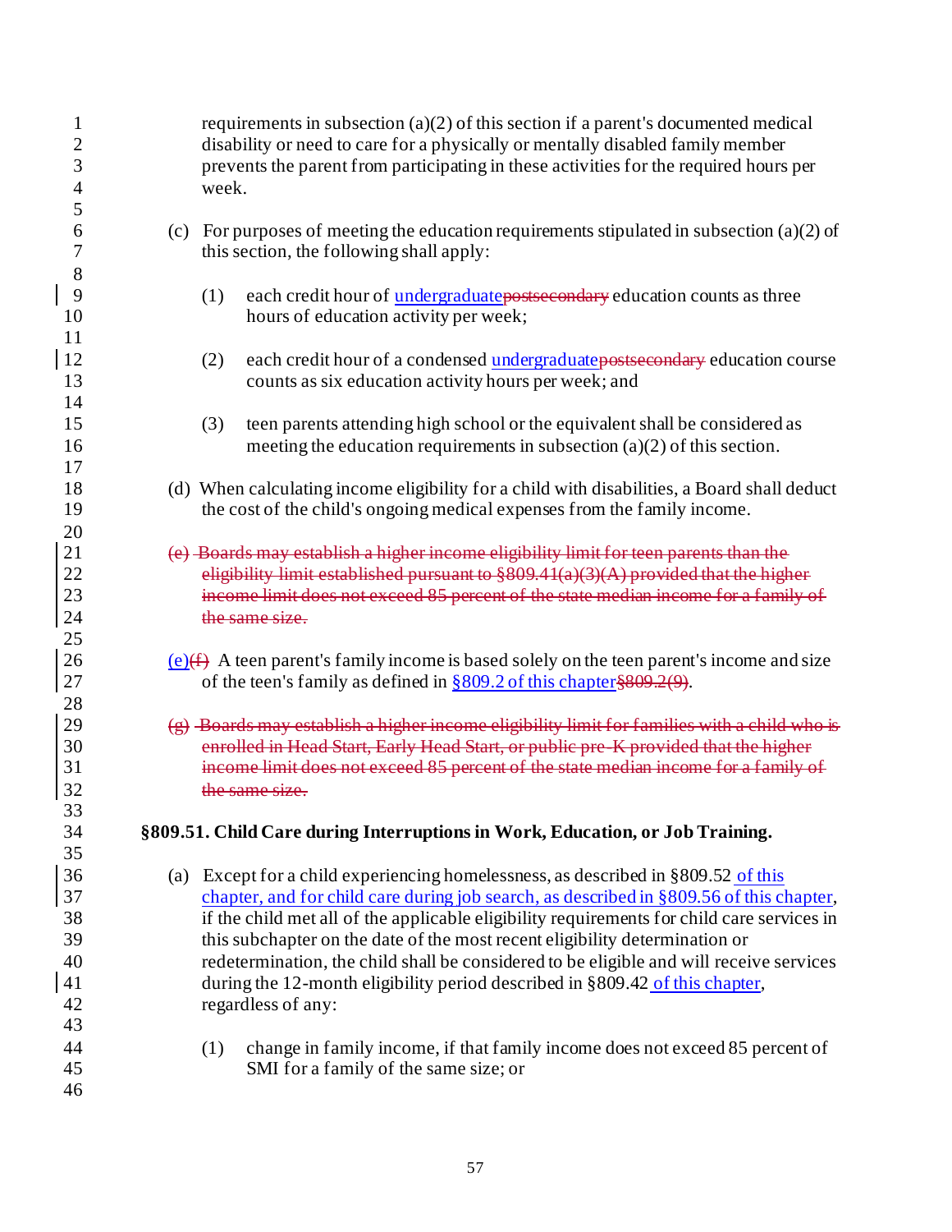requirements in subsection (a)(2) of this section if a parent's documented medical disability or need to care for a physically or mentally disabled family member prevents the parent from participating in these activities for the required hours per week.

(c) For purposes of meeting the education requirements stipulated in subsection (a)(2) of this section, the following shall apply:

(1) each credit hour of <u>undergraduate</u>~~postsecondary~~ education counts as three hours of education activity per week;

(2) each credit hour of a condensed <u>undergraduate</u>~~postsecondary~~ education course counts as six education activity hours per week; and

(3) teen parents attending high school or the equivalent shall be considered as meeting the education requirements in subsection (a)(2) of this section.

(d) When calculating income eligibility for a child with disabilities, a Board shall deduct the cost of the child's ongoing medical expenses from the family income.

~~(e) Boards may establish a higher income eligibility limit for teen parents than the eligibility limit established pursuant to §809.41(a)(3)(A) provided that the higher income limit does not exceed 85 percent of the state median income for a family of the same size.~~

<u>(e)</u>~~(f)~~ A teen parent's family income is based solely on the teen parent's income and size of the teen's family as defined in <u>§809.2 of this chapter</u>~~§809.2(9)~~.

~~(g) Boards may establish a higher income eligibility limit for families with a child who is enrolled in Head Start, Early Head Start, or public pre-K provided that the higher income limit does not exceed 85 percent of the state median income for a family of the same size.~~

**§809.51. Child Care during Interruptions in Work, Education, or Job Training.**

(a) Except for a child experiencing homelessness, as described in §809.52<u> of this chapter, and for child care during job search, as described in §809.56 of this chapter</u>, if the child met all of the applicable eligibility requirements for child care services in this subchapter on the date of the most recent eligibility determination or redetermination, the child shall be considered to be eligible and will receive services during the 12-month eligibility period described in §809.42<u> of this chapter</u>, regardless of any:

(1) change in family income, if that family income does not exceed 85 percent of SMI for a family of the same size; or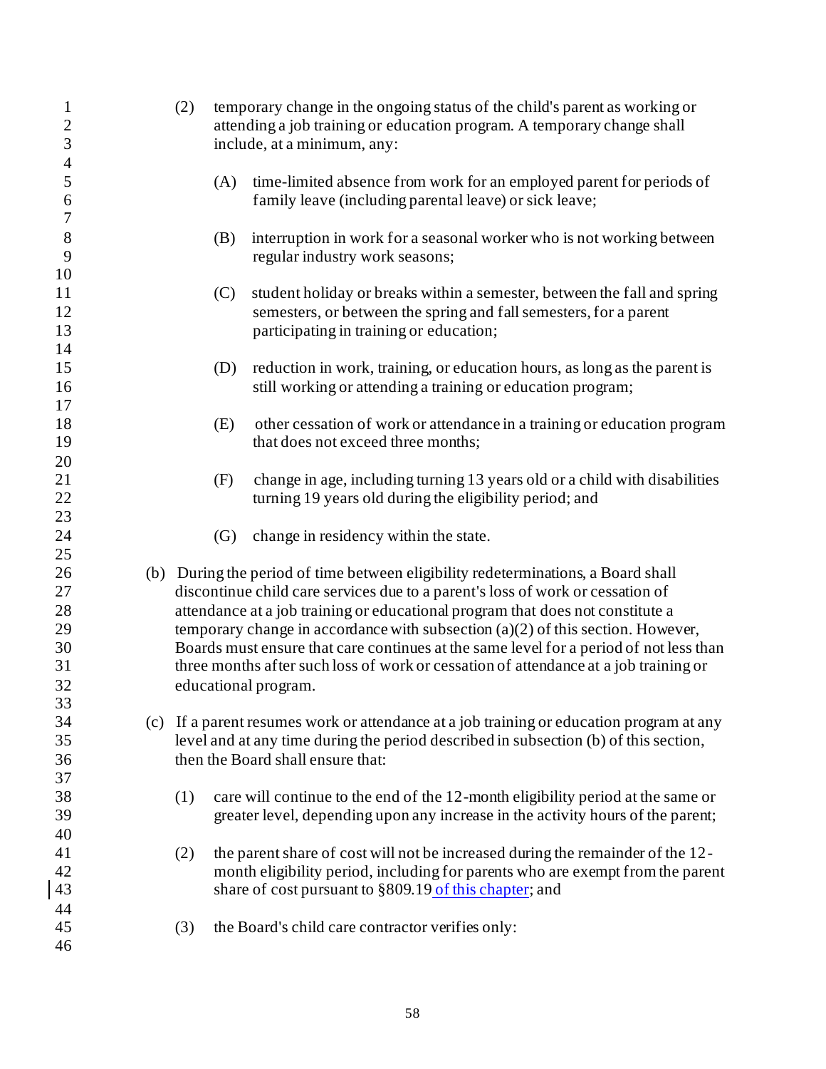(2) temporary change in the ongoing status of the child's parent as working or attending a job training or education program. A temporary change shall include, at a minimum, any:

 (A) time-limited absence from work for an employed parent for periods of family leave (including parental leave) or sick leave;

 (B) interruption in work for a seasonal worker who is not working between regular industry work seasons;

 (C) student holiday or breaks within a semester, between the fall and spring semesters, or between the spring and fall semesters, for a parent participating in training or education;

 (D) reduction in work, training, or education hours, as long as the parent is still working or attending a training or education program;

 (E) other cessation of work or attendance in a training or education program that does not exceed three months;

 (F) change in age, including turning 13 years old or a child with disabilities turning 19 years old during the eligibility period; and

 (G) change in residency within the state.

(b) During the period of time between eligibility redeterminations, a Board shall discontinue child care services due to a parent's loss of work or cessation of attendance at a job training or educational program that does not constitute a temporary change in accordance with subsection (a)(2) of this section. However, Boards must ensure that care continues at the same level for a period of not less than three months after such loss of work or cessation of attendance at a job training or educational program.

(c) If a parent resumes work or attendance at a job training or education program at any level and at any time during the period described in subsection (b) of this section, then the Board shall ensure that:

 (1) care will continue to the end of the 12-month eligibility period at the same or greater level, depending upon any increase in the activity hours of the parent;

 (2) the parent share of cost will not be increased during the remainder of the 12-month eligibility period, including for parents who are exempt from the parent share of cost pursuant to §809.19 of this chapter; and

 (3) the Board's child care contractor verifies only: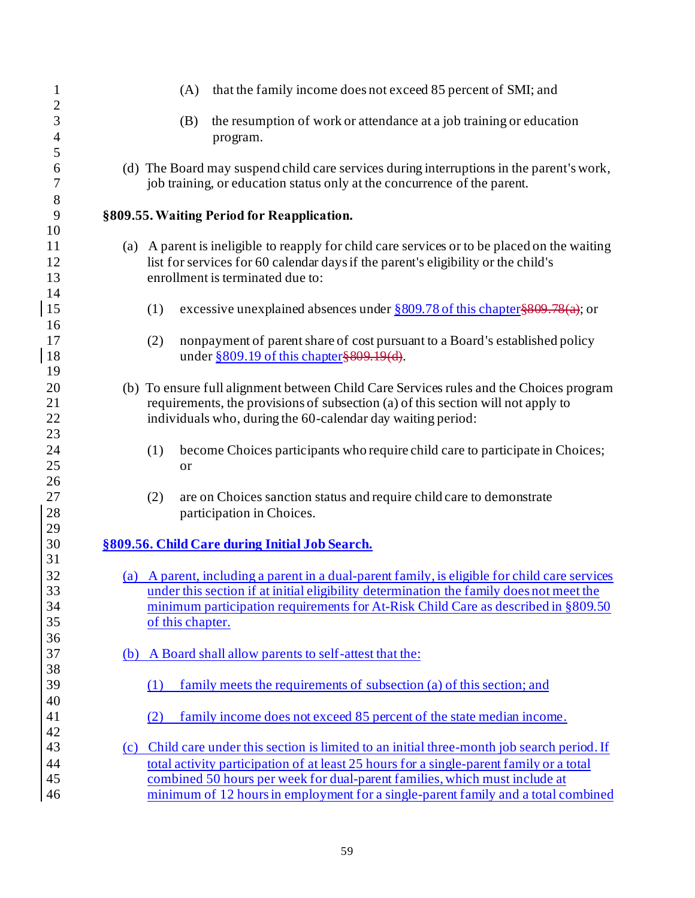(A) that the family income does not exceed 85 percent of SMI; and

(B) the resumption of work or attendance at a job training or education program.

(d) The Board may suspend child care services during interruptions in the parent's work, job training, or education status only at the concurrence of the parent.

**§809.55. Waiting Period for Reapplication.**

(a) A parent is ineligible to reapply for child care services or to be placed on the waiting list for services for 60 calendar days if the parent's eligibility or the child's enrollment is terminated due to:

(1) excessive unexplained absences under §809.78 of this chapter~~§809.78(a)~~; or

(2) nonpayment of parent share of cost pursuant to a Board's established policy under §809.19 of this chapter~~§809.19(d)~~.

(b) To ensure full alignment between Child Care Services rules and the Choices program requirements, the provisions of subsection (a) of this section will not apply to individuals who, during the 60-calendar day waiting period:

(1) become Choices participants who require child care to participate in Choices; or

(2) are on Choices sanction status and require child care to demonstrate participation in Choices.

**§809.56. Child Care during Initial Job Search.**

(a) A parent, including a parent in a dual-parent family, is eligible for child care services under this section if at initial eligibility determination the family does not meet the minimum participation requirements for At-Risk Child Care as described in §809.50 of this chapter.

(b) A Board shall allow parents to self-attest that the:

(1) family meets the requirements of subsection (a) of this section; and

(2) family income does not exceed 85 percent of the state median income.

(c) Child care under this section is limited to an initial three-month job search period. If total activity participation of at least 25 hours for a single-parent family or a total combined 50 hours per week for dual-parent families, which must include at minimum of 12 hours in employment for a single-parent family and a total combined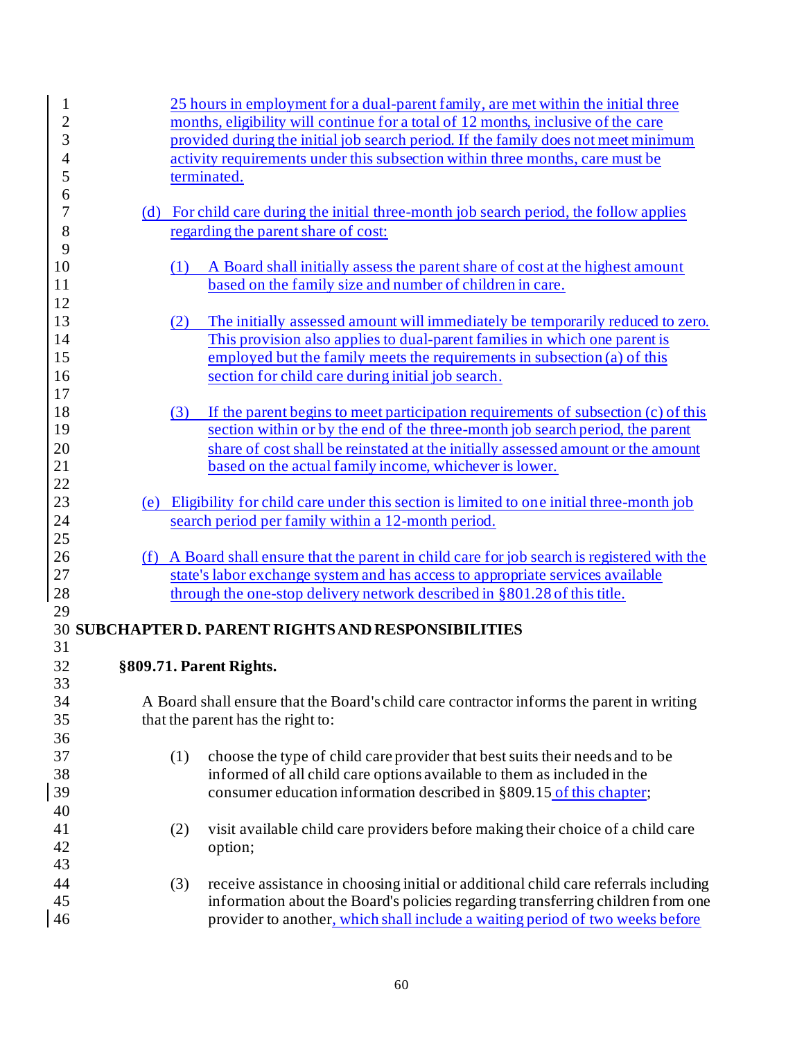25 hours in employment for a dual-parent family, are met within the initial three months, eligibility will continue for a total of 12 months, inclusive of the care provided during the initial job search period. If the family does not meet minimum activity requirements under this subsection within three months, care must be terminated.

(d) For child care during the initial three-month job search period, the follow applies regarding the parent share of cost:

(1) A Board shall initially assess the parent share of cost at the highest amount based on the family size and number of children in care.

(2) The initially assessed amount will immediately be temporarily reduced to zero. This provision also applies to dual-parent families in which one parent is employed but the family meets the requirements in subsection (a) of this section for child care during initial job search.

(3) If the parent begins to meet participation requirements of subsection (c) of this section within or by the end of the three-month job search period, the parent share of cost shall be reinstated at the initially assessed amount or the amount based on the actual family income, whichever is lower.

(e) Eligibility for child care under this section is limited to one initial three-month job search period per family within a 12-month period.

(f) A Board shall ensure that the parent in child care for job search is registered with the state's labor exchange system and has access to appropriate services available through the one-stop delivery network described in §801.28 of this title.

## SUBCHAPTER D. PARENT RIGHTS AND RESPONSIBILITIES

### §809.71. Parent Rights.

A Board shall ensure that the Board's child care contractor informs the parent in writing that the parent has the right to:

(1) choose the type of child care provider that best suits their needs and to be informed of all child care options available to them as included in the consumer education information described in §809.15 of this chapter;

(2) visit available child care providers before making their choice of a child care option;

(3) receive assistance in choosing initial or additional child care referrals including information about the Board's policies regarding transferring children from one provider to another, which shall include a waiting period of two weeks before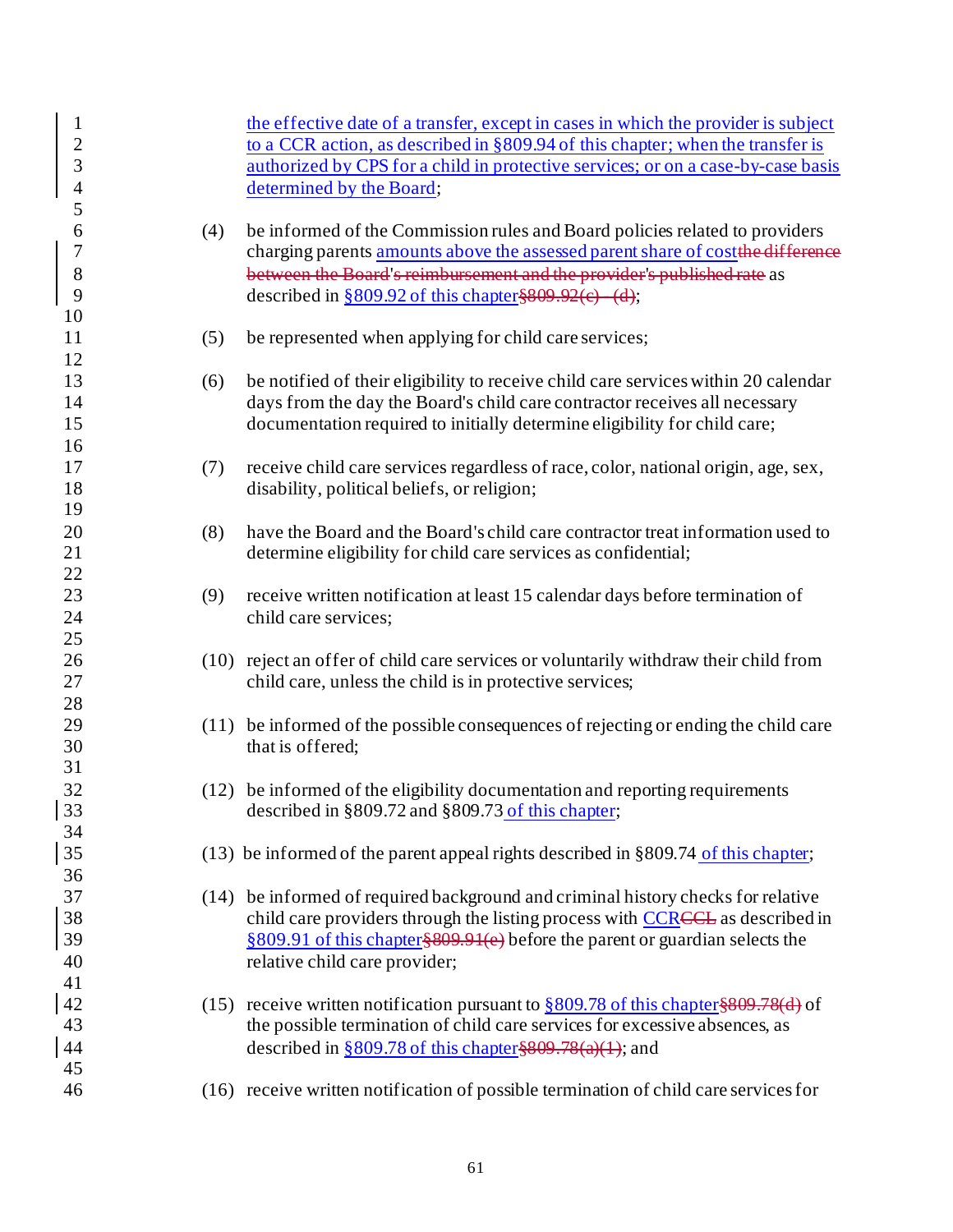the effective date of a transfer, except in cases in which the provider is subject to a CCR action, as described in §809.94 of this chapter; when the transfer is authorized by CPS for a child in protective services; or on a case-by-case basis determined by the Board;

(4) be informed of the Commission rules and Board policies related to providers charging parents amounts above the assessed parent share of cost~~the difference between the Board's reimbursement and the provider's published rate~~ as described in §809.92 of this chapter~~§809.92(c) - (d)~~;

(5) be represented when applying for child care services;

(6) be notified of their eligibility to receive child care services within 20 calendar days from the day the Board's child care contractor receives all necessary documentation required to initially determine eligibility for child care;

(7) receive child care services regardless of race, color, national origin, age, sex, disability, political beliefs, or religion;

(8) have the Board and the Board's child care contractor treat information used to determine eligibility for child care services as confidential;

(9) receive written notification at least 15 calendar days before termination of child care services;

(10) reject an offer of child care services or voluntarily withdraw their child from child care, unless the child is in protective services;

(11) be informed of the possible consequences of rejecting or ending the child care that is offered;

(12) be informed of the eligibility documentation and reporting requirements described in §809.72 and §809.73 of this chapter;

(13) be informed of the parent appeal rights described in §809.74 of this chapter;

(14) be informed of required background and criminal history checks for relative child care providers through the listing process with CCR~~CCL~~ as described in §809.91 of this chapter~~§809.91(e)~~ before the parent or guardian selects the relative child care provider;

(15) receive written notification pursuant to §809.78 of this chapter~~§809.78(d)~~ of the possible termination of child care services for excessive absences, as described in §809.78 of this chapter~~§809.78(a)(1)~~; and

(16) receive written notification of possible termination of child care services for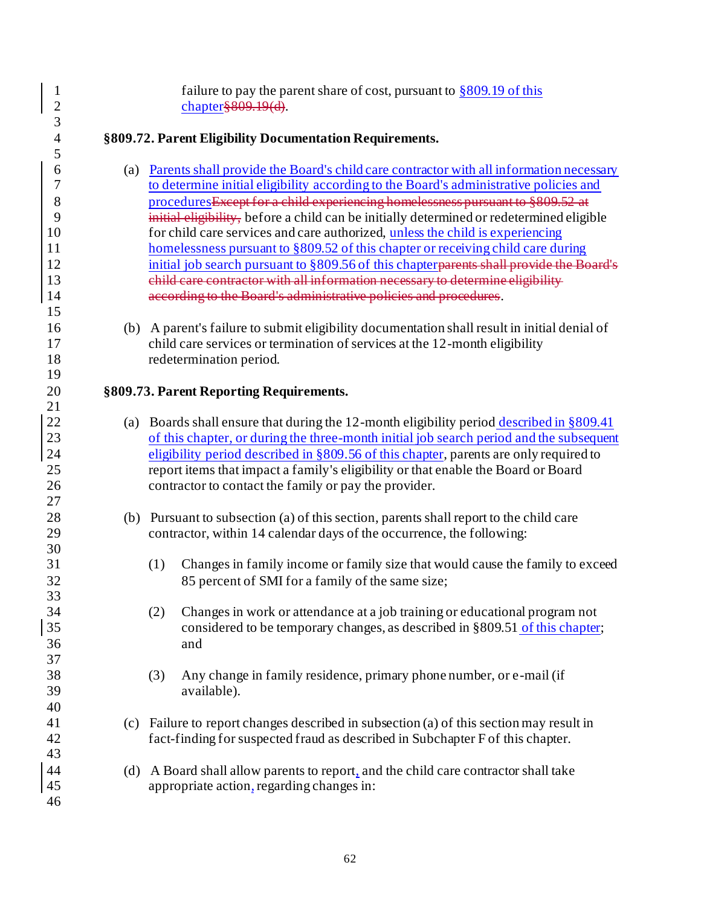failure to pay the parent share of cost, pursuant to §809.19 of this chapter~~§809.19(d)~~.

**§809.72. Parent Eligibility Documentation Requirements.**

(a) Parents shall provide the Board's child care contractor with all information necessary to determine initial eligibility according to the Board's administrative policies and procedures~~Except for a child experiencing homelessness pursuant to §809.52 at initial eligibility,~~ before a child can be initially determined or redetermined eligible for child care services and care authorized, unless the child is experiencing homelessness pursuant to §809.52 of this chapter or receiving child care during initial job search pursuant to §809.56 of this chapter~~parents shall provide the Board's child care contractor with all information necessary to determine eligibility according to the Board's administrative policies and procedures~~.

(b) A parent's failure to submit eligibility documentation shall result in initial denial of child care services or termination of services at the 12-month eligibility redetermination period.

**§809.73. Parent Reporting Requirements.**

(a) Boards shall ensure that during the 12-month eligibility period described in §809.41 of this chapter, or during the three-month initial job search period and the subsequent eligibility period described in §809.56 of this chapter, parents are only required to report items that impact a family's eligibility or that enable the Board or Board contractor to contact the family or pay the provider.

(b) Pursuant to subsection (a) of this section, parents shall report to the child care contractor, within 14 calendar days of the occurrence, the following:

(1) Changes in family income or family size that would cause the family to exceed 85 percent of SMI for a family of the same size;

(2) Changes in work or attendance at a job training or educational program not considered to be temporary changes, as described in §809.51 of this chapter; and

(3) Any change in family residence, primary phone number, or e-mail (if available).

(c) Failure to report changes described in subsection (a) of this section may result in fact-finding for suspected fraud as described in Subchapter F of this chapter.

(d) A Board shall allow parents to report, and the child care contractor shall take appropriate action, regarding changes in: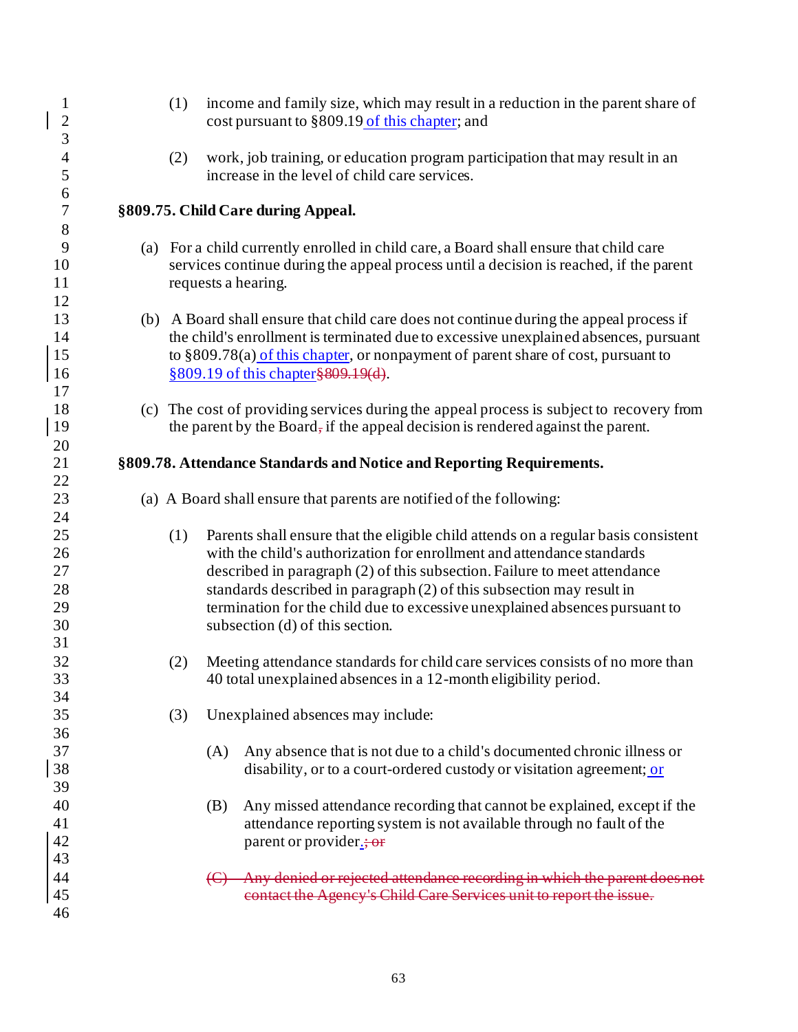(1) income and family size, which may result in a reduction in the parent share of cost pursuant to §809.19 of this chapter; and

(2) work, job training, or education program participation that may result in an increase in the level of child care services.

**§809.75. Child Care during Appeal.**

(a) For a child currently enrolled in child care, a Board shall ensure that child care services continue during the appeal process until a decision is reached, if the parent requests a hearing.

(b) A Board shall ensure that child care does not continue during the appeal process if the child's enrollment is terminated due to excessive unexplained absences, pursuant to §809.78(a) of this chapter, or nonpayment of parent share of cost, pursuant to §809.19 of this chapter~~§809.19(d)~~.

(c) The cost of providing services during the appeal process is subject to recovery from the parent by the Board~~,~~ if the appeal decision is rendered against the parent.

**§809.78. Attendance Standards and Notice and Reporting Requirements.**

(a) A Board shall ensure that parents are notified of the following:

(1) Parents shall ensure that the eligible child attends on a regular basis consistent with the child's authorization for enrollment and attendance standards described in paragraph (2) of this subsection. Failure to meet attendance standards described in paragraph (2) of this subsection may result in termination for the child due to excessive unexplained absences pursuant to subsection (d) of this section.

(2) Meeting attendance standards for child care services consists of no more than 40 total unexplained absences in a 12-month eligibility period.

(3) Unexplained absences may include:

(A) Any absence that is not due to a child's documented chronic illness or disability, or to a court-ordered custody or visitation agreement; or

(B) Any missed attendance recording that cannot be explained, except if the attendance reporting system is not available through no fault of the parent or provider.~~; or~~

~~(C) Any denied or rejected attendance recording in which the parent does not contact the Agency's Child Care Services unit to report the issue.~~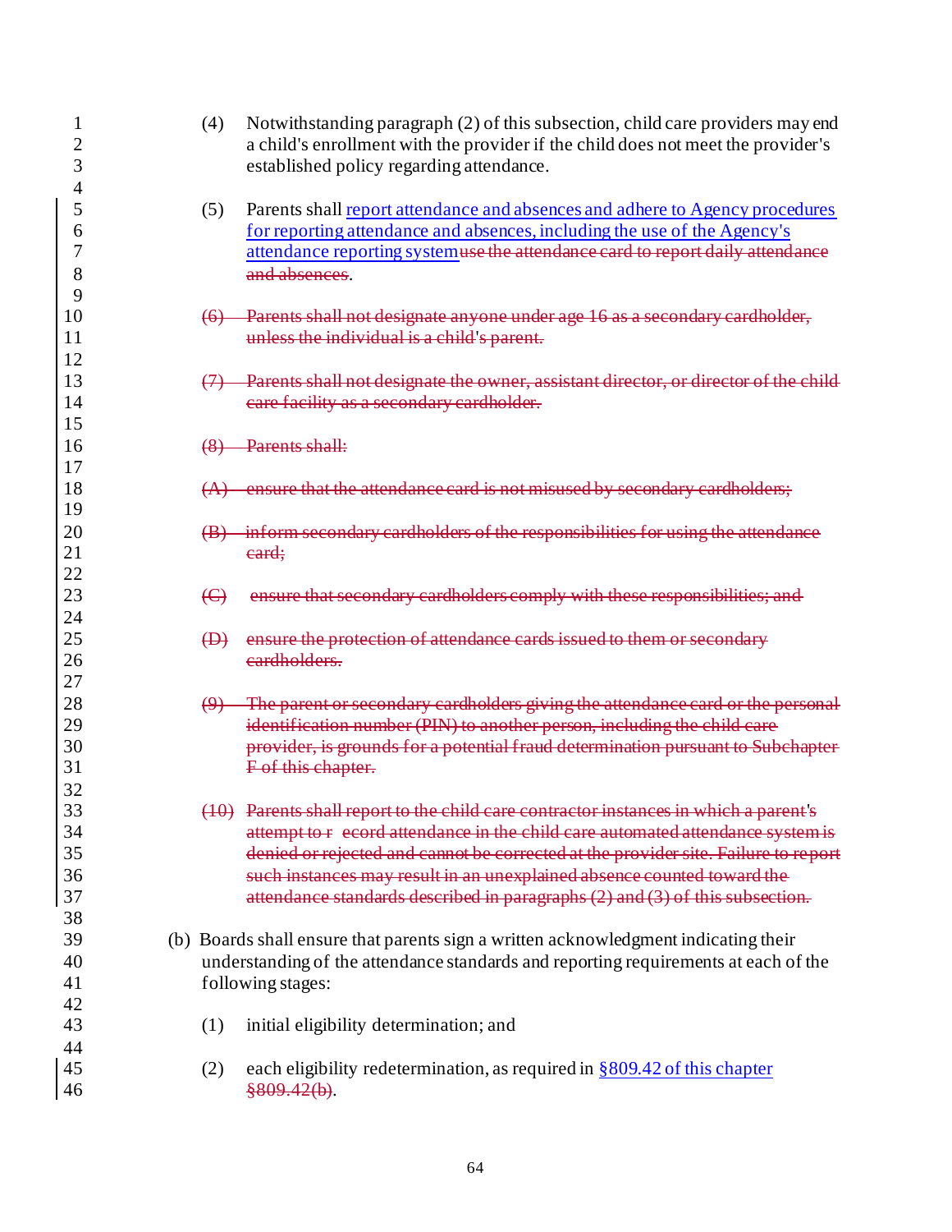(4) Notwithstanding paragraph (2) of this subsection, child care providers may end a child's enrollment with the provider if the child does not meet the provider's established policy regarding attendance.

(5) Parents shall report attendance and absences and adhere to Agency procedures for reporting attendance and absences, including the use of the Agency's attendance reporting system~~use the attendance card to report daily attendance and absences~~.

~~(6) Parents shall not designate anyone under age 16 as a secondary cardholder, unless the individual is a child's parent.~~

~~(7) Parents shall not designate the owner, assistant director, or director of the child care facility as a secondary cardholder.~~

~~(8) Parents shall:~~

~~(A) ensure that the attendance card is not misused by secondary cardholders;~~

~~(B) inform secondary cardholders of the responsibilities for using the attendance card;~~

~~(C) ensure that secondary cardholders comply with these responsibilities; and~~

~~(D) ensure the protection of attendance cards issued to them or secondary cardholders.~~

~~(9) The parent or secondary cardholders giving the attendance card or the personal identification number (PIN) to another person, including the child care provider, is grounds for a potential fraud determination pursuant to Subchapter F of this chapter.~~

~~(10) Parents shall report to the child care contractor instances in which a parent's attempt to r ecord attendance in the child care automated attendance system is denied or rejected and cannot be corrected at the provider site. Failure to report such instances may result in an unexplained absence counted toward the attendance standards described in paragraphs (2) and (3) of this subsection.~~

(b) Boards shall ensure that parents sign a written acknowledgment indicating their understanding of the attendance standards and reporting requirements at each of the following stages:

(1) initial eligibility determination; and

(2) each eligibility redetermination, as required in §809.42 of this chapter ~~§809.42(b)~~.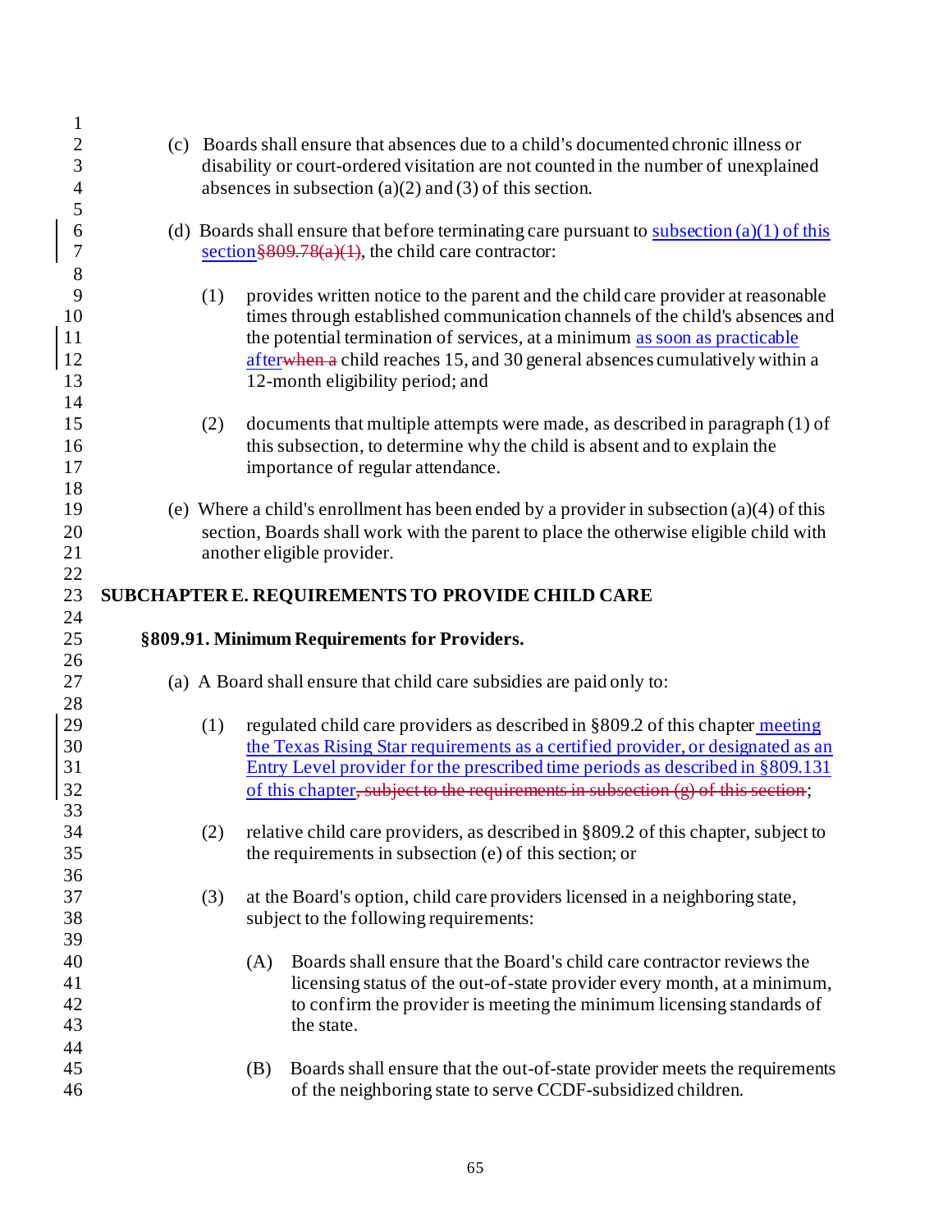(c) Boards shall ensure that absences due to a child's documented chronic illness or disability or court-ordered visitation are not counted in the number of unexplained absences in subsection (a)(2) and (3) of this section.

(d) Boards shall ensure that before terminating care pursuant to subsection (a)(1) of this section~~§809.78(a)(1)~~, the child care contractor:

(1) provides written notice to the parent and the child care provider at reasonable times through established communication channels of the child's absences and the potential termination of services, at a minimum as soon as practicable after~~when a~~ child reaches 15, and 30 general absences cumulatively within a 12-month eligibility period; and

(2) documents that multiple attempts were made, as described in paragraph (1) of this subsection, to determine why the child is absent and to explain the importance of regular attendance.

(e) Where a child's enrollment has been ended by a provider in subsection (a)(4) of this section, Boards shall work with the parent to place the otherwise eligible child with another eligible provider.

## SUBCHAPTER E. REQUIREMENTS TO PROVIDE CHILD CARE

### §809.91. Minimum Requirements for Providers.

(a) A Board shall ensure that child care subsidies are paid only to:

(1) regulated child care providers as described in §809.2 of this chapter meeting the Texas Rising Star requirements as a certified provider, or designated as an Entry Level provider for the prescribed time periods as described in §809.131 of this chapter~~, subject to the requirements in subsection (g) of this section~~;

(2) relative child care providers, as described in §809.2 of this chapter, subject to the requirements in subsection (e) of this section; or

(3) at the Board's option, child care providers licensed in a neighboring state, subject to the following requirements:

(A) Boards shall ensure that the Board's child care contractor reviews the licensing status of the out-of-state provider every month, at a minimum, to confirm the provider is meeting the minimum licensing standards of the state.

(B) Boards shall ensure that the out-of-state provider meets the requirements of the neighboring state to serve CCDF-subsidized children.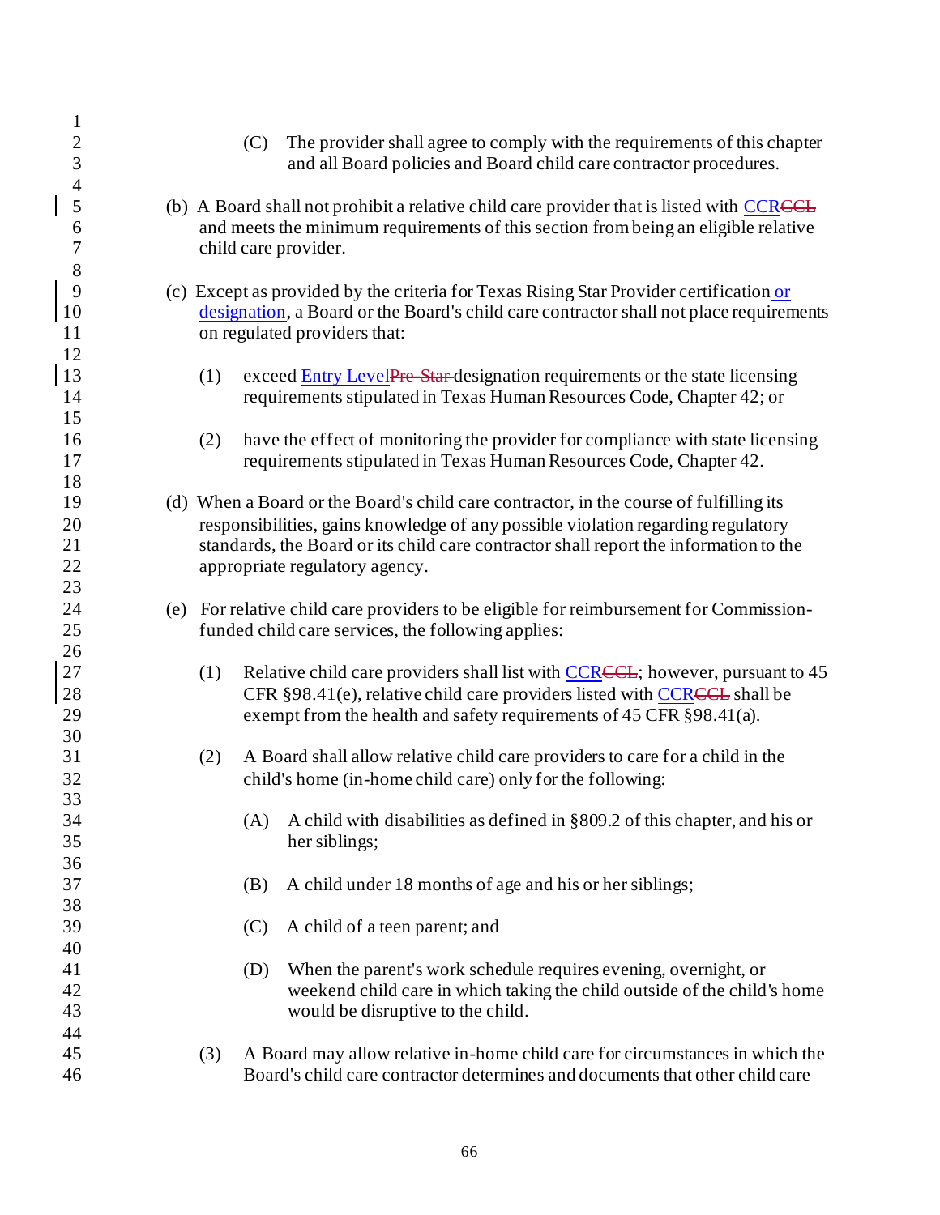(C) The provider shall agree to comply with the requirements of this chapter and all Board policies and Board child care contractor procedures.

(b) A Board shall not prohibit a relative child care provider that is listed with CCR~~CCL~~ and meets the minimum requirements of this section from being an eligible relative child care provider.

(c) Except as provided by the criteria for Texas Rising Star Provider certification or designation, a Board or the Board's child care contractor shall not place requirements on regulated providers that:

(1) exceed Entry Level~~Pre-Star~~ designation requirements or the state licensing requirements stipulated in Texas Human Resources Code, Chapter 42; or

(2) have the effect of monitoring the provider for compliance with state licensing requirements stipulated in Texas Human Resources Code, Chapter 42.

(d) When a Board or the Board's child care contractor, in the course of fulfilling its responsibilities, gains knowledge of any possible violation regarding regulatory standards, the Board or its child care contractor shall report the information to the appropriate regulatory agency.

(e) For relative child care providers to be eligible for reimbursement for Commission-funded child care services, the following applies:

(1) Relative child care providers shall list with CCR~~CCL~~; however, pursuant to 45 CFR §98.41(e), relative child care providers listed with CCR~~CCL~~ shall be exempt from the health and safety requirements of 45 CFR §98.41(a).

(2) A Board shall allow relative child care providers to care for a child in the child's home (in-home child care) only for the following:

(A) A child with disabilities as defined in §809.2 of this chapter, and his or her siblings;

(B) A child under 18 months of age and his or her siblings;

(C) A child of a teen parent; and

(D) When the parent's work schedule requires evening, overnight, or weekend child care in which taking the child outside of the child's home would be disruptive to the child.

(3) A Board may allow relative in-home child care for circumstances in which the Board's child care contractor determines and documents that other child care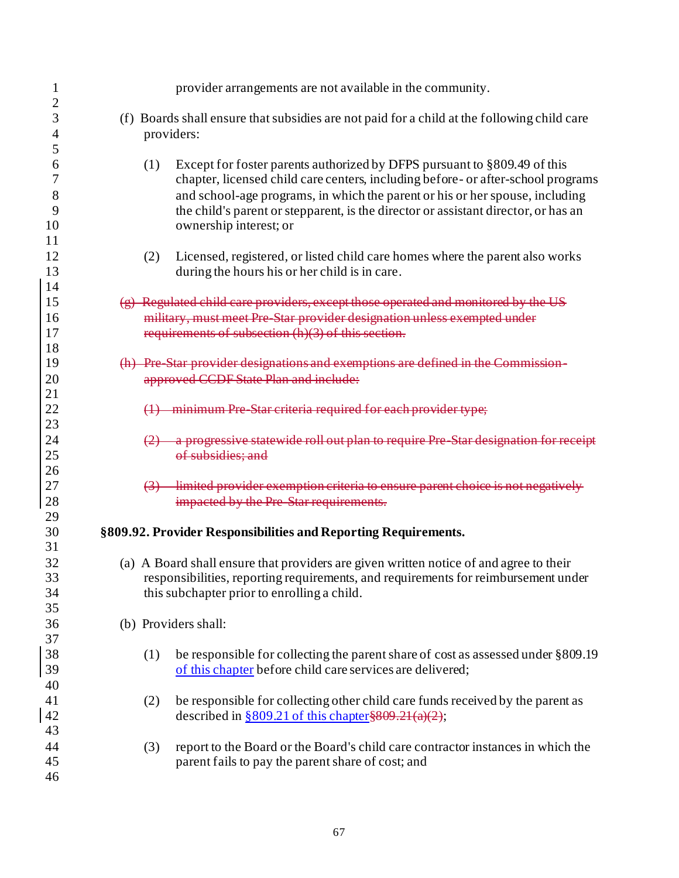provider arrangements are not available in the community.

(f) Boards shall ensure that subsidies are not paid for a child at the following child care providers:

(1) Except for foster parents authorized by DFPS pursuant to §809.49 of this chapter, licensed child care centers, including before- or after-school programs and school-age programs, in which the parent or his or her spouse, including the child's parent or stepparent, is the director or assistant director, or has an ownership interest; or

(2) Licensed, registered, or listed child care homes where the parent also works during the hours his or her child is in care.

~~(g) Regulated child care providers, except those operated and monitored by the US military, must meet Pre-Star provider designation unless exempted under requirements of subsection (h)(3) of this section.~~

~~(h) Pre-Star provider designations and exemptions are defined in the Commission-approved CCDF State Plan and include:~~

~~(1) minimum Pre-Star criteria required for each provider type;~~

~~(2) a progressive statewide roll out plan to require Pre-Star designation for receipt of subsidies; and~~

~~(3) limited provider exemption criteria to ensure parent choice is not negatively impacted by the Pre-Star requirements.~~

**§809.92. Provider Responsibilities and Reporting Requirements.**

(a) A Board shall ensure that providers are given written notice of and agree to their responsibilities, reporting requirements, and requirements for reimbursement under this subchapter prior to enrolling a child.

(b) Providers shall:

(1) be responsible for collecting the parent share of cost as assessed under §809.19 of this chapter before child care services are delivered;

(2) be responsible for collecting other child care funds received by the parent as described in §809.21 of this chapter~~§809.21(a)(2)~~;

(3) report to the Board or the Board's child care contractor instances in which the parent fails to pay the parent share of cost; and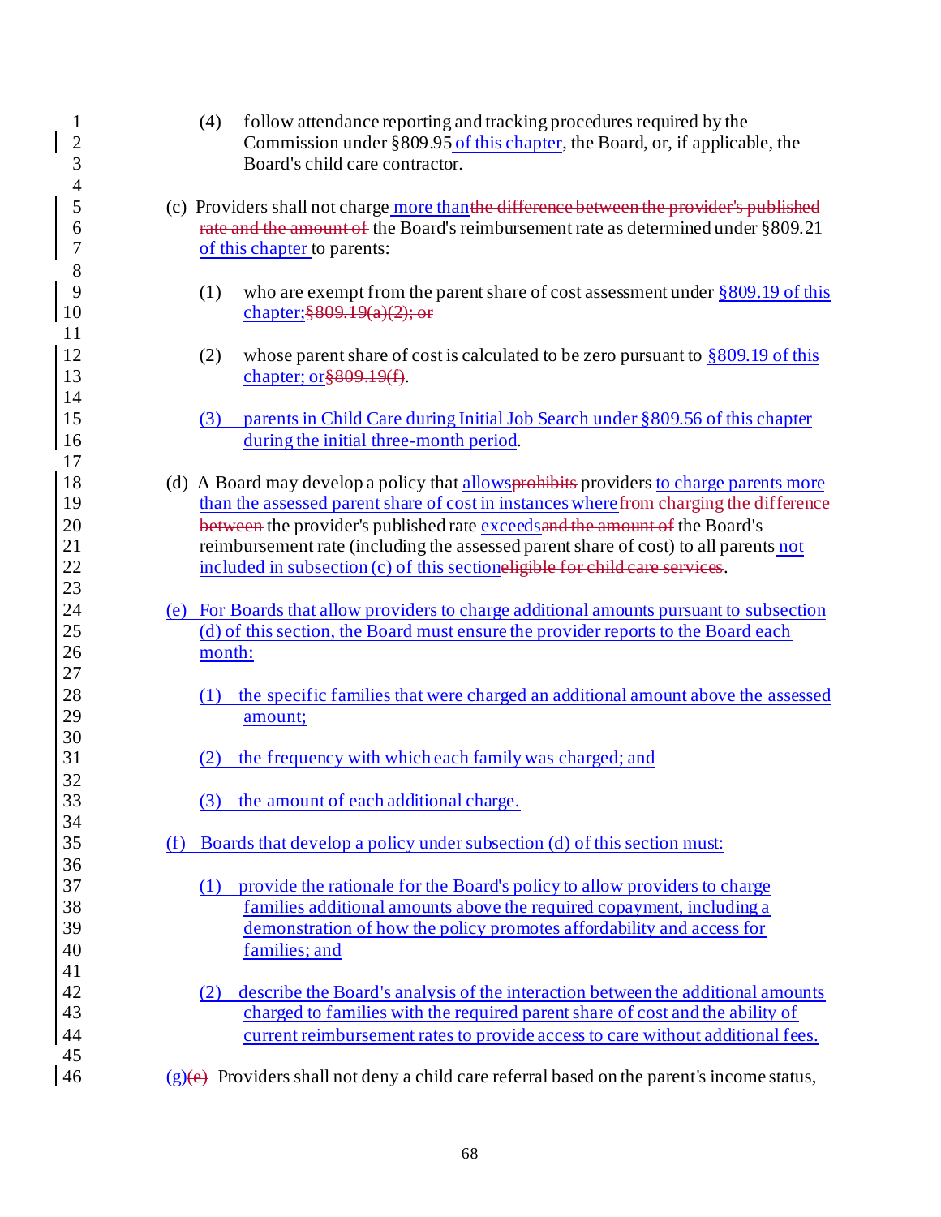(4) follow attendance reporting and tracking procedures required by the Commission under §809.95 of this chapter, the Board, or, if applicable, the Board's child care contractor.

(c) Providers shall not charge more thanthe difference between the provider's published rate and the amount of the Board's reimbursement rate as determined under §809.21 of this chapter to parents:

(1) who are exempt from the parent share of cost assessment under §809.19 of this chapter;§809.19(a)(2); or

(2) whose parent share of cost is calculated to be zero pursuant to §809.19 of this chapter; or§809.19(f).

(3) parents in Child Care during Initial Job Search under §809.56 of this chapter during the initial three-month period.

(d) A Board may develop a policy that allowsprohibits providers to charge parents more than the assessed parent share of cost in instances wherefrom charging the difference between the provider's published rate exceedsand the amount of the Board's reimbursement rate (including the assessed parent share of cost) to all parents not included in subsection (c) of this sectioneligible for child care services.

(e) For Boards that allow providers to charge additional amounts pursuant to subsection (d) of this section, the Board must ensure the provider reports to the Board each month:

(1) the specific families that were charged an additional amount above the assessed amount;

(2) the frequency with which each family was charged; and

(3) the amount of each additional charge.

(f) Boards that develop a policy under subsection (d) of this section must:

(1) provide the rationale for the Board's policy to allow providers to charge families additional amounts above the required copayment, including a demonstration of how the policy promotes affordability and access for families; and

(2) describe the Board's analysis of the interaction between the additional amounts charged to families with the required parent share of cost and the ability of current reimbursement rates to provide access to care without additional fees.

(g)(e) Providers shall not deny a child care referral based on the parent's income status,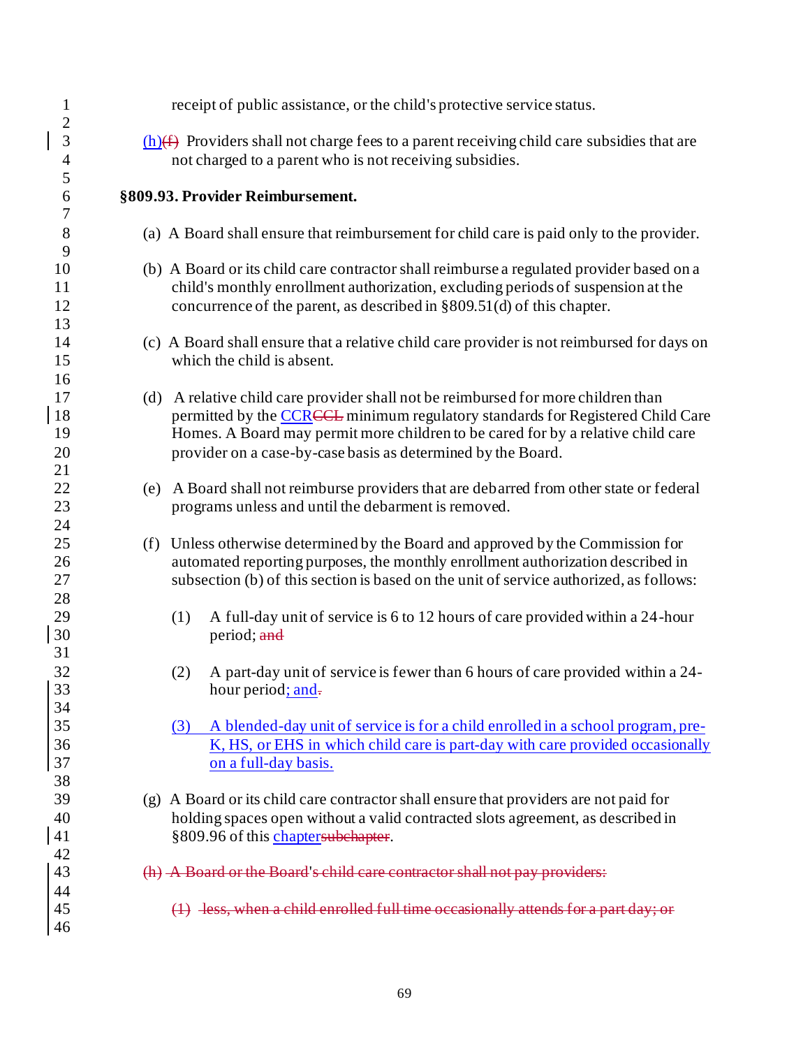receipt of public assistance, or the child's protective service status.

(h)~~(f)~~ Providers shall not charge fees to a parent receiving child care subsidies that are not charged to a parent who is not receiving subsidies.

**§809.93. Provider Reimbursement.**

(a) A Board shall ensure that reimbursement for child care is paid only to the provider.

(b) A Board or its child care contractor shall reimburse a regulated provider based on a child's monthly enrollment authorization, excluding periods of suspension at the concurrence of the parent, as described in §809.51(d) of this chapter.

(c) A Board shall ensure that a relative child care provider is not reimbursed for days on which the child is absent.

(d) A relative child care provider shall not be reimbursed for more children than permitted by the CCR~~CCL~~ minimum regulatory standards for Registered Child Care Homes. A Board may permit more children to be cared for by a relative child care provider on a case-by-case basis as determined by the Board.

(e) A Board shall not reimburse providers that are debarred from other state or federal programs unless and until the debarment is removed.

(f) Unless otherwise determined by the Board and approved by the Commission for automated reporting purposes, the monthly enrollment authorization described in subsection (b) of this section is based on the unit of service authorized, as follows:

(1) A full-day unit of service is 6 to 12 hours of care provided within a 24-hour period; ~~and~~

(2) A part-day unit of service is fewer than 6 hours of care provided within a 24-hour period; and~~.~~

(3) A blended-day unit of service is for a child enrolled in a school program, pre-K, HS, or EHS in which child care is part-day with care provided occasionally on a full-day basis.

(g) A Board or its child care contractor shall ensure that providers are not paid for holding spaces open without a valid contracted slots agreement, as described in §809.96 of this chapter~~subchapter~~.

~~(h) A Board or the Board's child care contractor shall not pay providers:~~

~~(1) less, when a child enrolled full time occasionally attends for a part day; or~~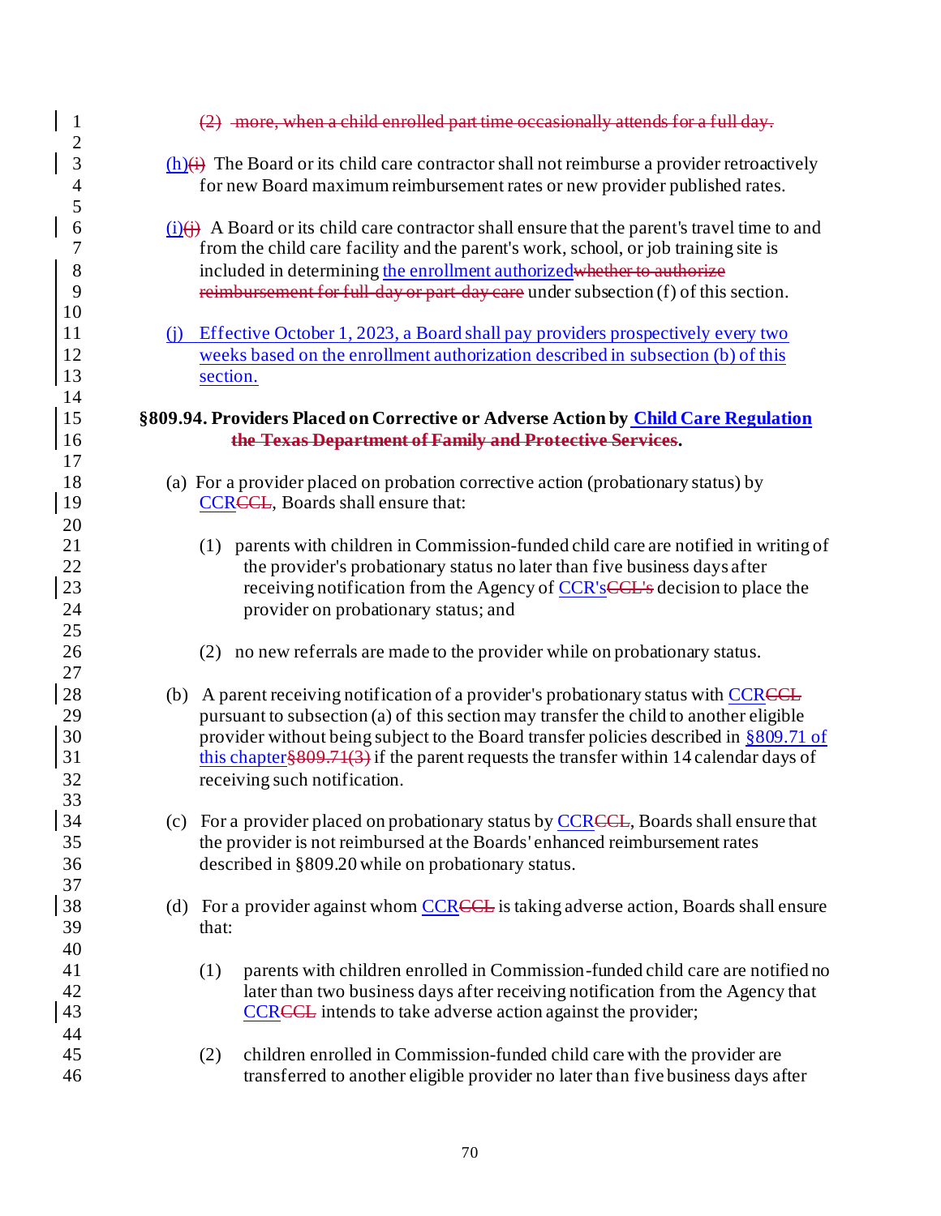(2) more, when a child enrolled part time occasionally attends for a full day.

(h)(i) The Board or its child care contractor shall not reimburse a provider retroactively for new Board maximum reimbursement rates or new provider published rates.

(i)(j) A Board or its child care contractor shall ensure that the parent's travel time to and from the child care facility and the parent's work, school, or job training site is included in determining the enrollment authorizedwhether to authorize reimbursement for full-day or part-day care under subsection (f) of this section.

(j) Effective October 1, 2023, a Board shall pay providers prospectively every two weeks based on the enrollment authorization described in subsection (b) of this section.

**§809.94. Providers Placed on Corrective or Adverse Action by Child Care Regulation the Texas Department of Family and Protective Services.**

(a) For a provider placed on probation corrective action (probationary status) by CCRCCL, Boards shall ensure that:

(1) parents with children in Commission-funded child care are notified in writing of the provider's probationary status no later than five business days after receiving notification from the Agency of CCR'sCCL's decision to place the provider on probationary status; and

(2) no new referrals are made to the provider while on probationary status.

(b) A parent receiving notification of a provider's probationary status with CCRCCL pursuant to subsection (a) of this section may transfer the child to another eligible provider without being subject to the Board transfer policies described in §809.71 of this chapter§809.71(3) if the parent requests the transfer within 14 calendar days of receiving such notification.

(c) For a provider placed on probationary status by CCRCCL, Boards shall ensure that the provider is not reimbursed at the Boards' enhanced reimbursement rates described in §809.20 while on probationary status.

(d) For a provider against whom CCRCCL is taking adverse action, Boards shall ensure that:

(1) parents with children enrolled in Commission-funded child care are notified no later than two business days after receiving notification from the Agency that CCRCCL intends to take adverse action against the provider;

(2) children enrolled in Commission-funded child care with the provider are transferred to another eligible provider no later than five business days after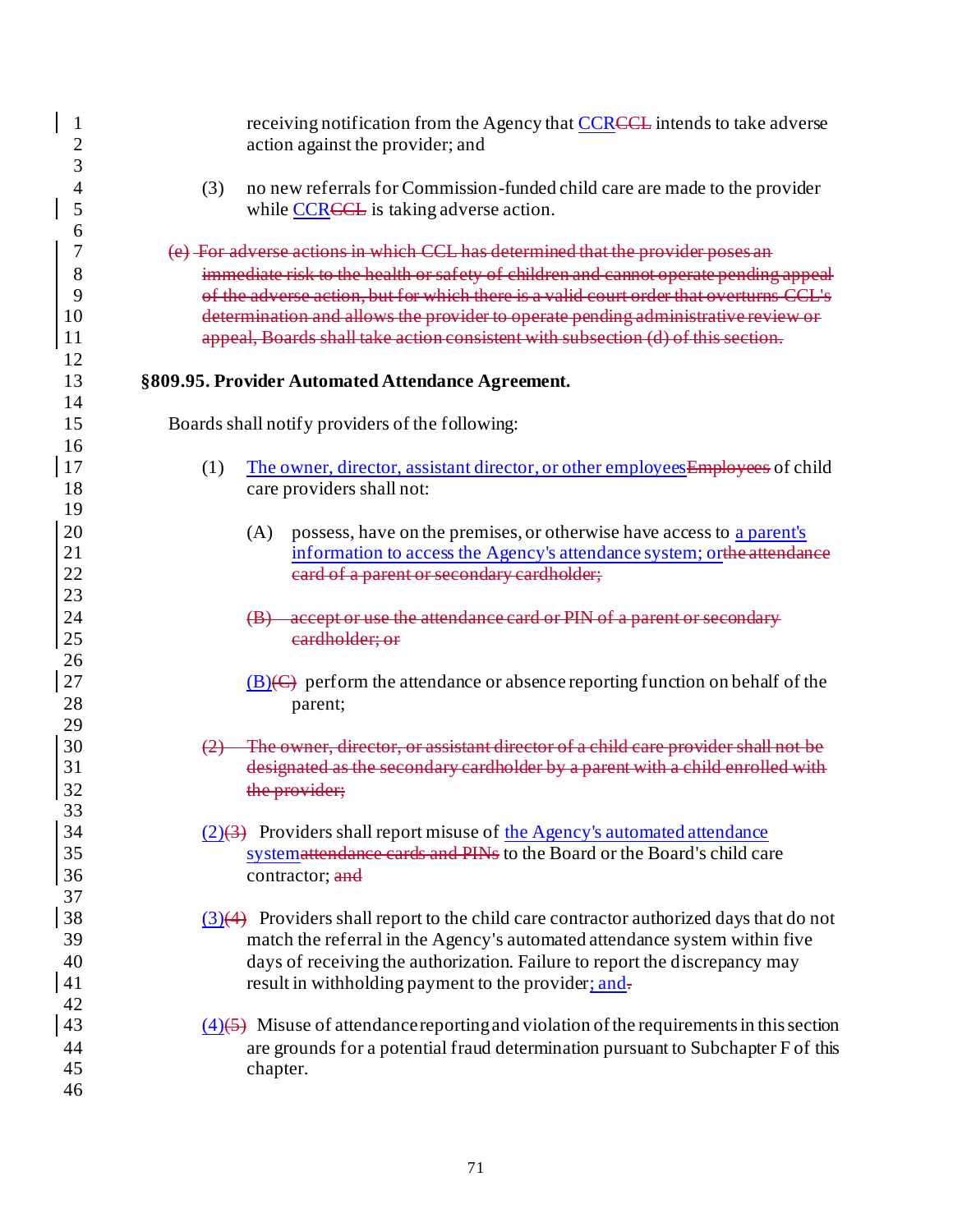receiving notification from the Agency that CCRCCL intends to take adverse action against the provider; and

(3) no new referrals for Commission-funded child care are made to the provider while CCRCCL is taking adverse action.

~~(e) For adverse actions in which CCL has determined that the provider poses an immediate risk to the health or safety of children and cannot operate pending appeal of the adverse action, but for which there is a valid court order that overturns CCL's determination and allows the provider to operate pending administrative review or appeal, Boards shall take action consistent with subsection (d) of this section.~~

**§809.95. Provider Automated Attendance Agreement.**

Boards shall notify providers of the following:

(1) The owner, director, assistant director, or other employees~~Employees~~ of child care providers shall not:

(A) possess, have on the premises, or otherwise have access to a parent's information to access the Agency's attendance system; or~~the attendance card of a parent or secondary cardholder;~~

~~(B) accept or use the attendance card or PIN of a parent or secondary cardholder; or~~

(B)~~(C)~~ perform the attendance or absence reporting function on behalf of the parent;

~~(2) The owner, director, or assistant director of a child care provider shall not be designated as the secondary cardholder by a parent with a child enrolled with the provider;~~

(2)~~(3)~~ Providers shall report misuse of the Agency's automated attendance system~~attendance cards and PINs~~ to the Board or the Board's child care contractor; ~~and~~

(3)~~(4)~~ Providers shall report to the child care contractor authorized days that do not match the referral in the Agency's automated attendance system within five days of receiving the authorization. Failure to report the discrepancy may result in withholding payment to the provider; and~~.~~

(4)~~(5)~~ Misuse of attendance reporting and violation of the requirements in this section are grounds for a potential fraud determination pursuant to Subchapter F of this chapter.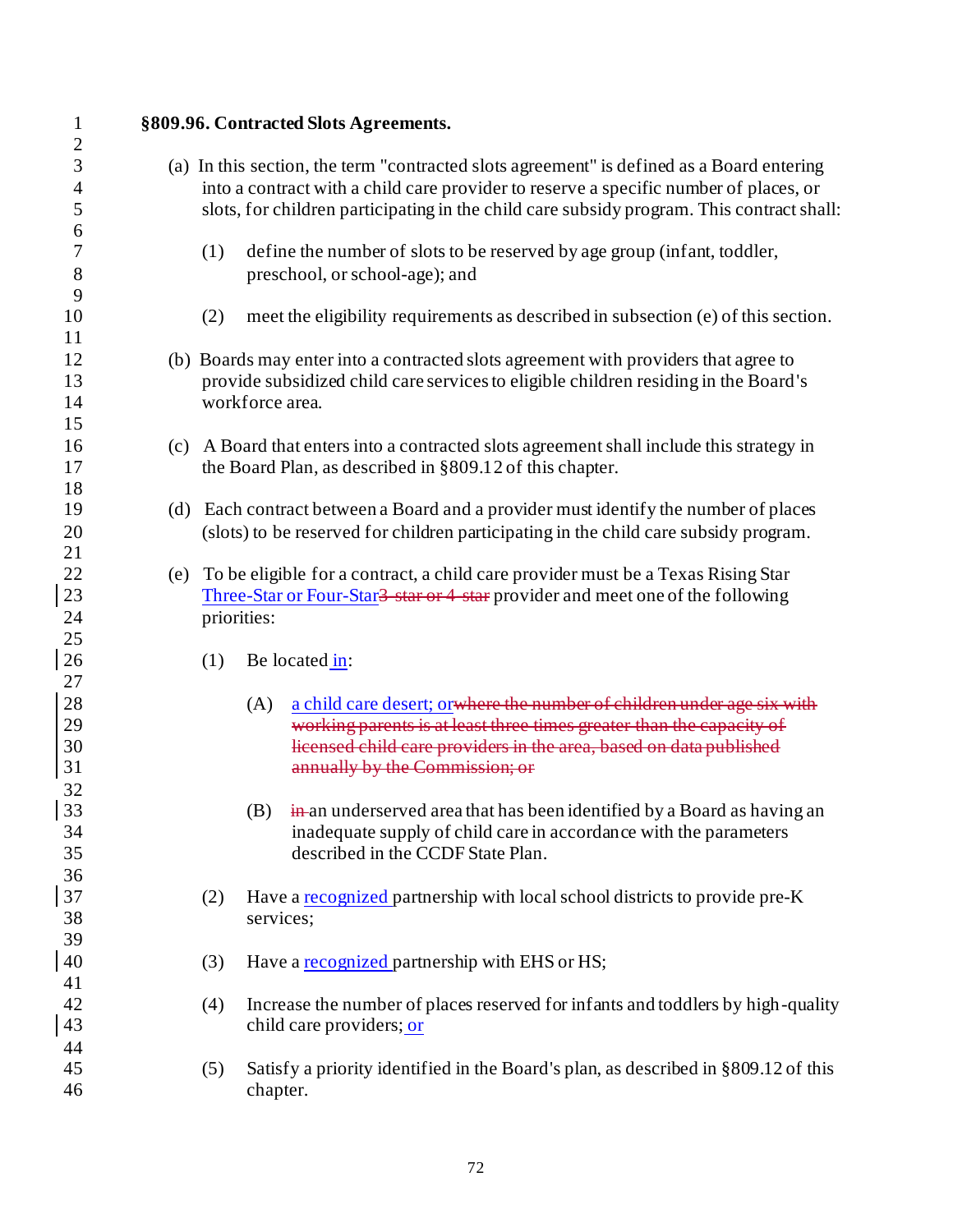**§809.96. Contracted Slots Agreements.**

(a) In this section, the term "contracted slots agreement" is defined as a Board entering into a contract with a child care provider to reserve a specific number of places, or slots, for children participating in the child care subsidy program. This contract shall:

(1) define the number of slots to be reserved by age group (infant, toddler, preschool, or school-age); and

(2) meet the eligibility requirements as described in subsection (e) of this section.

(b) Boards may enter into a contracted slots agreement with providers that agree to provide subsidized child care services to eligible children residing in the Board's workforce area.

(c) A Board that enters into a contracted slots agreement shall include this strategy in the Board Plan, as described in §809.12 of this chapter.

(d) Each contract between a Board and a provider must identify the number of places (slots) to be reserved for children participating in the child care subsidy program.

(e) To be eligible for a contract, a child care provider must be a Texas Rising Star Three-Star or Four-Star~~3-star or 4-star~~ provider and meet one of the following priorities:

(1) Be located in:

(A) a child care desert; or~~where the number of children under age six with working parents is at least three times greater than the capacity of licensed child care providers in the area, based on data published annually by the Commission; or~~

(B) ~~in~~ an underserved area that has been identified by a Board as having an inadequate supply of child care in accordance with the parameters described in the CCDF State Plan.

(2) Have a recognized partnership with local school districts to provide pre-K services;

(3) Have a recognized partnership with EHS or HS;

(4) Increase the number of places reserved for infants and toddlers by high-quality child care providers; or

(5) Satisfy a priority identified in the Board's plan, as described in §809.12 of this chapter.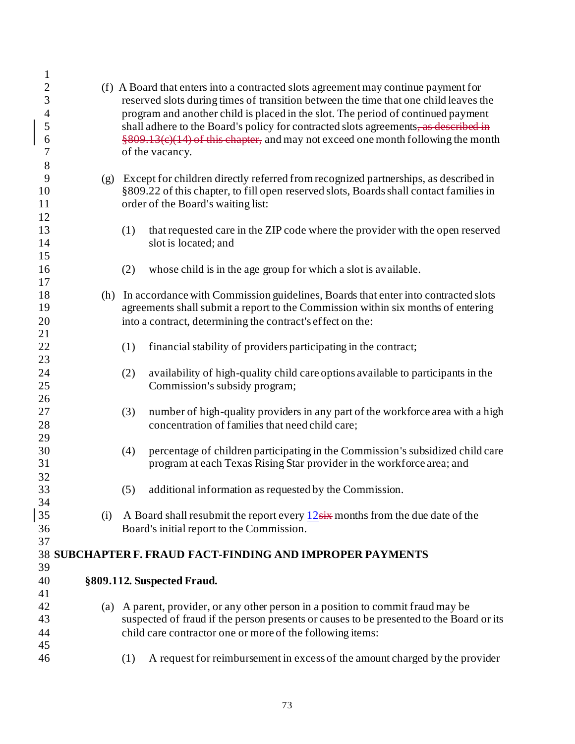(f) A Board that enters into a contracted slots agreement may continue payment for reserved slots during times of transition between the time that one child leaves the program and another child is placed in the slot. The period of continued payment shall adhere to the Board's policy for contracted slots agreements~~, as described in §809.13(c)(14) of this chapter,~~ and may not exceed one month following the month of the vacancy.

(g) Except for children directly referred from recognized partnerships, as described in §809.22 of this chapter, to fill open reserved slots, Boards shall contact families in order of the Board's waiting list:

(1) that requested care in the ZIP code where the provider with the open reserved slot is located; and

(2) whose child is in the age group for which a slot is available.

(h) In accordance with Commission guidelines, Boards that enter into contracted slots agreements shall submit a report to the Commission within six months of entering into a contract, determining the contract's effect on the:

(1) financial stability of providers participating in the contract;

(2) availability of high-quality child care options available to participants in the Commission's subsidy program;

(3) number of high-quality providers in any part of the workforce area with a high concentration of families that need child care;

(4) percentage of children participating in the Commission's subsidized child care program at each Texas Rising Star provider in the workforce area; and

(5) additional information as requested by the Commission.

(i) A Board shall resubmit the report every 12~~six~~ months from the due date of the Board's initial report to the Commission.

## SUBCHAPTER F. FRAUD FACT-FINDING AND IMPROPER PAYMENTS

### §809.112. Suspected Fraud.

(a) A parent, provider, or any other person in a position to commit fraud may be suspected of fraud if the person presents or causes to be presented to the Board or its child care contractor one or more of the following items:

(1) A request for reimbursement in excess of the amount charged by the provider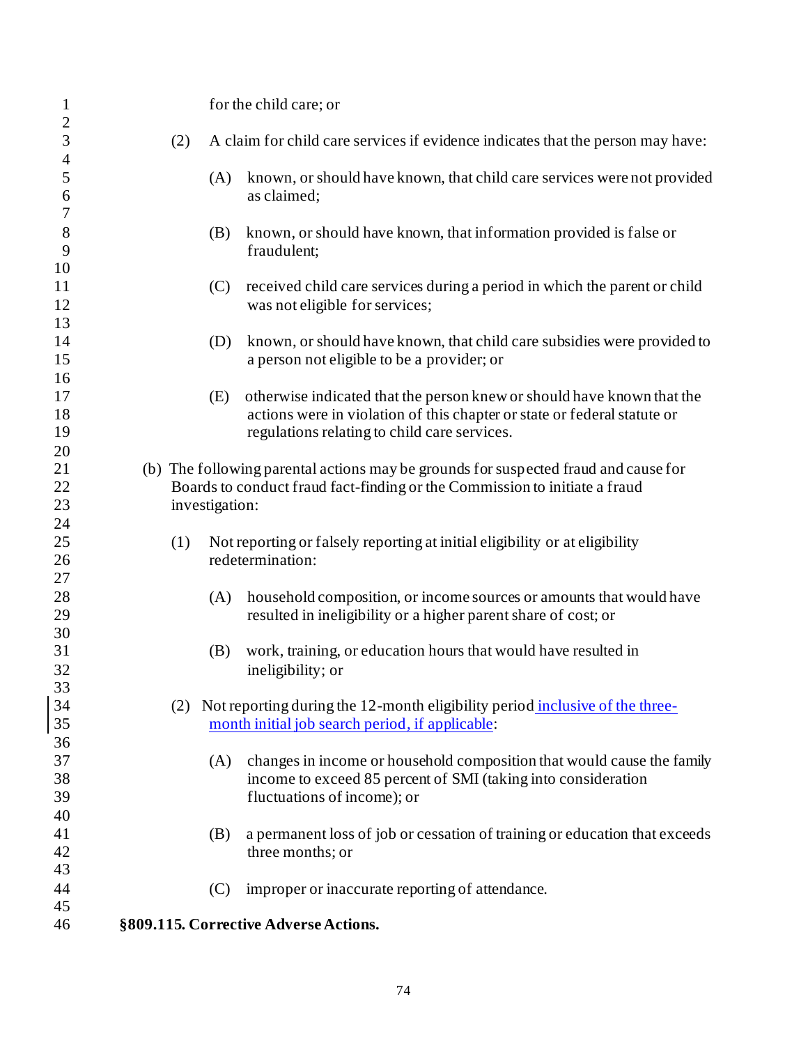for the child care; or

(2) A claim for child care services if evidence indicates that the person may have:

(A) known, or should have known, that child care services were not provided as claimed;

(B) known, or should have known, that information provided is false or fraudulent;

(C) received child care services during a period in which the parent or child was not eligible for services;

(D) known, or should have known, that child care subsidies were provided to a person not eligible to be a provider; or

(E) otherwise indicated that the person knew or should have known that the actions were in violation of this chapter or state or federal statute or regulations relating to child care services.

(b) The following parental actions may be grounds for suspected fraud and cause for Boards to conduct fraud fact-finding or the Commission to initiate a fraud investigation:

(1) Not reporting or falsely reporting at initial eligibility or at eligibility redetermination:

(A) household composition, or income sources or amounts that would have resulted in ineligibility or a higher parent share of cost; or

(B) work, training, or education hours that would have resulted in ineligibility; or

(2) Not reporting during the 12-month eligibility period inclusive of the three-month initial job search period, if applicable:

(A) changes in income or household composition that would cause the family income to exceed 85 percent of SMI (taking into consideration fluctuations of income); or

(B) a permanent loss of job or cessation of training or education that exceeds three months; or

(C) improper or inaccurate reporting of attendance.

**§809.115. Corrective Adverse Actions.**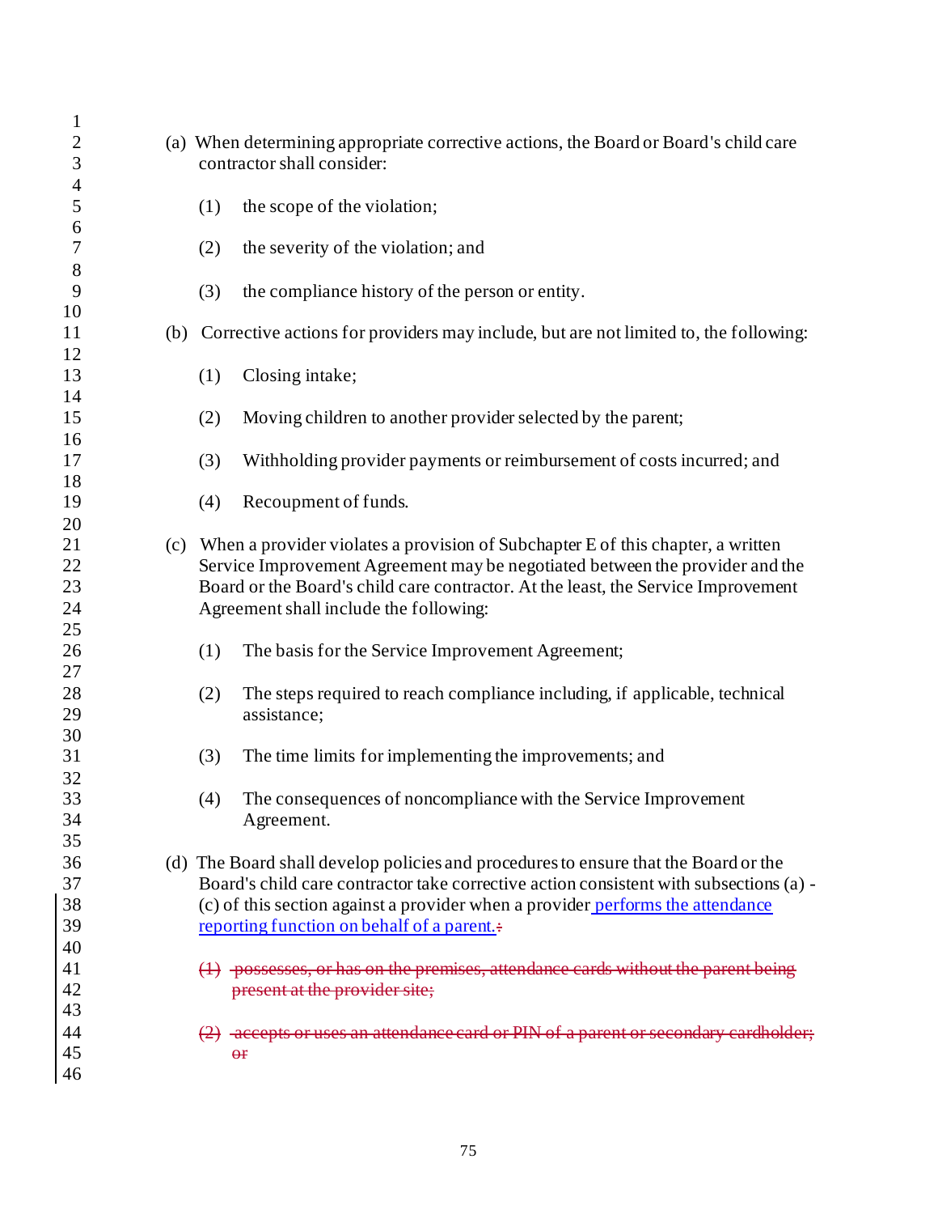(a) When determining appropriate corrective actions, the Board or Board's child care contractor shall consider:

(1) the scope of the violation;

(2) the severity of the violation; and

(3) the compliance history of the person or entity.

(b) Corrective actions for providers may include, but are not limited to, the following:

(1) Closing intake;

(2) Moving children to another provider selected by the parent;

(3) Withholding provider payments or reimbursement of costs incurred; and

(4) Recoupment of funds.

(c) When a provider violates a provision of Subchapter E of this chapter, a written Service Improvement Agreement may be negotiated between the provider and the Board or the Board's child care contractor. At the least, the Service Improvement Agreement shall include the following:

(1) The basis for the Service Improvement Agreement;

(2) The steps required to reach compliance including, if applicable, technical assistance;

(3) The time limits for implementing the improvements; and

(4) The consequences of noncompliance with the Service Improvement Agreement.

(d) The Board shall develop policies and procedures to ensure that the Board or the Board's child care contractor take corrective action consistent with subsections (a) - (c) of this section against a provider when a provider performs the attendance reporting function on behalf of a parent.~~:~~

~~(1) possesses, or has on the premises, attendance cards without the parent being present at the provider site;~~

~~(2) accepts or uses an attendance card or PIN of a parent or secondary cardholder; or~~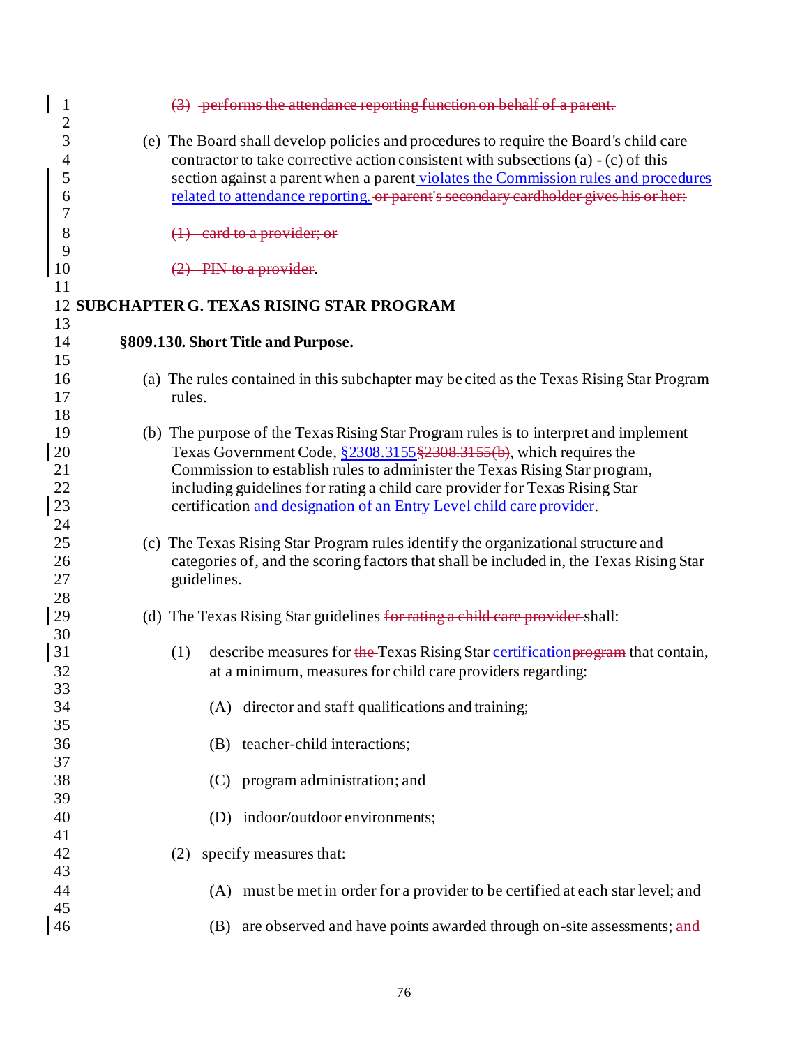(3) ~~performs the attendance reporting function on behalf of a parent.~~

(e) The Board shall develop policies and procedures to require the Board's child care contractor to take corrective action consistent with subsections (a) - (c) of this section against a parent when a parent violates the Commission rules and procedures related to attendance reporting. ~~or parent's secondary cardholder gives his or her:~~

~~(1) card to a provider; or~~

~~(2) PIN to a provider~~.

## SUBCHAPTER G. TEXAS RISING STAR PROGRAM

### §809.130. Short Title and Purpose.

(a) The rules contained in this subchapter may be cited as the Texas Rising Star Program rules.

(b) The purpose of the Texas Rising Star Program rules is to interpret and implement Texas Government Code, §2308.3155~~§2308.3155(b)~~, which requires the Commission to establish rules to administer the Texas Rising Star program, including guidelines for rating a child care provider for Texas Rising Star certification and designation of an Entry Level child care provider.

(c) The Texas Rising Star Program rules identify the organizational structure and categories of, and the scoring factors that shall be included in, the Texas Rising Star guidelines.

(d) The Texas Rising Star guidelines ~~for rating a child care provider~~ shall:

(1) describe measures for ~~the~~ Texas Rising Star certification~~program~~ that contain, at a minimum, measures for child care providers regarding:

(A) director and staff qualifications and training;

(B) teacher-child interactions;

(C) program administration; and

(D) indoor/outdoor environments;

(2) specify measures that:

(A) must be met in order for a provider to be certified at each star level; and

(B) are observed and have points awarded through on-site assessments; ~~and~~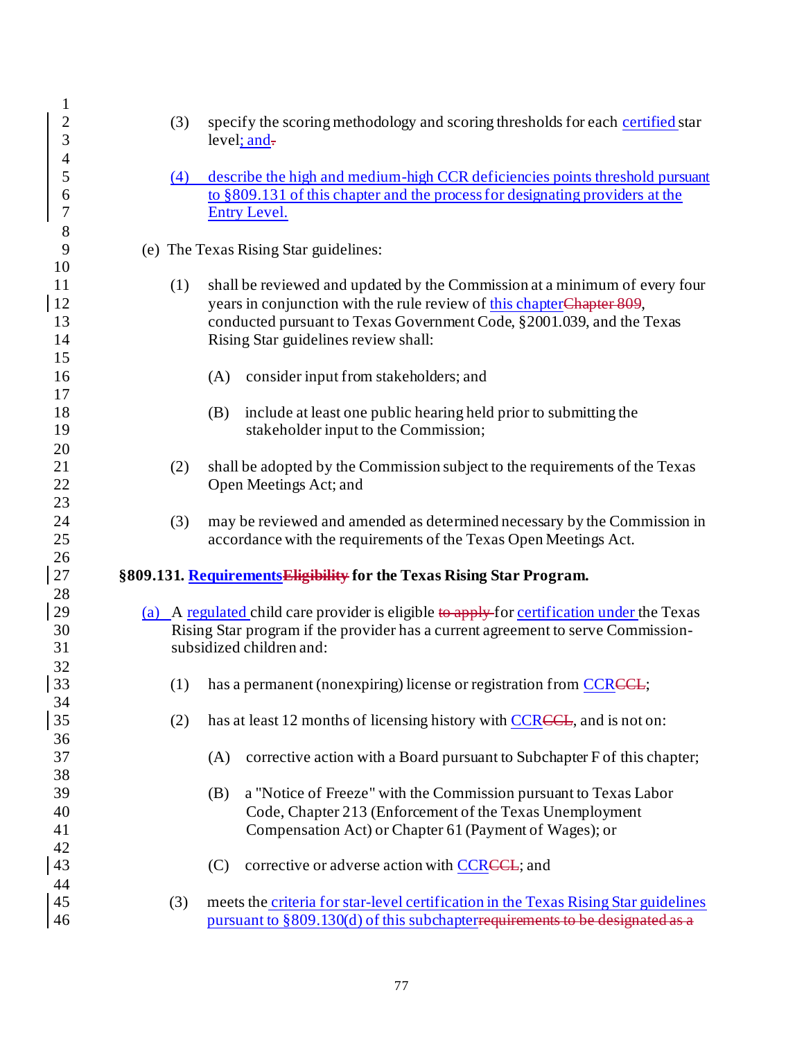(3) specify the scoring methodology and scoring thresholds for each certified star level; and.

(4) describe the high and medium-high CCR deficiencies points threshold pursuant to §809.131 of this chapter and the process for designating providers at the Entry Level.

(e) The Texas Rising Star guidelines:

(1) shall be reviewed and updated by the Commission at a minimum of every four years in conjunction with the rule review of this chapterChapter 809, conducted pursuant to Texas Government Code, §2001.039, and the Texas Rising Star guidelines review shall:

(A) consider input from stakeholders; and

(B) include at least one public hearing held prior to submitting the stakeholder input to the Commission;

(2) shall be adopted by the Commission subject to the requirements of the Texas Open Meetings Act; and

(3) may be reviewed and amended as determined necessary by the Commission in accordance with the requirements of the Texas Open Meetings Act.

**§809.131. RequirementsEligibility for the Texas Rising Star Program.**

(a) A regulated child care provider is eligible to apply for certification under the Texas Rising Star program if the provider has a current agreement to serve Commission-subsidized children and:

(1) has a permanent (nonexpiring) license or registration from CCRCCL;

(2) has at least 12 months of licensing history with CCRCCL, and is not on:

(A) corrective action with a Board pursuant to Subchapter F of this chapter;

(B) a "Notice of Freeze" with the Commission pursuant to Texas Labor Code, Chapter 213 (Enforcement of the Texas Unemployment Compensation Act) or Chapter 61 (Payment of Wages); or

(C) corrective or adverse action with CCRCCL; and

(3) meets the criteria for star-level certification in the Texas Rising Star guidelines pursuant to §809.130(d) of this subchapterrequirements to be designated as a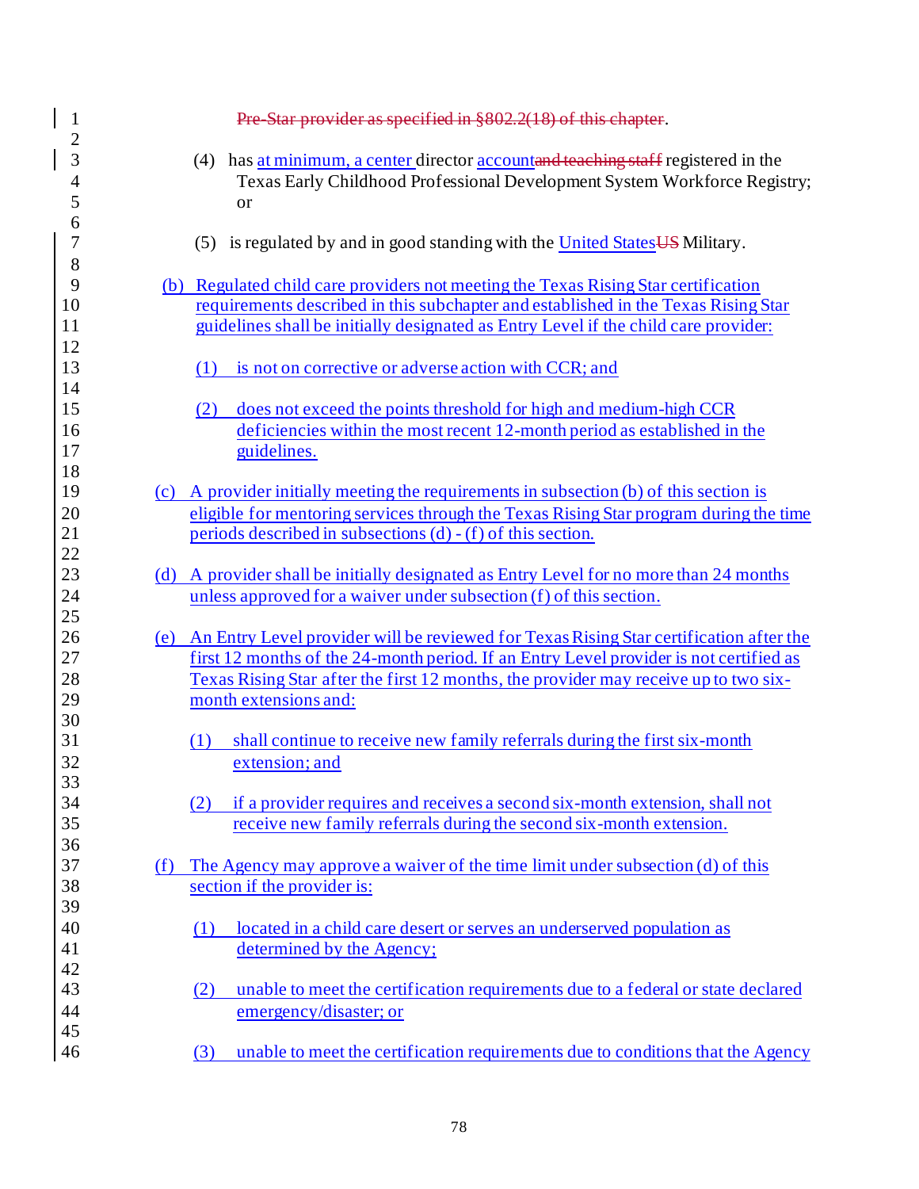Pre-Star provider as specified in §802.2(18) of this chapter.

(4) has at minimum, a center director accountand teaching staff registered in the Texas Early Childhood Professional Development System Workforce Registry; or

(5) is regulated by and in good standing with the United StatesUS Military.

(b) Regulated child care providers not meeting the Texas Rising Star certification requirements described in this subchapter and established in the Texas Rising Star guidelines shall be initially designated as Entry Level if the child care provider:

(1) is not on corrective or adverse action with CCR; and

(2) does not exceed the points threshold for high and medium-high CCR deficiencies within the most recent 12-month period as established in the guidelines.

(c) A provider initially meeting the requirements in subsection (b) of this section is eligible for mentoring services through the Texas Rising Star program during the time periods described in subsections (d) - (f) of this section.

(d) A provider shall be initially designated as Entry Level for no more than 24 months unless approved for a waiver under subsection (f) of this section.

(e) An Entry Level provider will be reviewed for Texas Rising Star certification after the first 12 months of the 24-month period. If an Entry Level provider is not certified as Texas Rising Star after the first 12 months, the provider may receive up to two six-month extensions and:

(1) shall continue to receive new family referrals during the first six-month extension; and

(2) if a provider requires and receives a second six-month extension, shall not receive new family referrals during the second six-month extension.

(f) The Agency may approve a waiver of the time limit under subsection (d) of this section if the provider is:

(1) located in a child care desert or serves an underserved population as determined by the Agency;

(2) unable to meet the certification requirements due to a federal or state declared emergency/disaster; or

(3) unable to meet the certification requirements due to conditions that the Agency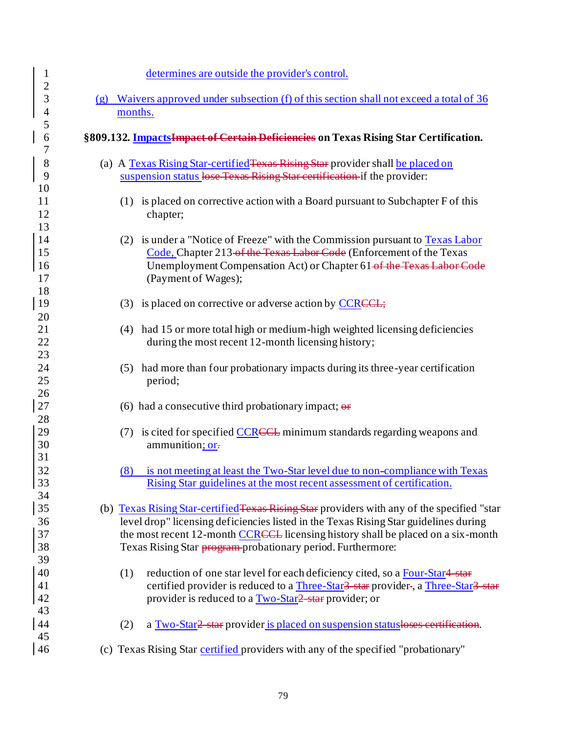determines are outside the provider's control.

(g) Waivers approved under subsection (f) of this section shall not exceed a total of 36 months.

**§809.132. ~~Impact of Certain Deficiencies~~ Impacts on Texas Rising Star Certification.**

(a) A ~~Texas Rising Star~~ Texas Rising Star-certified provider shall ~~lose Texas Rising Star certification~~ be placed on suspension status if the provider:

(1) is placed on corrective action with a Board pursuant to Subchapter F of this chapter;

(2) is under a "Notice of Freeze" with the Commission pursuant to Texas Labor Code, Chapter 213 ~~of the Texas Labor Code~~ (Enforcement of the Texas Unemployment Compensation Act) or Chapter 61 ~~of the Texas Labor Code~~ (Payment of Wages);

(3) is placed on corrective or adverse action by ~~CCL;~~ CCR

(4) had 15 or more total high or medium-high weighted licensing deficiencies during the most recent 12-month licensing history;

(5) had more than four probationary impacts during its three-year certification period;

(6) had a consecutive third probationary impact; ~~or~~

(7) is cited for specified ~~CCL~~ CCR minimum standards regarding weapons and ammunition~~.~~; or

(8) is not meeting at least the Two-Star level due to non-compliance with Texas Rising Star guidelines at the most recent assessment of certification.

(b) ~~Texas Rising Star~~ Texas Rising Star-certified providers with any of the specified "star level drop" licensing deficiencies listed in the Texas Rising Star guidelines during the most recent 12-month ~~CCL~~ CCR licensing history shall be placed on a six-month Texas Rising Star ~~program~~ probationary period. Furthermore:

(1) reduction of one star level for each deficiency cited, so a ~~4-star~~ Four-Star certified provider is reduced to a ~~3-star~~ Three-Star provider~~-~~, a ~~3-star~~ Three-Star provider is reduced to a ~~2-star~~ Two-Star provider; or

(2) a ~~2-star~~ Two-Star provider ~~loses certification~~ is placed on suspension status.

(c) Texas Rising Star certified providers with any of the specified "probationary"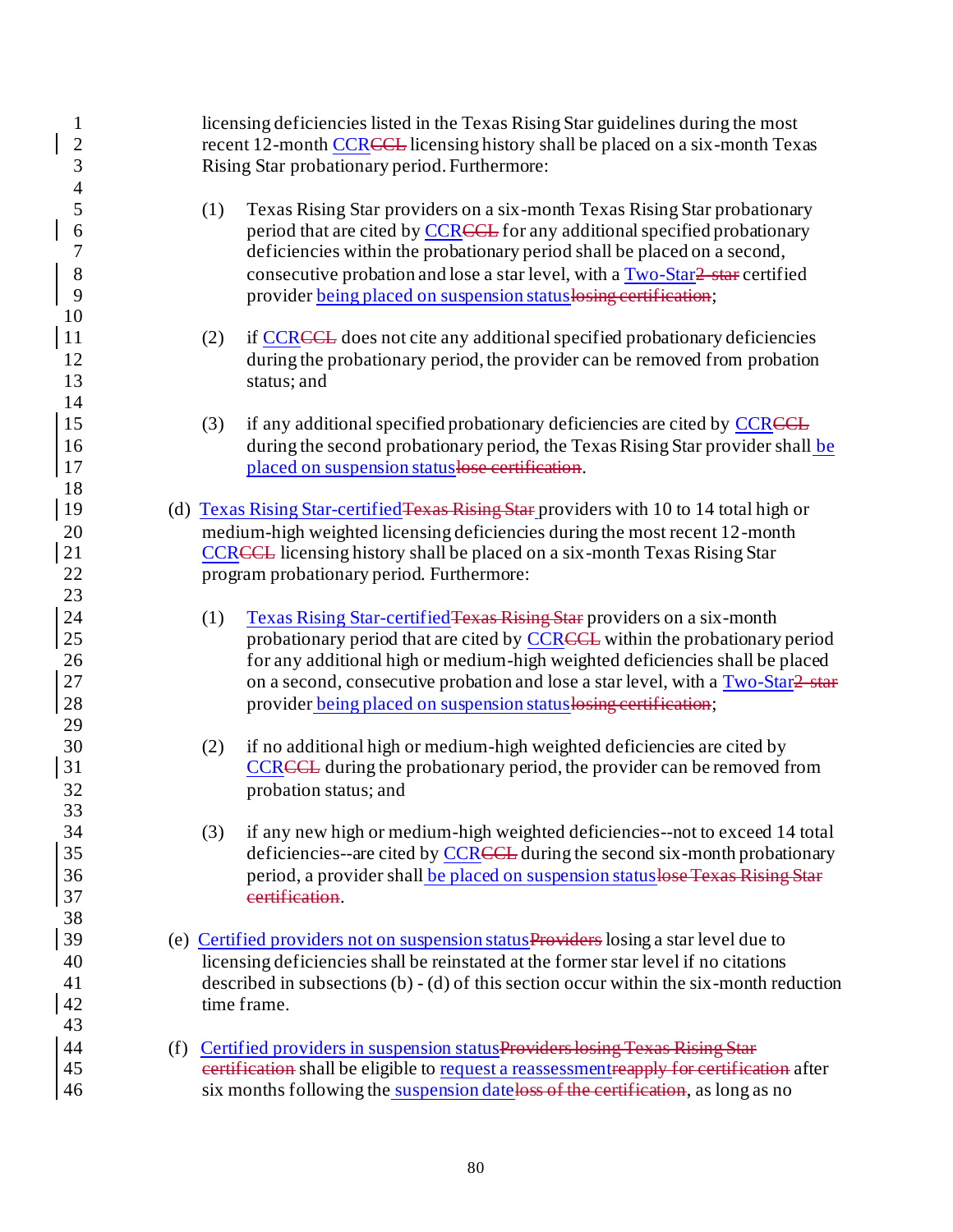licensing deficiencies listed in the Texas Rising Star guidelines during the most recent 12-month CCR~~CCL~~ licensing history shall be placed on a six-month Texas Rising Star probationary period. Furthermore:

(1) Texas Rising Star providers on a six-month Texas Rising Star probationary period that are cited by CCR~~CCL~~ for any additional specified probationary deficiencies within the probationary period shall be placed on a second, consecutive probation and lose a star level, with a Two-Star~~2-star~~ certified provider being placed on suspension status~~losing certification~~;

(2) if CCR~~CCL~~ does not cite any additional specified probationary deficiencies during the probationary period, the provider can be removed from probation status; and

(3) if any additional specified probationary deficiencies are cited by CCR~~CCL~~ during the second probationary period, the Texas Rising Star provider shall be placed on suspension status~~lose certification~~.

(d) Texas Rising Star-certified~~Texas Rising Star~~ providers with 10 to 14 total high or medium-high weighted licensing deficiencies during the most recent 12-month CCR~~CCL~~ licensing history shall be placed on a six-month Texas Rising Star program probationary period. Furthermore:

(1) Texas Rising Star-certified~~Texas Rising Star~~ providers on a six-month probationary period that are cited by CCR~~CCL~~ within the probationary period for any additional high or medium-high weighted deficiencies shall be placed on a second, consecutive probation and lose a star level, with a Two-Star~~2-star~~ provider being placed on suspension status~~losing certification~~;

(2) if no additional high or medium-high weighted deficiencies are cited by CCR~~CCL~~ during the probationary period, the provider can be removed from probation status; and

(3) if any new high or medium-high weighted deficiencies--not to exceed 14 total deficiencies--are cited by CCR~~CCL~~ during the second six-month probationary period, a provider shall be placed on suspension status~~lose Texas Rising Star certification~~.

(e) Certified providers not on suspension status~~Providers~~ losing a star level due to licensing deficiencies shall be reinstated at the former star level if no citations described in subsections (b) - (d) of this section occur within the six-month reduction time frame.

(f) Certified providers in suspension status~~Providers losing Texas Rising Star certification~~ shall be eligible to request a reassessment~~reapply for certification~~ after six months following the suspension date~~loss of the certification~~, as long as no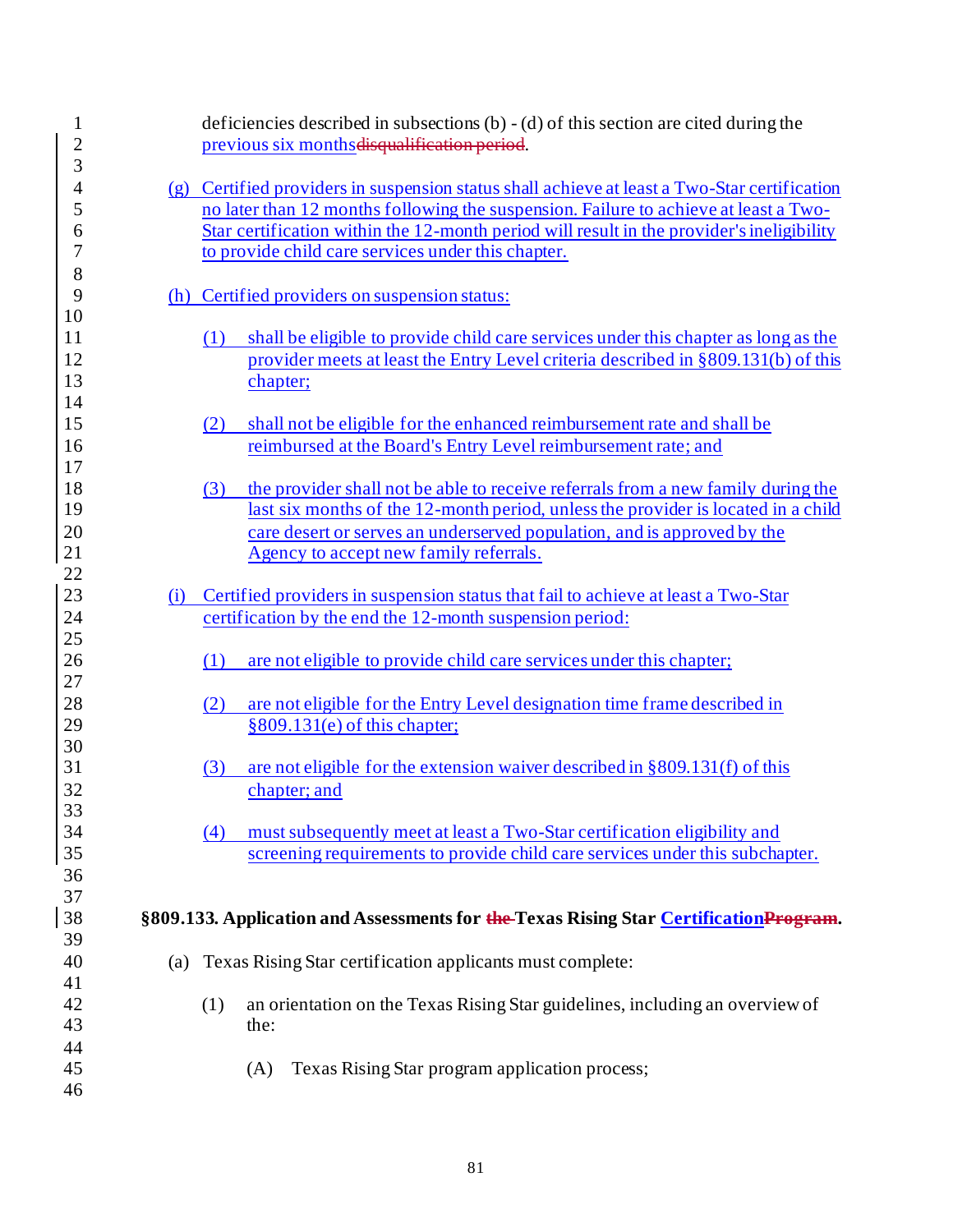deficiencies described in subsections (b) - (d) of this section are cited during the previous six months~~disqualification period~~.

(g) Certified providers in suspension status shall achieve at least a Two-Star certification no later than 12 months following the suspension. Failure to achieve at least a Two-Star certification within the 12-month period will result in the provider's ineligibility to provide child care services under this chapter.

(h) Certified providers on suspension status:

(1) shall be eligible to provide child care services under this chapter as long as the provider meets at least the Entry Level criteria described in §809.131(b) of this chapter;

(2) shall not be eligible for the enhanced reimbursement rate and shall be reimbursed at the Board's Entry Level reimbursement rate; and

(3) the provider shall not be able to receive referrals from a new family during the last six months of the 12-month period, unless the provider is located in a child care desert or serves an underserved population, and is approved by the Agency to accept new family referrals.

(i) Certified providers in suspension status that fail to achieve at least a Two-Star certification by the end the 12-month suspension period:

(1) are not eligible to provide child care services under this chapter;

(2) are not eligible for the Entry Level designation time frame described in §809.131(e) of this chapter;

(3) are not eligible for the extension waiver described in §809.131(f) of this chapter; and

(4) must subsequently meet at least a Two-Star certification eligibility and screening requirements to provide child care services under this subchapter.

**§809.133. Application and Assessments for ~~the~~ Texas Rising Star Certification~~Program~~.**

(a) Texas Rising Star certification applicants must complete:

(1) an orientation on the Texas Rising Star guidelines, including an overview of the:

(A) Texas Rising Star program application process;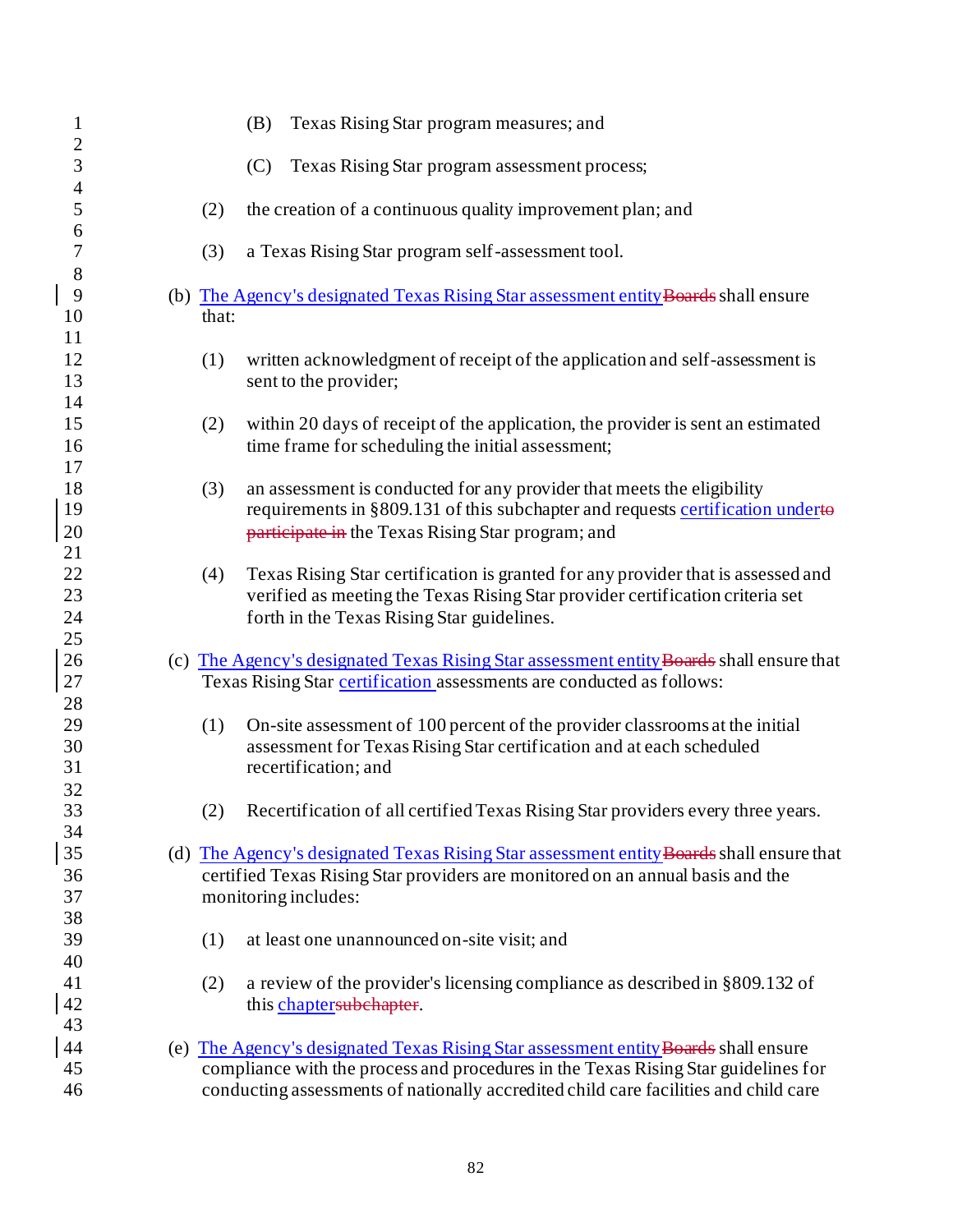(B) Texas Rising Star program measures; and

(C) Texas Rising Star program assessment process;

(2) the creation of a continuous quality improvement plan; and

(3) a Texas Rising Star program self-assessment tool.

(b) The Agency's designated Texas Rising Star assessment entity~~Boards~~ shall ensure that:

(1) written acknowledgment of receipt of the application and self-assessment is sent to the provider;

(2) within 20 days of receipt of the application, the provider is sent an estimated time frame for scheduling the initial assessment;

(3) an assessment is conducted for any provider that meets the eligibility requirements in §809.131 of this subchapter and requests certification under~~to participate in~~ the Texas Rising Star program; and

(4) Texas Rising Star certification is granted for any provider that is assessed and verified as meeting the Texas Rising Star provider certification criteria set forth in the Texas Rising Star guidelines.

(c) The Agency's designated Texas Rising Star assessment entity~~Boards~~ shall ensure that Texas Rising Star certification assessments are conducted as follows:

(1) On-site assessment of 100 percent of the provider classrooms at the initial assessment for Texas Rising Star certification and at each scheduled recertification; and

(2) Recertification of all certified Texas Rising Star providers every three years.

(d) The Agency's designated Texas Rising Star assessment entity~~Boards~~ shall ensure that certified Texas Rising Star providers are monitored on an annual basis and the monitoring includes:

(1) at least one unannounced on-site visit; and

(2) a review of the provider's licensing compliance as described in §809.132 of this chapter~~subchapter~~.

(e) The Agency's designated Texas Rising Star assessment entity~~Boards~~ shall ensure compliance with the process and procedures in the Texas Rising Star guidelines for conducting assessments of nationally accredited child care facilities and child care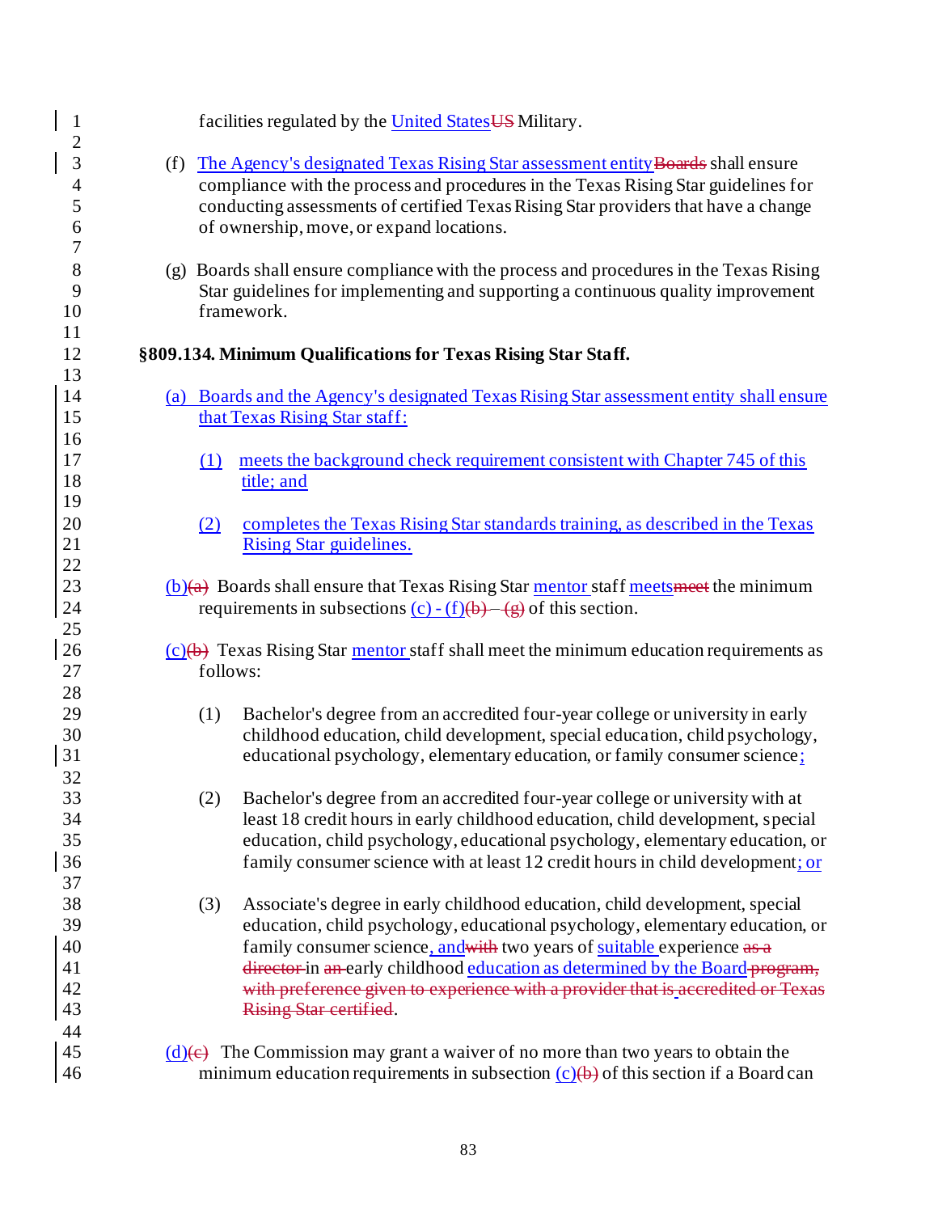facilities regulated by the United StatesUS Military.

(f) The Agency's designated Texas Rising Star assessment entityBoards shall ensure compliance with the process and procedures in the Texas Rising Star guidelines for conducting assessments of certified Texas Rising Star providers that have a change of ownership, move, or expand locations.

(g) Boards shall ensure compliance with the process and procedures in the Texas Rising Star guidelines for implementing and supporting a continuous quality improvement framework.

**§809.134. Minimum Qualifications for Texas Rising Star Staff.**

(a) Boards and the Agency's designated Texas Rising Star assessment entity shall ensure that Texas Rising Star staff:

(1) meets the background check requirement consistent with Chapter 745 of this title; and

(2) completes the Texas Rising Star standards training, as described in the Texas Rising Star guidelines.

(b)(a) Boards shall ensure that Texas Rising Star mentor staff meetsmeet the minimum requirements in subsections (c) - (f)(b) – (g) of this section.

(c)(b) Texas Rising Star mentor staff shall meet the minimum education requirements as follows:

(1) Bachelor's degree from an accredited four-year college or university in early childhood education, child development, special education, child psychology, educational psychology, elementary education, or family consumer science;

(2) Bachelor's degree from an accredited four-year college or university with at least 18 credit hours in early childhood education, child development, special education, child psychology, educational psychology, elementary education, or family consumer science with at least 12 credit hours in child development; or

(3) Associate's degree in early childhood education, child development, special education, child psychology, educational psychology, elementary education, or family consumer science, andwith two years of suitable experience as a director in an early childhood education as determined by the Board program, with preference given to experience with a provider that is accredited or Texas Rising Star certified.

(d)(c) The Commission may grant a waiver of no more than two years to obtain the minimum education requirements in subsection (c)(b) of this section if a Board can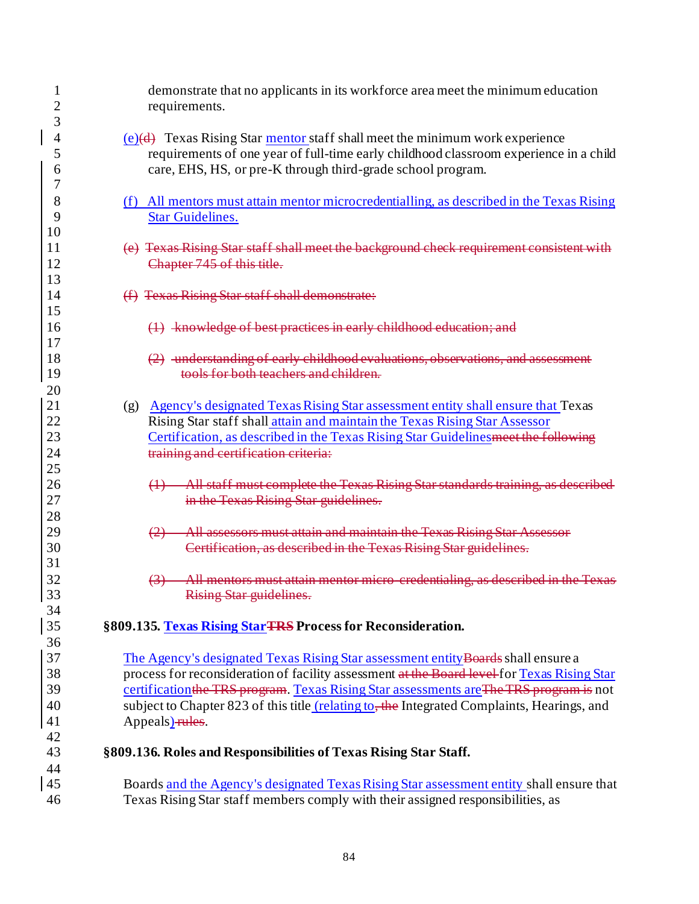demonstrate that no applicants in its workforce area meet the minimum education requirements.

(e)~~(d)~~ Texas Rising Star mentor staff shall meet the minimum work experience requirements of one year of full-time early childhood classroom experience in a child care, EHS, HS, or pre-K through third-grade school program.

(f) All mentors must attain mentor microcredentialling, as described in the Texas Rising Star Guidelines.

~~(e) Texas Rising Star staff shall meet the background check requirement consistent with Chapter 745 of this title.~~

~~(f) Texas Rising Star staff shall demonstrate:~~

~~(1) knowledge of best practices in early childhood education; and~~

~~(2) understanding of early childhood evaluations, observations, and assessment tools for both teachers and children.~~

(g) Agency's designated Texas Rising Star assessment entity shall ensure that Texas Rising Star staff shall attain and maintain the Texas Rising Star Assessor Certification, as described in the Texas Rising Star Guidelines~~meet the following training and certification criteria:~~

~~(1) All staff must complete the Texas Rising Star standards training, as described in the Texas Rising Star guidelines.~~

~~(2) All assessors must attain and maintain the Texas Rising Star Assessor Certification, as described in the Texas Rising Star guidelines.~~

~~(3) All mentors must attain mentor micro-credentialing, as described in the Texas Rising Star guidelines.~~

**§809.135. Texas Rising Star~~TRS~~ Process for Reconsideration.**

The Agency's designated Texas Rising Star assessment entity~~Boards~~ shall ensure a process for reconsideration of facility assessment ~~at the Board level~~ for Texas Rising Star certification~~the TRS program~~. Texas Rising Star assessments are~~The TRS program is~~ not subject to Chapter 823 of this title (relating to~~, the~~ Integrated Complaints, Hearings, and Appeals)~~rules~~.

**§809.136. Roles and Responsibilities of Texas Rising Star Staff.**

Boards and the Agency's designated Texas Rising Star assessment entity shall ensure that Texas Rising Star staff members comply with their assigned responsibilities, as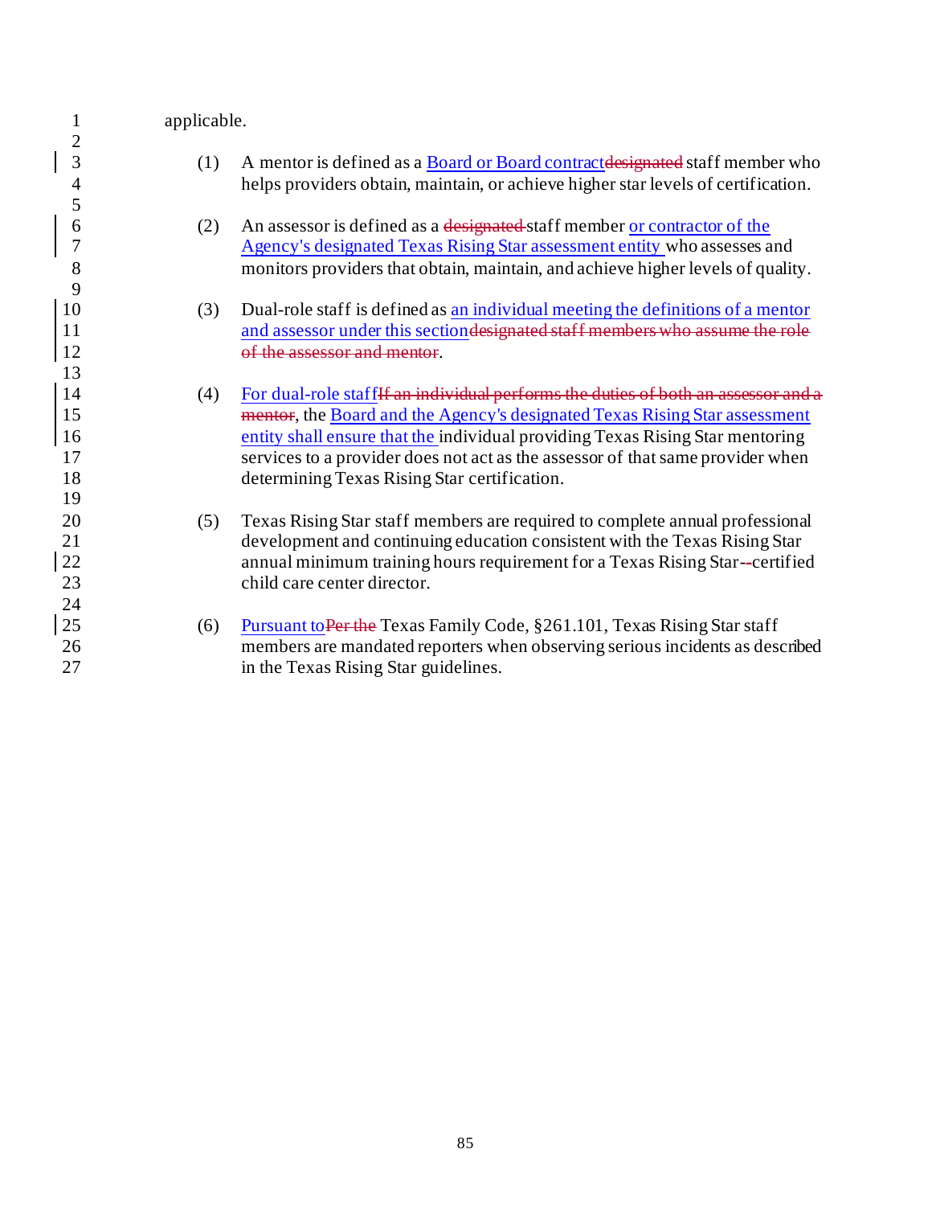applicable.

(1) A mentor is defined as a Board or Board contractdesignated staff member who helps providers obtain, maintain, or achieve higher star levels of certification.

(2) An assessor is defined as a designated staff member or contractor of the Agency's designated Texas Rising Star assessment entity who assesses and monitors providers that obtain, maintain, and achieve higher levels of quality.

(3) Dual-role staff is defined as an individual meeting the definitions of a mentor and assessor under this sectiondesignated staff members who assume the role of the assessor and mentor.

(4) For dual-role staffIf an individual performs the duties of both an assessor and a mentor, the Board and the Agency's designated Texas Rising Star assessment entity shall ensure that the individual providing Texas Rising Star mentoring services to a provider does not act as the assessor of that same provider when determining Texas Rising Star certification.

(5) Texas Rising Star staff members are required to complete annual professional development and continuing education consistent with the Texas Rising Star annual minimum training hours requirement for a Texas Rising Star--certified child care center director.

(6) Pursuant toPer the Texas Family Code, §261.101, Texas Rising Star staff members are mandated reporters when observing serious incidents as described in the Texas Rising Star guidelines.